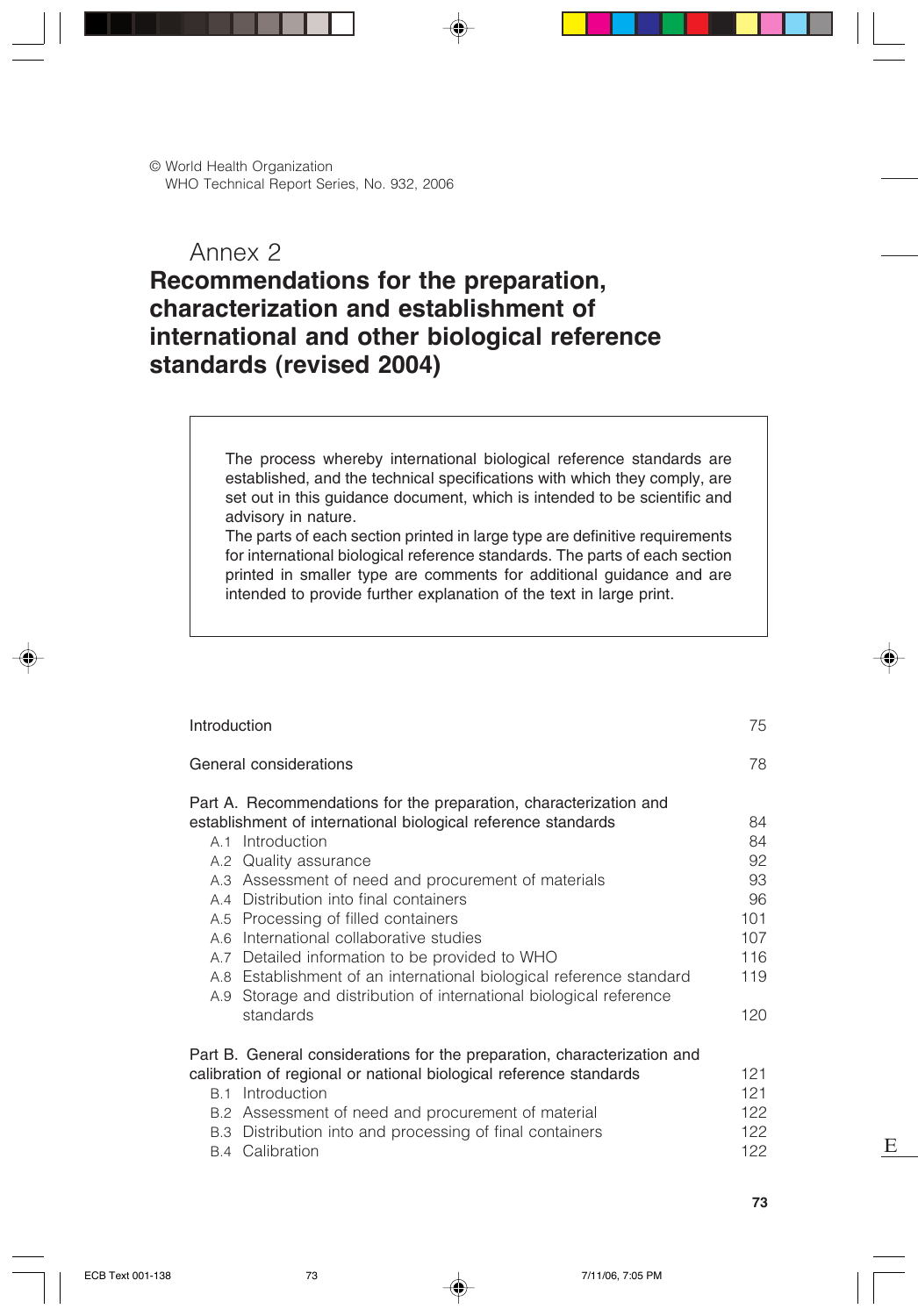© World Health Organization
WHO Technical Report Series, No. 932, 2006

# Annex 2
# Recommendations for the preparation, characterization and establishment of international and other biological reference standards (revised 2004)

> The process whereby international biological reference standards are established, and the technical specifications with which they comply, are set out in this guidance document, which is intended to be scientific and advisory in nature.
> The parts of each section printed in large type are definitive requirements for international biological reference standards. The parts of each section printed in smaller type are comments for additional guidance and are intended to provide further explanation of the text in large print.

| | |
|---|---|
| Introduction | 75 |
| General considerations | 78 |
| Part A. Recommendations for the preparation, characterization and establishment of international biological reference standards | 84 |
| A.1 Introduction | 84 |
| A.2 Quality assurance | 92 |
| A.3 Assessment of need and procurement of materials | 93 |
| A.4 Distribution into final containers | 96 |
| A.5 Processing of filled containers | 101 |
| A.6 International collaborative studies | 107 |
| A.7 Detailed information to be provided to WHO | 116 |
| A.8 Establishment of an international biological reference standard | 119 |
| A.9 Storage and distribution of international biological reference standards | 120 |
| Part B. General considerations for the preparation, characterization and calibration of regional or national biological reference standards | 121 |
| B.1 Introduction | 121 |
| B.2 Assessment of need and procurement of material | 122 |
| B.3 Distribution into and processing of final containers | 122 |
| B.4 Calibration | 122 |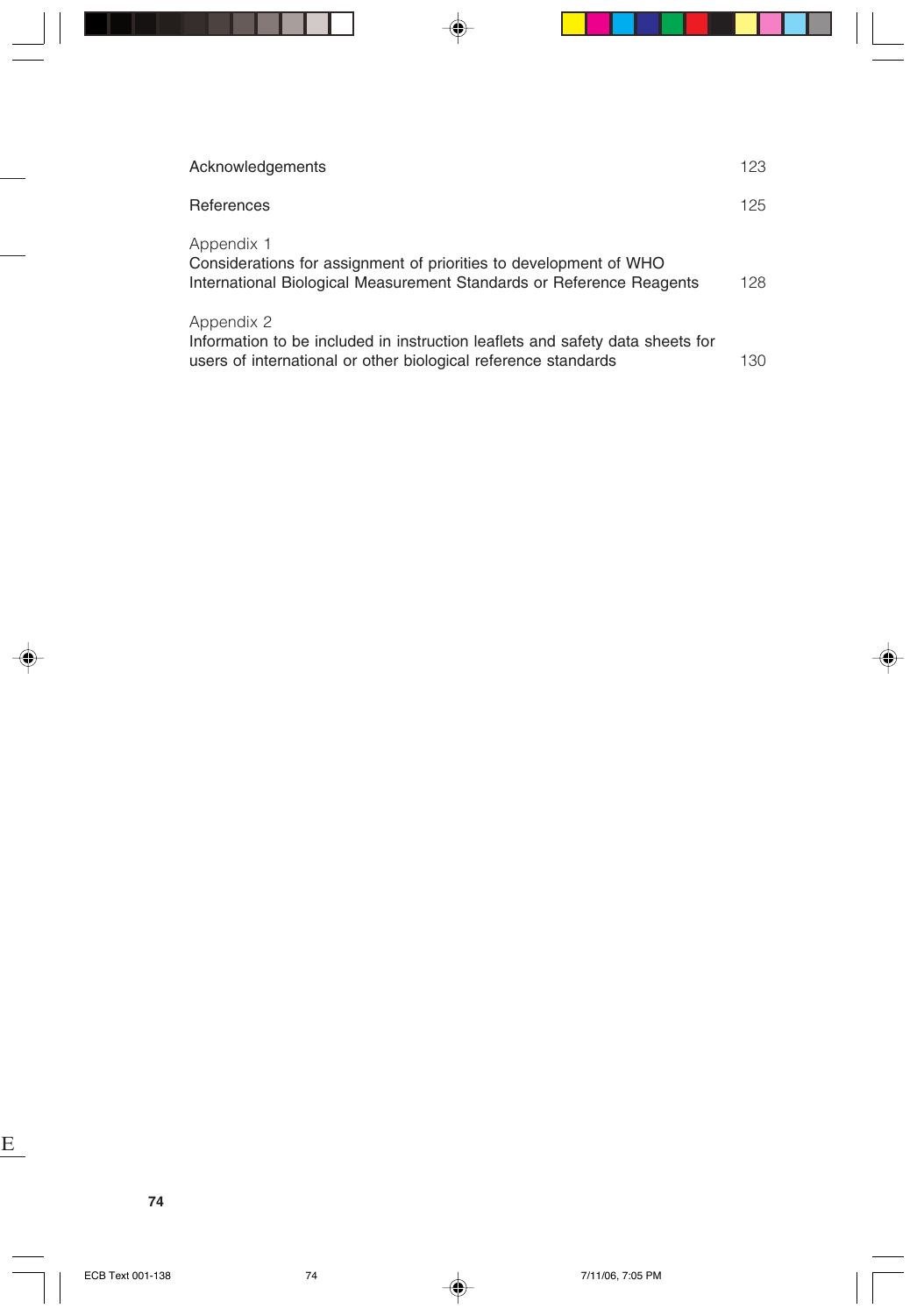| | |
|---|---|
| Acknowledgements | 123 |
| References | 125 |
| Appendix 1<br>Considerations for assignment of priorities to development of WHO International Biological Measurement Standards or Reference Reagents | 128 |
| Appendix 2<br>Information to be included in instruction leaflets and safety data sheets for users of international or other biological reference standards | 130 |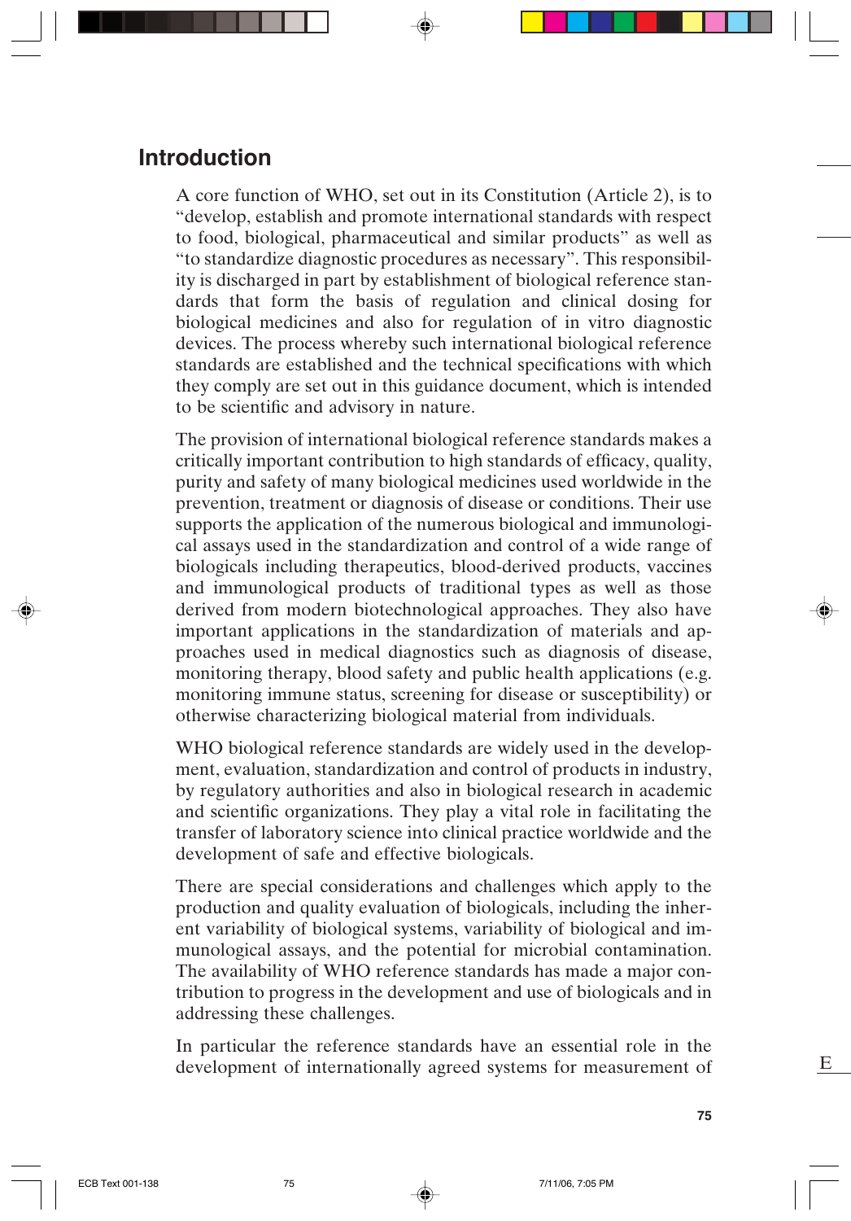## Introduction

A core function of WHO, set out in its Constitution (Article 2), is to "develop, establish and promote international standards with respect to food, biological, pharmaceutical and similar products" as well as "to standardize diagnostic procedures as necessary". This responsibility is discharged in part by establishment of biological reference standards that form the basis of regulation and clinical dosing for biological medicines and also for regulation of in vitro diagnostic devices. The process whereby such international biological reference standards are established and the technical specifications with which they comply are set out in this guidance document, which is intended to be scientific and advisory in nature.

The provision of international biological reference standards makes a critically important contribution to high standards of efficacy, quality, purity and safety of many biological medicines used worldwide in the prevention, treatment or diagnosis of disease or conditions. Their use supports the application of the numerous biological and immunological assays used in the standardization and control of a wide range of biologicals including therapeutics, blood-derived products, vaccines and immunological products of traditional types as well as those derived from modern biotechnological approaches. They also have important applications in the standardization of materials and approaches used in medical diagnostics such as diagnosis of disease, monitoring therapy, blood safety and public health applications (e.g. monitoring immune status, screening for disease or susceptibility) or otherwise characterizing biological material from individuals.

WHO biological reference standards are widely used in the development, evaluation, standardization and control of products in industry, by regulatory authorities and also in biological research in academic and scientific organizations. They play a vital role in facilitating the transfer of laboratory science into clinical practice worldwide and the development of safe and effective biologicals.

There are special considerations and challenges which apply to the production and quality evaluation of biologicals, including the inherent variability of biological systems, variability of biological and immunological assays, and the potential for microbial contamination. The availability of WHO reference standards has made a major contribution to progress in the development and use of biologicals and in addressing these challenges.

In particular the reference standards have an essential role in the development of internationally agreed systems for measurement of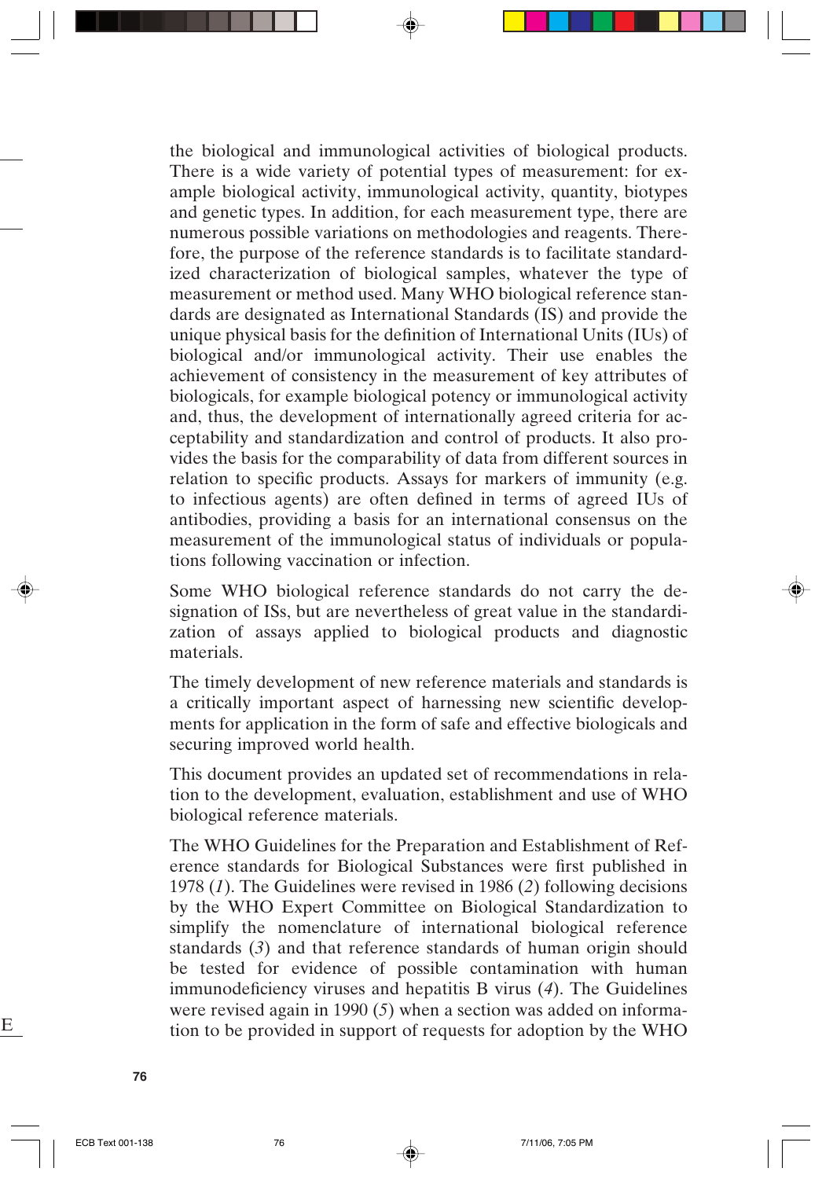the biological and immunological activities of biological products. There is a wide variety of potential types of measurement: for example biological activity, immunological activity, quantity, biotypes and genetic types. In addition, for each measurement type, there are numerous possible variations on methodologies and reagents. Therefore, the purpose of the reference standards is to facilitate standardized characterization of biological samples, whatever the type of measurement or method used. Many WHO biological reference standards are designated as International Standards (IS) and provide the unique physical basis for the definition of International Units (IUs) of biological and/or immunological activity. Their use enables the achievement of consistency in the measurement of key attributes of biologicals, for example biological potency or immunological activity and, thus, the development of internationally agreed criteria for acceptability and standardization and control of products. It also provides the basis for the comparability of data from different sources in relation to specific products. Assays for markers of immunity (e.g. to infectious agents) are often defined in terms of agreed IUs of antibodies, providing a basis for an international consensus on the measurement of the immunological status of individuals or populations following vaccination or infection.

Some WHO biological reference standards do not carry the designation of ISs, but are nevertheless of great value in the standardization of assays applied to biological products and diagnostic materials.

The timely development of new reference materials and standards is a critically important aspect of harnessing new scientific developments for application in the form of safe and effective biologicals and securing improved world health.

This document provides an updated set of recommendations in relation to the development, evaluation, establishment and use of WHO biological reference materials.

The WHO Guidelines for the Preparation and Establishment of Reference standards for Biological Substances were first published in 1978 (*1*). The Guidelines were revised in 1986 (*2*) following decisions by the WHO Expert Committee on Biological Standardization to simplify the nomenclature of international biological reference standards (*3*) and that reference standards of human origin should be tested for evidence of possible contamination with human immunodeficiency viruses and hepatitis B virus (*4*). The Guidelines were revised again in 1990 (*5*) when a section was added on information to be provided in support of requests for adoption by the WHO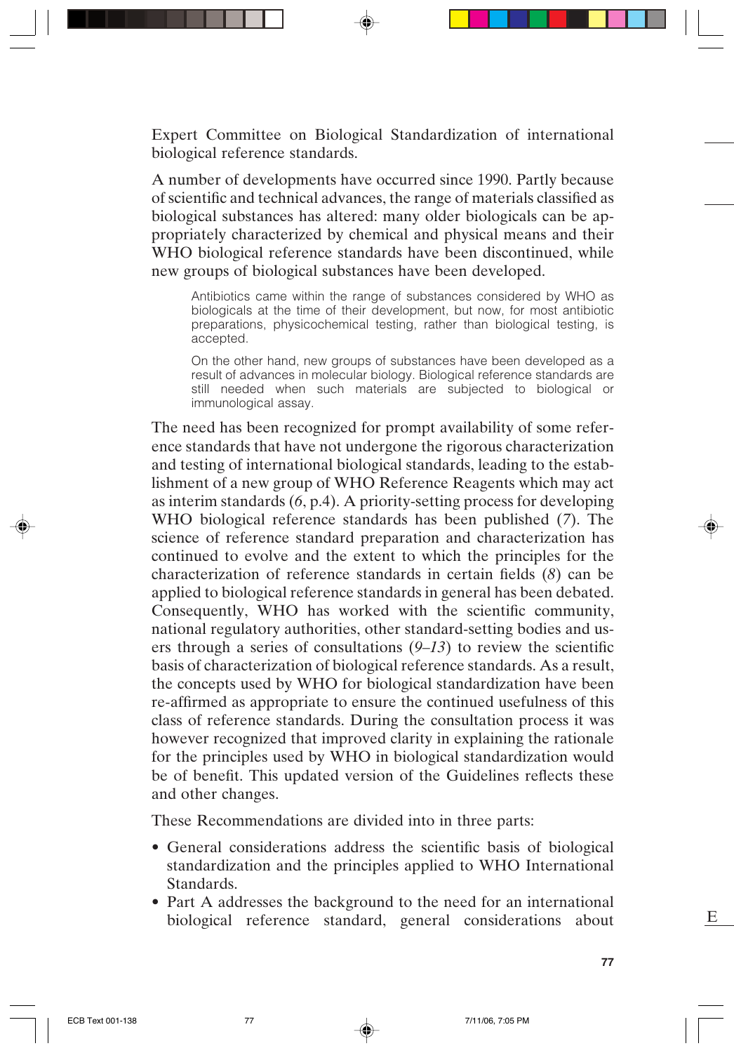Expert Committee on Biological Standardization of international biological reference standards.

A number of developments have occurred since 1990. Partly because of scientific and technical advances, the range of materials classified as biological substances has altered: many older biologicals can be appropriately characterized by chemical and physical means and their WHO biological reference standards have been discontinued, while new groups of biological substances have been developed.

> Antibiotics came within the range of substances considered by WHO as biologicals at the time of their development, but now, for most antibiotic preparations, physicochemical testing, rather than biological testing, is accepted.
>
> On the other hand, new groups of substances have been developed as a result of advances in molecular biology. Biological reference standards are still needed when such materials are subjected to biological or immunological assay.

The need has been recognized for prompt availability of some reference standards that have not undergone the rigorous characterization and testing of international biological standards, leading to the establishment of a new group of WHO Reference Reagents which may act as interim standards (*6*, p.4). A priority-setting process for developing WHO biological reference standards has been published (*7*). The science of reference standard preparation and characterization has continued to evolve and the extent to which the principles for the characterization of reference standards in certain fields (*8*) can be applied to biological reference standards in general has been debated. Consequently, WHO has worked with the scientific community, national regulatory authorities, other standard-setting bodies and users through a series of consultations (*9–13*) to review the scientific basis of characterization of biological reference standards. As a result, the concepts used by WHO for biological standardization have been re-affirmed as appropriate to ensure the continued usefulness of this class of reference standards. During the consultation process it was however recognized that improved clarity in explaining the rationale for the principles used by WHO in biological standardization would be of benefit. This updated version of the Guidelines reflects these and other changes.

These Recommendations are divided into in three parts:

- General considerations address the scientific basis of biological standardization and the principles applied to WHO International Standards.
- Part A addresses the background to the need for an international biological reference standard, general considerations about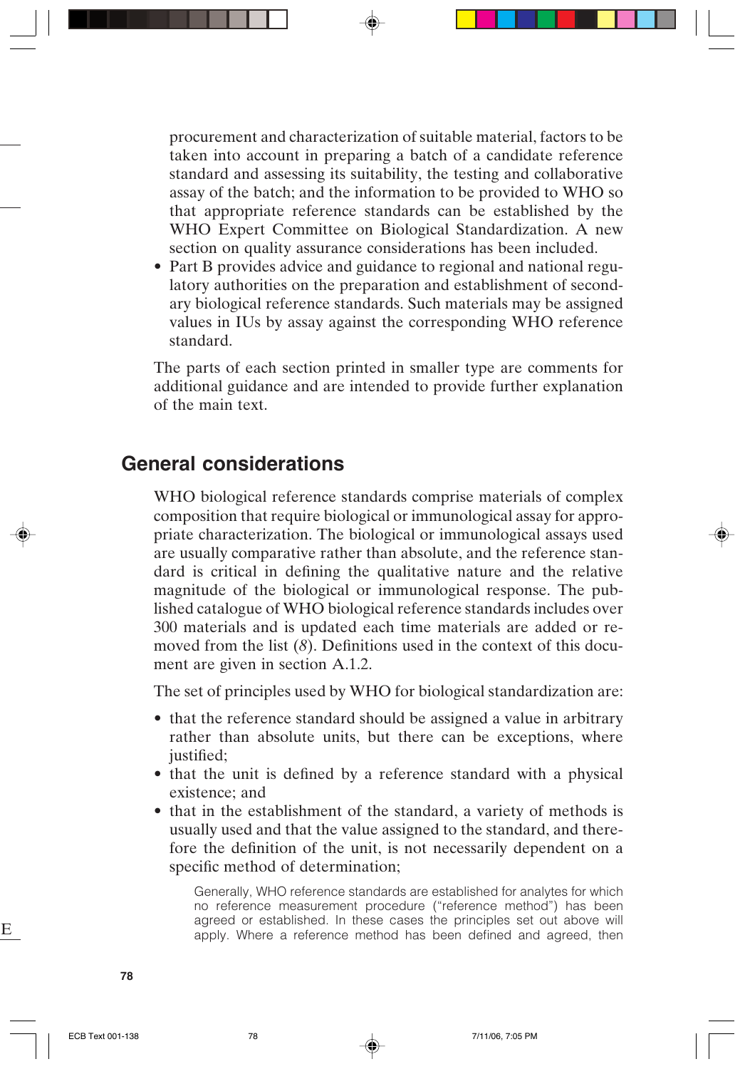procurement and characterization of suitable material, factors to be taken into account in preparing a batch of a candidate reference standard and assessing its suitability, the testing and collaborative assay of the batch; and the information to be provided to WHO so that appropriate reference standards can be established by the WHO Expert Committee on Biological Standardization. A new section on quality assurance considerations has been included.

- Part B provides advice and guidance to regional and national regulatory authorities on the preparation and establishment of secondary biological reference standards. Such materials may be assigned values in IUs by assay against the corresponding WHO reference standard.

The parts of each section printed in smaller type are comments for additional guidance and are intended to provide further explanation of the main text.

## General considerations

WHO biological reference standards comprise materials of complex composition that require biological or immunological assay for appropriate characterization. The biological or immunological assays used are usually comparative rather than absolute, and the reference standard is critical in defining the qualitative nature and the relative magnitude of the biological or immunological response. The published catalogue of WHO biological reference standards includes over 300 materials and is updated each time materials are added or removed from the list (*8*). Definitions used in the context of this document are given in section A.1.2.

The set of principles used by WHO for biological standardization are:

- that the reference standard should be assigned a value in arbitrary rather than absolute units, but there can be exceptions, where justified;
- that the unit is defined by a reference standard with a physical existence; and
- that in the establishment of the standard, a variety of methods is usually used and that the value assigned to the standard, and therefore the definition of the unit, is not necessarily dependent on a specific method of determination;

Generally, WHO reference standards are established for analytes for which no reference measurement procedure ("reference method") has been agreed or established. In these cases the principles set out above will apply. Where a reference method has been defined and agreed, then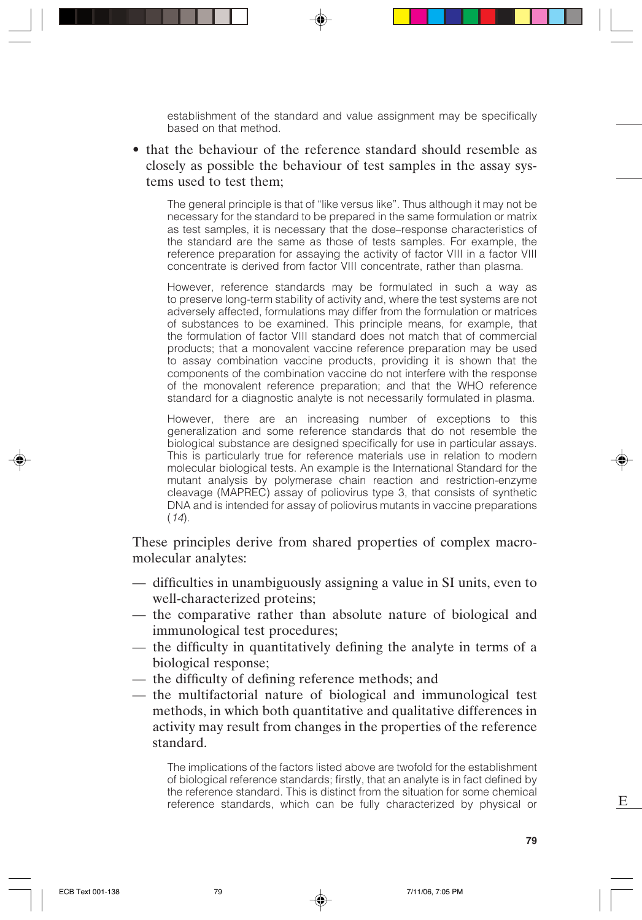establishment of the standard and value assignment may be specifically based on that method.

- that the behaviour of the reference standard should resemble as closely as possible the behaviour of test samples in the assay systems used to test them;

  The general principle is that of "like versus like". Thus although it may not be necessary for the standard to be prepared in the same formulation or matrix as test samples, it is necessary that the dose–response characteristics of the standard are the same as those of tests samples. For example, the reference preparation for assaying the activity of factor VIII in a factor VIII concentrate is derived from factor VIII concentrate, rather than plasma.

  However, reference standards may be formulated in such a way as to preserve long-term stability of activity and, where the test systems are not adversely affected, formulations may differ from the formulation or matrices of substances to be examined. This principle means, for example, that the formulation of factor VIII standard does not match that of commercial products; that a monovalent vaccine reference preparation may be used to assay combination vaccine products, providing it is shown that the components of the combination vaccine do not interfere with the response of the monovalent reference preparation; and that the WHO reference standard for a diagnostic analyte is not necessarily formulated in plasma.

  However, there are an increasing number of exceptions to this generalization and some reference standards that do not resemble the biological substance are designed specifically for use in particular assays. This is particularly true for reference materials use in relation to modern molecular biological tests. An example is the International Standard for the mutant analysis by polymerase chain reaction and restriction-enzyme cleavage (MAPREC) assay of poliovirus type 3, that consists of synthetic DNA and is intended for assay of poliovirus mutants in vaccine preparations (*14*).

These principles derive from shared properties of complex macromolecular analytes:

- difficulties in unambiguously assigning a value in SI units, even to well-characterized proteins;
- the comparative rather than absolute nature of biological and immunological test procedures;
- the difficulty in quantitatively defining the analyte in terms of a biological response;
- the difficulty of defining reference methods; and
- the multifactorial nature of biological and immunological test methods, in which both quantitative and qualitative differences in activity may result from changes in the properties of the reference standard.

  The implications of the factors listed above are twofold for the establishment of biological reference standards; firstly, that an analyte is in fact defined by the reference standard. This is distinct from the situation for some chemical reference standards, which can be fully characterized by physical or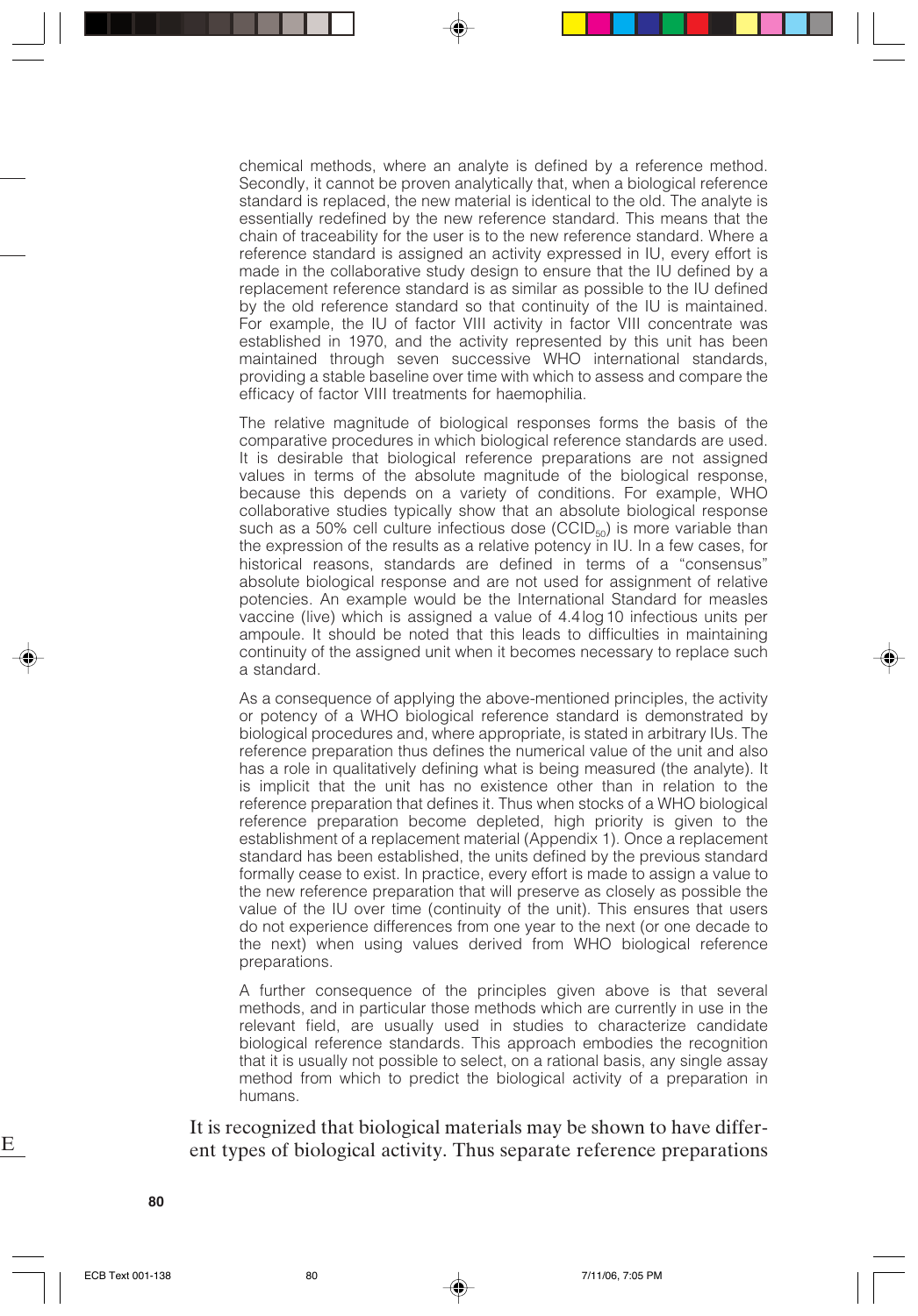chemical methods, where an analyte is defined by a reference method. Secondly, it cannot be proven analytically that, when a biological reference standard is replaced, the new material is identical to the old. The analyte is essentially redefined by the new reference standard. This means that the chain of traceability for the user is to the new reference standard. Where a reference standard is assigned an activity expressed in IU, every effort is made in the collaborative study design to ensure that the IU defined by a replacement reference standard is as similar as possible to the IU defined by the old reference standard so that continuity of the IU is maintained. For example, the IU of factor VIII activity in factor VIII concentrate was established in 1970, and the activity represented by this unit has been maintained through seven successive WHO international standards, providing a stable baseline over time with which to assess and compare the efficacy of factor VIII treatments for haemophilia.

The relative magnitude of biological responses forms the basis of the comparative procedures in which biological reference standards are used. It is desirable that biological reference preparations are not assigned values in terms of the absolute magnitude of the biological response, because this depends on a variety of conditions. For example, WHO collaborative studies typically show that an absolute biological response such as a 50% cell culture infectious dose ($CCID_{50}$) is more variable than the expression of the results as a relative potency in IU. In a few cases, for historical reasons, standards are defined in terms of a "consensus" absolute biological response and are not used for assignment of relative potencies. An example would be the International Standard for measles vaccine (live) which is assigned a value of 4.4 log 10 infectious units per ampoule. It should be noted that this leads to difficulties in maintaining continuity of the assigned unit when it becomes necessary to replace such a standard.

As a consequence of applying the above-mentioned principles, the activity or potency of a WHO biological reference standard is demonstrated by biological procedures and, where appropriate, is stated in arbitrary IUs. The reference preparation thus defines the numerical value of the unit and also has a role in qualitatively defining what is being measured (the analyte). It is implicit that the unit has no existence other than in relation to the reference preparation that defines it. Thus when stocks of a WHO biological reference preparation become depleted, high priority is given to the establishment of a replacement material (Appendix 1). Once a replacement standard has been established, the units defined by the previous standard formally cease to exist. In practice, every effort is made to assign a value to the new reference preparation that will preserve as closely as possible the value of the IU over time (continuity of the unit). This ensures that users do not experience differences from one year to the next (or one decade to the next) when using values derived from WHO biological reference preparations.

A further consequence of the principles given above is that several methods, and in particular those methods which are currently in use in the relevant field, are usually used in studies to characterize candidate biological reference standards. This approach embodies the recognition that it is usually not possible to select, on a rational basis, any single assay method from which to predict the biological activity of a preparation in humans.

It is recognized that biological materials may be shown to have different types of biological activity. Thus separate reference preparations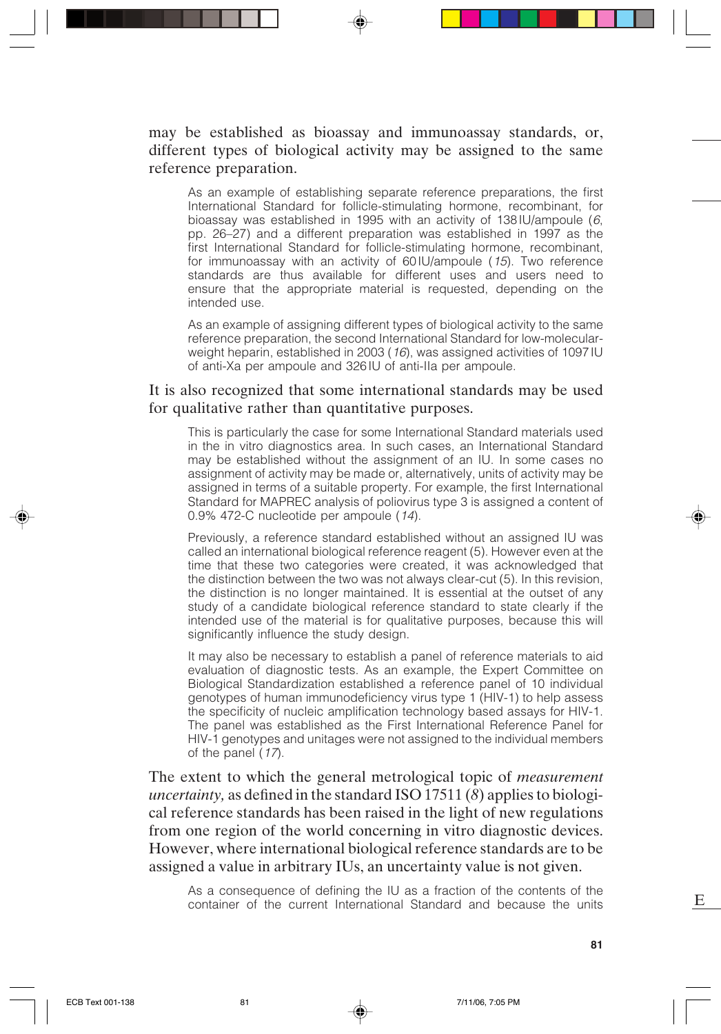may be established as bioassay and immunoassay standards, or, different types of biological activity may be assigned to the same reference preparation.

As an example of establishing separate reference preparations, the first International Standard for follicle-stimulating hormone, recombinant, for bioassay was established in 1995 with an activity of 138 IU/ampoule (*6*, pp. 26–27) and a different preparation was established in 1997 as the first International Standard for follicle-stimulating hormone, recombinant, for immunoassay with an activity of 60 IU/ampoule (*15*). Two reference standards are thus available for different uses and users need to ensure that the appropriate material is requested, depending on the intended use.

As an example of assigning different types of biological activity to the same reference preparation, the second International Standard for low-molecular-weight heparin, established in 2003 (*16*), was assigned activities of 1097 IU of anti-Xa per ampoule and 326 IU of anti-IIa per ampoule.

It is also recognized that some international standards may be used for qualitative rather than quantitative purposes.

This is particularly the case for some International Standard materials used in the in vitro diagnostics area. In such cases, an International Standard may be established without the assignment of an IU. In some cases no assignment of activity may be made or, alternatively, units of activity may be assigned in terms of a suitable property. For example, the first International Standard for MAPREC analysis of poliovirus type 3 is assigned a content of 0.9% 472-C nucleotide per ampoule (*14*).

Previously, a reference standard established without an assigned IU was called an international biological reference reagent (5). However even at the time that these two categories were created, it was acknowledged that the distinction between the two was not always clear-cut (5). In this revision, the distinction is no longer maintained. It is essential at the outset of any study of a candidate biological reference standard to state clearly if the intended use of the material is for qualitative purposes, because this will significantly influence the study design.

It may also be necessary to establish a panel of reference materials to aid evaluation of diagnostic tests. As an example, the Expert Committee on Biological Standardization established a reference panel of 10 individual genotypes of human immunodeficiency virus type 1 (HIV-1) to help assess the specificity of nucleic amplification technology based assays for HIV-1. The panel was established as the First International Reference Panel for HIV-1 genotypes and unitages were not assigned to the individual members of the panel (*17*).

The extent to which the general metrological topic of *measurement uncertainty,* as defined in the standard ISO 17511 (*8*) applies to biological reference standards has been raised in the light of new regulations from one region of the world concerning in vitro diagnostic devices. However, where international biological reference standards are to be assigned a value in arbitrary IUs, an uncertainty value is not given.

As a consequence of defining the IU as a fraction of the contents of the container of the current International Standard and because the units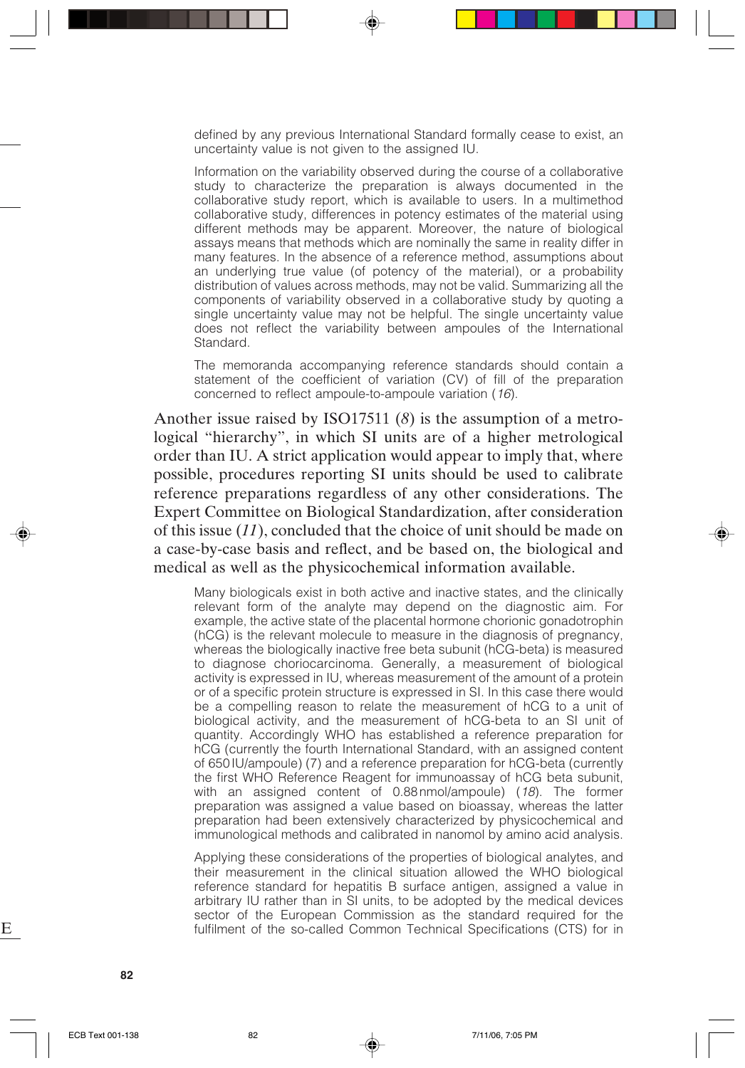defined by any previous International Standard formally cease to exist, an uncertainty value is not given to the assigned IU.

Information on the variability observed during the course of a collaborative study to characterize the preparation is always documented in the collaborative study report, which is available to users. In a multimethod collaborative study, differences in potency estimates of the material using different methods may be apparent. Moreover, the nature of biological assays means that methods which are nominally the same in reality differ in many features. In the absence of a reference method, assumptions about an underlying true value (of potency of the material), or a probability distribution of values across methods, may not be valid. Summarizing all the components of variability observed in a collaborative study by quoting a single uncertainty value may not be helpful. The single uncertainty value does not reflect the variability between ampoules of the International Standard.

The memoranda accompanying reference standards should contain a statement of the coefficient of variation (CV) of fill of the preparation concerned to reflect ampoule-to-ampoule variation (*16*).

Another issue raised by ISO17511 (*8*) is the assumption of a metrological "hierarchy", in which SI units are of a higher metrological order than IU. A strict application would appear to imply that, where possible, procedures reporting SI units should be used to calibrate reference preparations regardless of any other considerations. The Expert Committee on Biological Standardization, after consideration of this issue (*11*), concluded that the choice of unit should be made on a case-by-case basis and reflect, and be based on, the biological and medical as well as the physicochemical information available.

Many biologicals exist in both active and inactive states, and the clinically relevant form of the analyte may depend on the diagnostic aim. For example, the active state of the placental hormone chorionic gonadotrophin (hCG) is the relevant molecule to measure in the diagnosis of pregnancy, whereas the biologically inactive free beta subunit (hCG-beta) is measured to diagnose choriocarcinoma. Generally, a measurement of biological activity is expressed in IU, whereas measurement of the amount of a protein or of a specific protein structure is expressed in SI. In this case there would be a compelling reason to relate the measurement of hCG to a unit of biological activity, and the measurement of hCG-beta to an SI unit of quantity. Accordingly WHO has established a reference preparation for hCG (currently the fourth International Standard, with an assigned content of 650 IU/ampoule) (7) and a reference preparation for hCG-beta (currently the first WHO Reference Reagent for immunoassay of hCG beta subunit, with an assigned content of 0.88 nmol/ampoule) (*18*). The former preparation was assigned a value based on bioassay, whereas the latter preparation had been extensively characterized by physicochemical and immunological methods and calibrated in nanomol by amino acid analysis.

Applying these considerations of the properties of biological analytes, and their measurement in the clinical situation allowed the WHO biological reference standard for hepatitis B surface antigen, assigned a value in arbitrary IU rather than in SI units, to be adopted by the medical devices sector of the European Commission as the standard required for the fulfilment of the so-called Common Technical Specifications (CTS) for in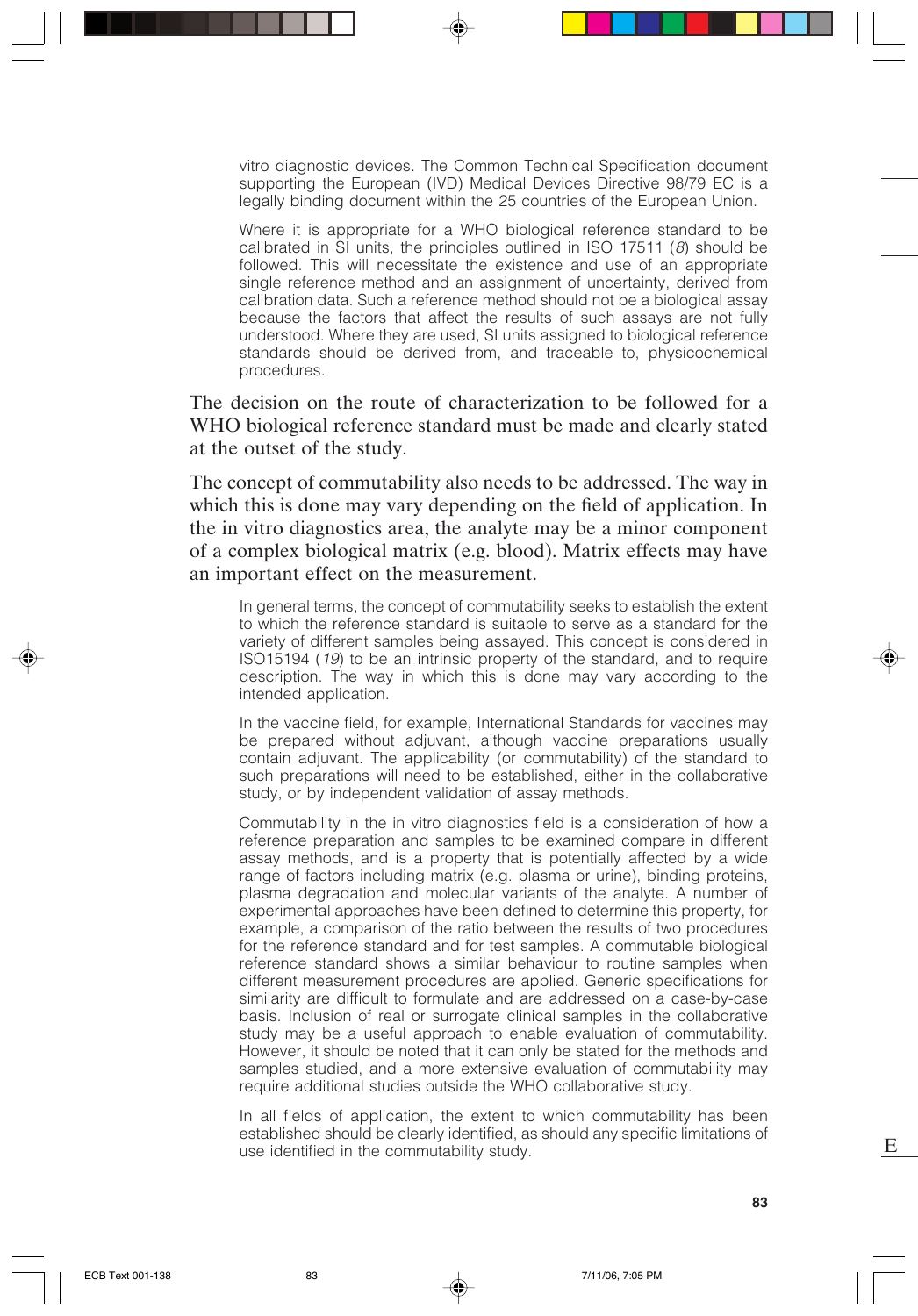vitro diagnostic devices. The Common Technical Specification document supporting the European (IVD) Medical Devices Directive 98/79 EC is a legally binding document within the 25 countries of the European Union.

Where it is appropriate for a WHO biological reference standard to be calibrated in SI units, the principles outlined in ISO 17511 (*8*) should be followed. This will necessitate the existence and use of an appropriate single reference method and an assignment of uncertainty, derived from calibration data. Such a reference method should not be a biological assay because the factors that affect the results of such assays are not fully understood. Where they are used, SI units assigned to biological reference standards should be derived from, and traceable to, physicochemical procedures.

The decision on the route of characterization to be followed for a WHO biological reference standard must be made and clearly stated at the outset of the study.

The concept of commutability also needs to be addressed. The way in which this is done may vary depending on the field of application. In the in vitro diagnostics area, the analyte may be a minor component of a complex biological matrix (e.g. blood). Matrix effects may have an important effect on the measurement.

In general terms, the concept of commutability seeks to establish the extent to which the reference standard is suitable to serve as a standard for the variety of different samples being assayed. This concept is considered in ISO15194 (*19*) to be an intrinsic property of the standard, and to require description. The way in which this is done may vary according to the intended application.

In the vaccine field, for example, International Standards for vaccines may be prepared without adjuvant, although vaccine preparations usually contain adjuvant. The applicability (or commutability) of the standard to such preparations will need to be established, either in the collaborative study, or by independent validation of assay methods.

Commutability in the in vitro diagnostics field is a consideration of how a reference preparation and samples to be examined compare in different assay methods, and is a property that is potentially affected by a wide range of factors including matrix (e.g. plasma or urine), binding proteins, plasma degradation and molecular variants of the analyte. A number of experimental approaches have been defined to determine this property, for example, a comparison of the ratio between the results of two procedures for the reference standard and for test samples. A commutable biological reference standard shows a similar behaviour to routine samples when different measurement procedures are applied. Generic specifications for similarity are difficult to formulate and are addressed on a case-by-case basis. Inclusion of real or surrogate clinical samples in the collaborative study may be a useful approach to enable evaluation of commutability. However, it should be noted that it can only be stated for the methods and samples studied, and a more extensive evaluation of commutability may require additional studies outside the WHO collaborative study.

In all fields of application, the extent to which commutability has been established should be clearly identified, as should any specific limitations of use identified in the commutability study.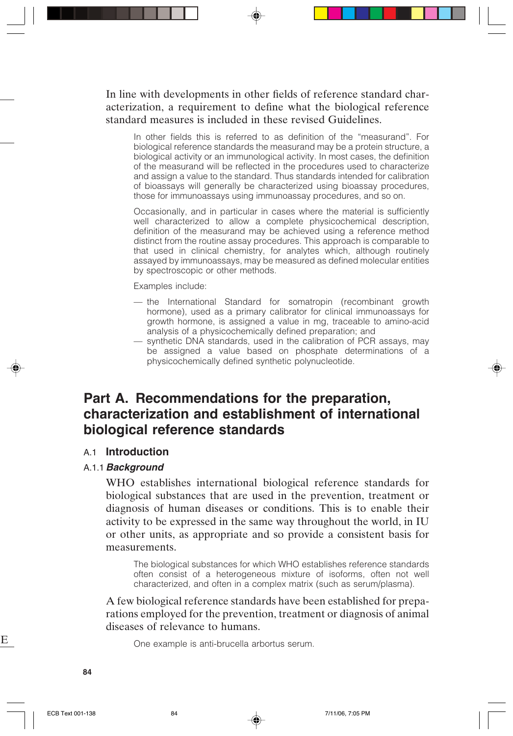In line with developments in other fields of reference standard characterization, a requirement to define what the biological reference standard measures is included in these revised Guidelines.

> In other fields this is referred to as definition of the "measurand". For biological reference standards the measurand may be a protein structure, a biological activity or an immunological activity. In most cases, the definition of the measurand will be reflected in the procedures used to characterize and assign a value to the standard. Thus standards intended for calibration of bioassays will generally be characterized using bioassay procedures, those for immunoassays using immunoassay procedures, and so on.
>
> Occasionally, and in particular in cases where the material is sufficiently well characterized to allow a complete physicochemical description, definition of the measurand may be achieved using a reference method distinct from the routine assay procedures. This approach is comparable to that used in clinical chemistry, for analytes which, although routinely assayed by immunoassays, may be measured as defined molecular entities by spectroscopic or other methods.
>
> Examples include:
>
> — the International Standard for somatropin (recombinant growth hormone), used as a primary calibrator for clinical immunoassays for growth hormone, is assigned a value in mg, traceable to amino-acid analysis of a physicochemically defined preparation; and
>
> — synthetic DNA standards, used in the calibration of PCR assays, may be assigned a value based on phosphate determinations of a physicochemically defined synthetic polynucleotide.

# Part A. Recommendations for the preparation, characterization and establishment of international biological reference standards

## A.1 Introduction

### A.1.1 *Background*

WHO establishes international biological reference standards for biological substances that are used in the prevention, treatment or diagnosis of human diseases or conditions. This is to enable their activity to be expressed in the same way throughout the world, in IU or other units, as appropriate and so provide a consistent basis for measurements.

> The biological substances for which WHO establishes reference standards often consist of a heterogeneous mixture of isoforms, often not well characterized, and often in a complex matrix (such as serum/plasma).

A few biological reference standards have been established for preparations employed for the prevention, treatment or diagnosis of animal diseases of relevance to humans.

> One example is anti-brucella arbortus serum.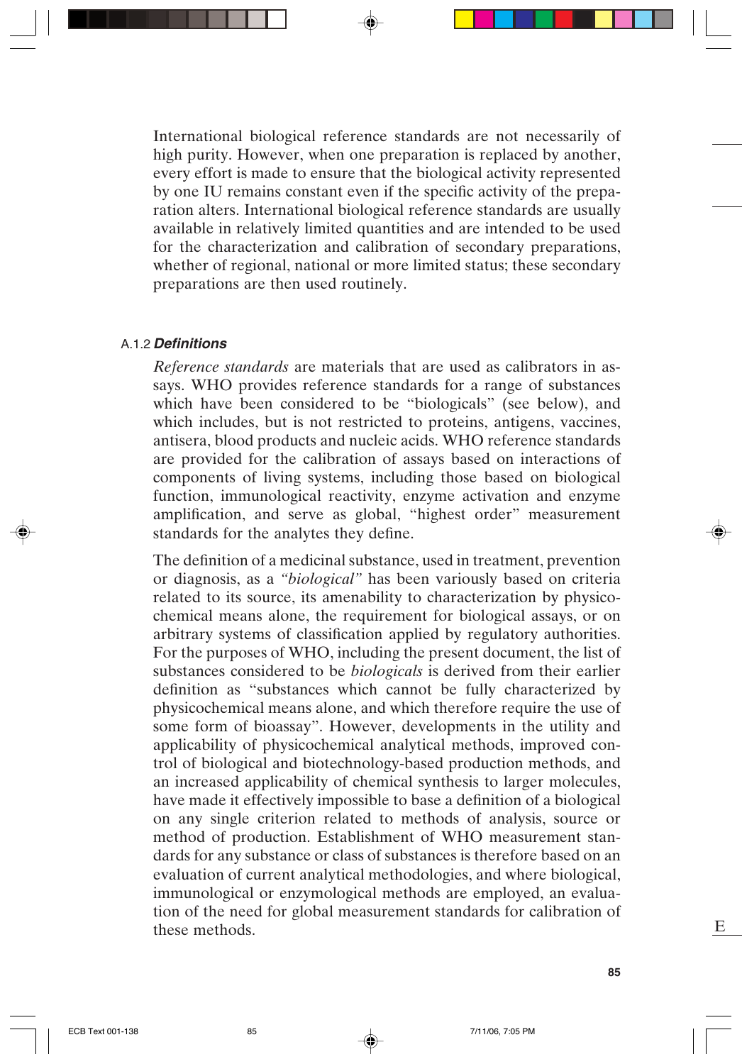International biological reference standards are not necessarily of high purity. However, when one preparation is replaced by another, every effort is made to ensure that the biological activity represented by one IU remains constant even if the specific activity of the preparation alters. International biological reference standards are usually available in relatively limited quantities and are intended to be used for the characterization and calibration of secondary preparations, whether of regional, national or more limited status; these secondary preparations are then used routinely.

### A.1.2 *Definitions*

*Reference standards* are materials that are used as calibrators in assays. WHO provides reference standards for a range of substances which have been considered to be "biologicals" (see below), and which includes, but is not restricted to proteins, antigens, vaccines, antisera, blood products and nucleic acids. WHO reference standards are provided for the calibration of assays based on interactions of components of living systems, including those based on biological function, immunological reactivity, enzyme activation and enzyme amplification, and serve as global, "highest order" measurement standards for the analytes they define.

The definition of a medicinal substance, used in treatment, prevention or diagnosis, as a *"biological"* has been variously based on criteria related to its source, its amenability to characterization by physicochemical means alone, the requirement for biological assays, or on arbitrary systems of classification applied by regulatory authorities. For the purposes of WHO, including the present document, the list of substances considered to be *biologicals* is derived from their earlier definition as "substances which cannot be fully characterized by physicochemical means alone, and which therefore require the use of some form of bioassay". However, developments in the utility and applicability of physicochemical analytical methods, improved control of biological and biotechnology-based production methods, and an increased applicability of chemical synthesis to larger molecules, have made it effectively impossible to base a definition of a biological on any single criterion related to methods of analysis, source or method of production. Establishment of WHO measurement standards for any substance or class of substances is therefore based on an evaluation of current analytical methodologies, and where biological, immunological or enzymological methods are employed, an evaluation of the need for global measurement standards for calibration of these methods.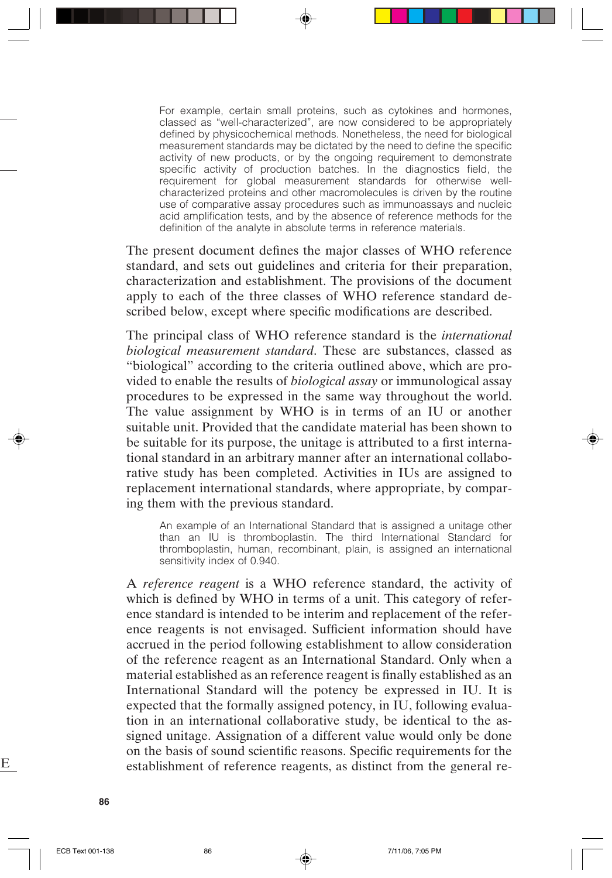For example, certain small proteins, such as cytokines and hormones, classed as "well-characterized", are now considered to be appropriately defined by physicochemical methods. Nonetheless, the need for biological measurement standards may be dictated by the need to define the specific activity of new products, or by the ongoing requirement to demonstrate specific activity of production batches. In the diagnostics field, the requirement for global measurement standards for otherwise well-characterized proteins and other macromolecules is driven by the routine use of comparative assay procedures such as immunoassays and nucleic acid amplification tests, and by the absence of reference methods for the definition of the analyte in absolute terms in reference materials.

The present document defines the major classes of WHO reference standard, and sets out guidelines and criteria for their preparation, characterization and establishment. The provisions of the document apply to each of the three classes of WHO reference standard described below, except where specific modifications are described.

The principal class of WHO reference standard is the *international biological measurement standard*. These are substances, classed as "biological" according to the criteria outlined above, which are provided to enable the results of *biological assay* or immunological assay procedures to be expressed in the same way throughout the world. The value assignment by WHO is in terms of an IU or another suitable unit. Provided that the candidate material has been shown to be suitable for its purpose, the unitage is attributed to a first international standard in an arbitrary manner after an international collaborative study has been completed. Activities in IUs are assigned to replacement international standards, where appropriate, by comparing them with the previous standard.

An example of an International Standard that is assigned a unitage other than an IU is thromboplastin. The third International Standard for thromboplastin, human, recombinant, plain, is assigned an international sensitivity index of 0.940.

A *reference reagent* is a WHO reference standard, the activity of which is defined by WHO in terms of a unit. This category of reference standard is intended to be interim and replacement of the reference reagents is not envisaged. Sufficient information should have accrued in the period following establishment to allow consideration of the reference reagent as an International Standard. Only when a material established as an reference reagent is finally established as an International Standard will the potency be expressed in IU. It is expected that the formally assigned potency, in IU, following evaluation in an international collaborative study, be identical to the assigned unitage. Assignation of a different value would only be done on the basis of sound scientific reasons. Specific requirements for the establishment of reference reagents, as distinct from the general re-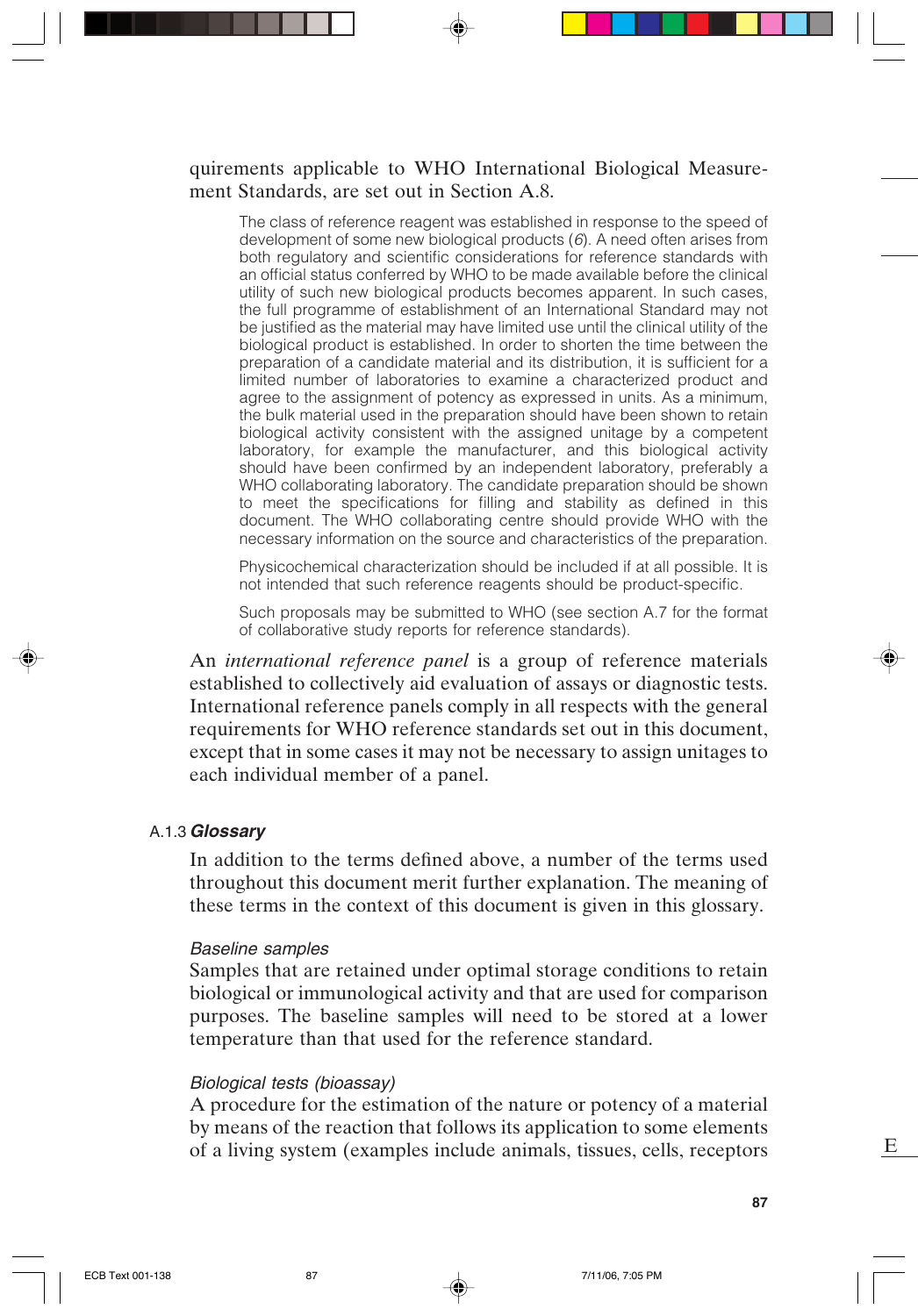quirements applicable to WHO International Biological Measurement Standards, are set out in Section A.8.

> The class of reference reagent was established in response to the speed of development of some new biological products (*6*). A need often arises from both regulatory and scientific considerations for reference standards with an official status conferred by WHO to be made available before the clinical utility of such new biological products becomes apparent. In such cases, the full programme of establishment of an International Standard may not be justified as the material may have limited use until the clinical utility of the biological product is established. In order to shorten the time between the preparation of a candidate material and its distribution, it is sufficient for a limited number of laboratories to examine a characterized product and agree to the assignment of potency as expressed in units. As a minimum, the bulk material used in the preparation should have been shown to retain biological activity consistent with the assigned unitage by a competent laboratory, for example the manufacturer, and this biological activity should have been confirmed by an independent laboratory, preferably a WHO collaborating laboratory. The candidate preparation should be shown to meet the specifications for filling and stability as defined in this document. The WHO collaborating centre should provide WHO with the necessary information on the source and characteristics of the preparation.
>
> Physicochemical characterization should be included if at all possible. It is not intended that such reference reagents should be product-specific.
>
> Such proposals may be submitted to WHO (see section A.7 for the format of collaborative study reports for reference standards).

An *international reference panel* is a group of reference materials established to collectively aid evaluation of assays or diagnostic tests. International reference panels comply in all respects with the general requirements for WHO reference standards set out in this document, except that in some cases it may not be necessary to assign unitages to each individual member of a panel.

### A.1.3 *Glossary*

In addition to the terms defined above, a number of the terms used throughout this document merit further explanation. The meaning of these terms in the context of this document is given in this glossary.

*Baseline samples*

Samples that are retained under optimal storage conditions to retain biological or immunological activity and that are used for comparison purposes. The baseline samples will need to be stored at a lower temperature than that used for the reference standard.

*Biological tests (bioassay)*

A procedure for the estimation of the nature or potency of a material by means of the reaction that follows its application to some elements of a living system (examples include animals, tissues, cells, receptors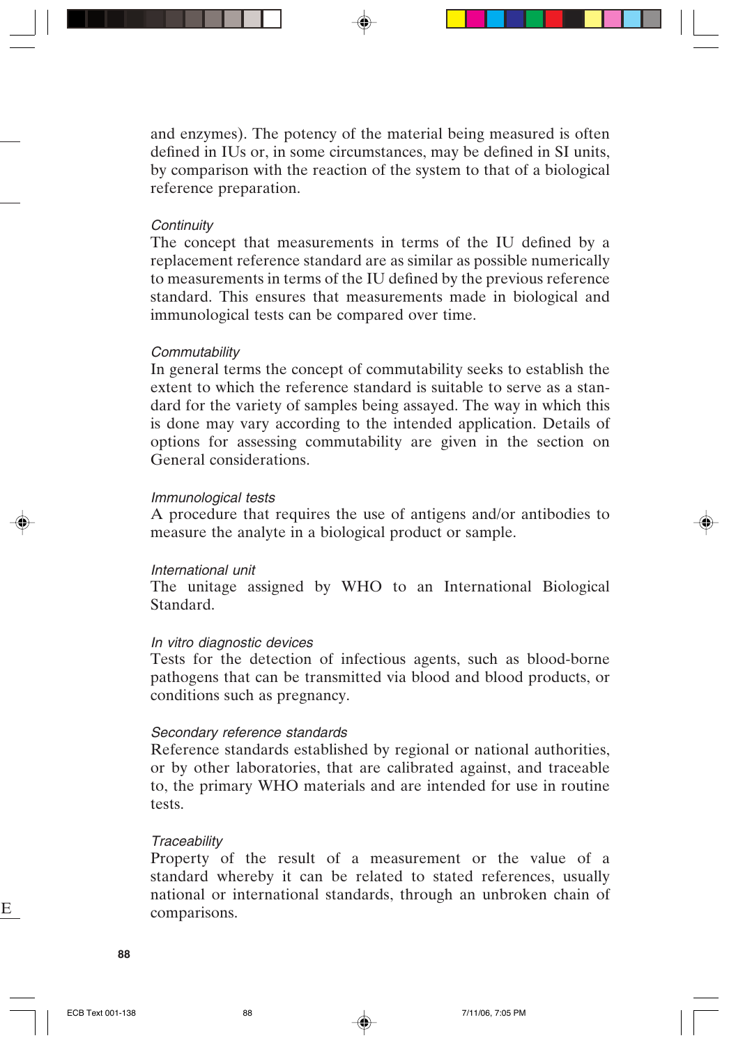and enzymes). The potency of the material being measured is often defined in IUs or, in some circumstances, may be defined in SI units, by comparison with the reaction of the system to that of a biological reference preparation.

*Continuity*

The concept that measurements in terms of the IU defined by a replacement reference standard are as similar as possible numerically to measurements in terms of the IU defined by the previous reference standard. This ensures that measurements made in biological and immunological tests can be compared over time.

*Commutability*

In general terms the concept of commutability seeks to establish the extent to which the reference standard is suitable to serve as a standard for the variety of samples being assayed. The way in which this is done may vary according to the intended application. Details of options for assessing commutability are given in the section on General considerations.

*Immunological tests*

A procedure that requires the use of antigens and/or antibodies to measure the analyte in a biological product or sample.

*International unit*

The unitage assigned by WHO to an International Biological Standard.

*In vitro diagnostic devices*

Tests for the detection of infectious agents, such as blood-borne pathogens that can be transmitted via blood and blood products, or conditions such as pregnancy.

*Secondary reference standards*

Reference standards established by regional or national authorities, or by other laboratories, that are calibrated against, and traceable to, the primary WHO materials and are intended for use in routine tests.

*Traceability*

Property of the result of a measurement or the value of a standard whereby it can be related to stated references, usually national or international standards, through an unbroken chain of comparisons.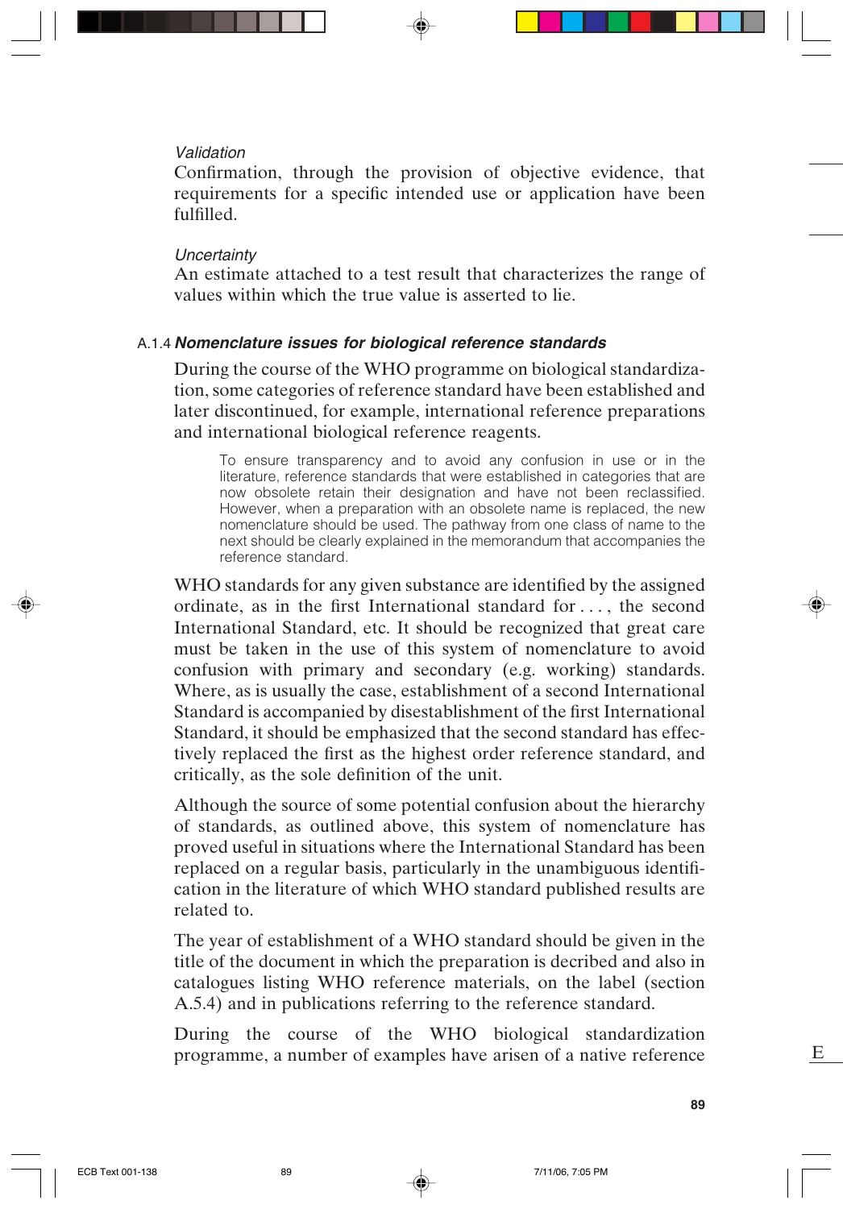*Validation*

Confirmation, through the provision of objective evidence, that requirements for a specific intended use or application have been fulfilled.

*Uncertainty*

An estimate attached to a test result that characterizes the range of values within which the true value is asserted to lie.

### A.1.4 *Nomenclature issues for biological reference standards*

During the course of the WHO programme on biological standardization, some categories of reference standard have been established and later discontinued, for example, international reference preparations and international biological reference reagents.

> To ensure transparency and to avoid any confusion in use or in the literature, reference standards that were established in categories that are now obsolete retain their designation and have not been reclassified. However, when a preparation with an obsolete name is replaced, the new nomenclature should be used. The pathway from one class of name to the next should be clearly explained in the memorandum that accompanies the reference standard.

WHO standards for any given substance are identified by the assigned ordinate, as in the first International standard for . . . , the second International Standard, etc. It should be recognized that great care must be taken in the use of this system of nomenclature to avoid confusion with primary and secondary (e.g. working) standards. Where, as is usually the case, establishment of a second International Standard is accompanied by disestablishment of the first International Standard, it should be emphasized that the second standard has effectively replaced the first as the highest order reference standard, and critically, as the sole definition of the unit.

Although the source of some potential confusion about the hierarchy of standards, as outlined above, this system of nomenclature has proved useful in situations where the International Standard has been replaced on a regular basis, particularly in the unambiguous identification in the literature of which WHO standard published results are related to.

The year of establishment of a WHO standard should be given in the title of the document in which the preparation is decribed and also in catalogues listing WHO reference materials, on the label (section A.5.4) and in publications referring to the reference standard.

During the course of the WHO biological standardization programme, a number of examples have arisen of a native reference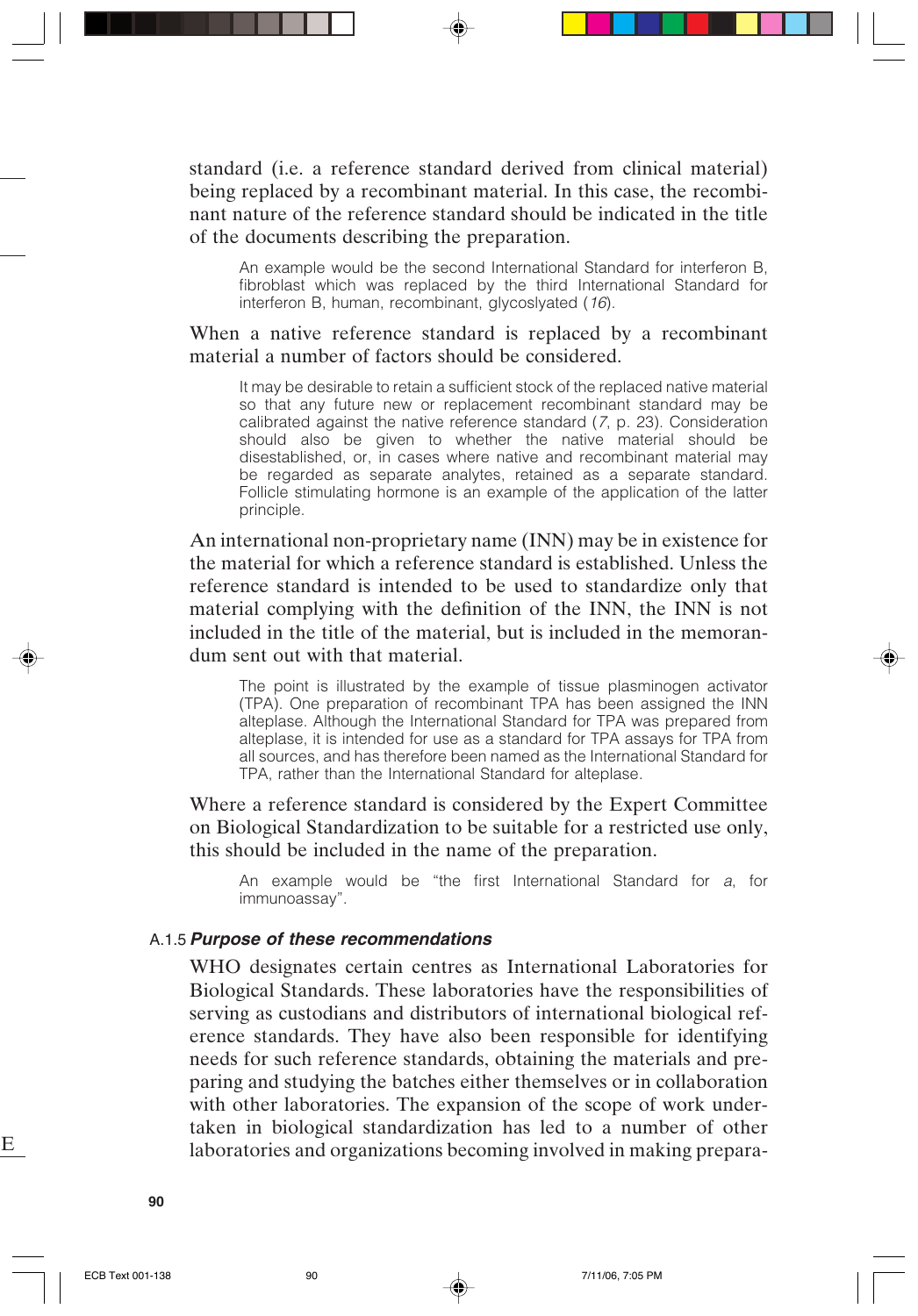standard (i.e. a reference standard derived from clinical material) being replaced by a recombinant material. In this case, the recombinant nature of the reference standard should be indicated in the title of the documents describing the preparation.

> An example would be the second International Standard for interferon B, fibroblast which was replaced by the third International Standard for interferon B, human, recombinant, glycoslyated (*16*).

When a native reference standard is replaced by a recombinant material a number of factors should be considered.

> It may be desirable to retain a sufficient stock of the replaced native material so that any future new or replacement recombinant standard may be calibrated against the native reference standard (*7*, p. 23). Consideration should also be given to whether the native material should be disestablished, or, in cases where native and recombinant material may be regarded as separate analytes, retained as a separate standard. Follicle stimulating hormone is an example of the application of the latter principle.

An international non-proprietary name (INN) may be in existence for the material for which a reference standard is established. Unless the reference standard is intended to be used to standardize only that material complying with the definition of the INN, the INN is not included in the title of the material, but is included in the memorandum sent out with that material.

> The point is illustrated by the example of tissue plasminogen activator (TPA). One preparation of recombinant TPA has been assigned the INN alteplase. Although the International Standard for TPA was prepared from alteplase, it is intended for use as a standard for TPA assays for TPA from all sources, and has therefore been named as the International Standard for TPA, rather than the International Standard for alteplase.

Where a reference standard is considered by the Expert Committee on Biological Standardization to be suitable for a restricted use only, this should be included in the name of the preparation.

> An example would be "the first International Standard for *a*, for immunoassay".

### A.1.5 *Purpose of these recommendations*

WHO designates certain centres as International Laboratories for Biological Standards. These laboratories have the responsibilities of serving as custodians and distributors of international biological reference standards. They have also been responsible for identifying needs for such reference standards, obtaining the materials and preparing and studying the batches either themselves or in collaboration with other laboratories. The expansion of the scope of work undertaken in biological standardization has led to a number of other laboratories and organizations becoming involved in making prepara-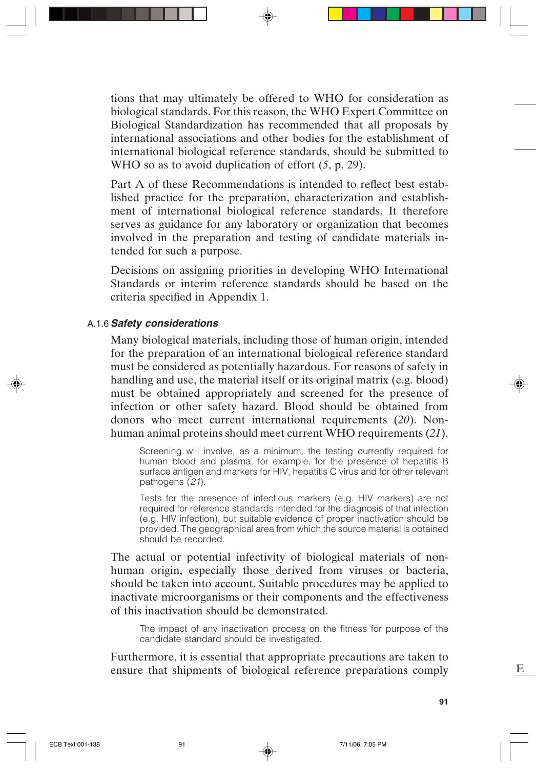tions that may ultimately be offered to WHO for consideration as biological standards. For this reason, the WHO Expert Committee on Biological Standardization has recommended that all proposals by international associations and other bodies for the establishment of international biological reference standards, should be submitted to WHO so as to avoid duplication of effort (*5*, p. 29).

Part A of these Recommendations is intended to reflect best established practice for the preparation, characterization and establishment of international biological reference standards. It therefore serves as guidance for any laboratory or organization that becomes involved in the preparation and testing of candidate materials intended for such a purpose.

Decisions on assigning priorities in developing WHO International Standards or interim reference standards should be based on the criteria specified in Appendix 1.

### A.1.6 *Safety considerations*

Many biological materials, including those of human origin, intended for the preparation of an international biological reference standard must be considered as potentially hazardous. For reasons of safety in handling and use, the material itself or its original matrix (e.g. blood) must be obtained appropriately and screened for the presence of infection or other safety hazard. Blood should be obtained from donors who meet current international requirements (*20*). Non-human animal proteins should meet current WHO requirements (*21*).

> Screening will involve, as a minimum, the testing currently required for human blood and plasma, for example, for the presence of hepatitis B surface antigen and markers for HIV, hepatitis C virus and for other relevant pathogens (*21*).
>
> Tests for the presence of infectious markers (e.g. HIV markers) are not required for reference standards intended for the diagnosis of that infection (e.g. HIV infection), but suitable evidence of proper inactivation should be provided. The geographical area from which the source material is obtained should be recorded.

The actual or potential infectivity of biological materials of non-human origin, especially those derived from viruses or bacteria, should be taken into account. Suitable procedures may be applied to inactivate microorganisms or their components and the effectiveness of this inactivation should be demonstrated.

> The impact of any inactivation process on the fitness for purpose of the candidate standard should be investigated.

Furthermore, it is essential that appropriate precautions are taken to ensure that shipments of biological reference preparations comply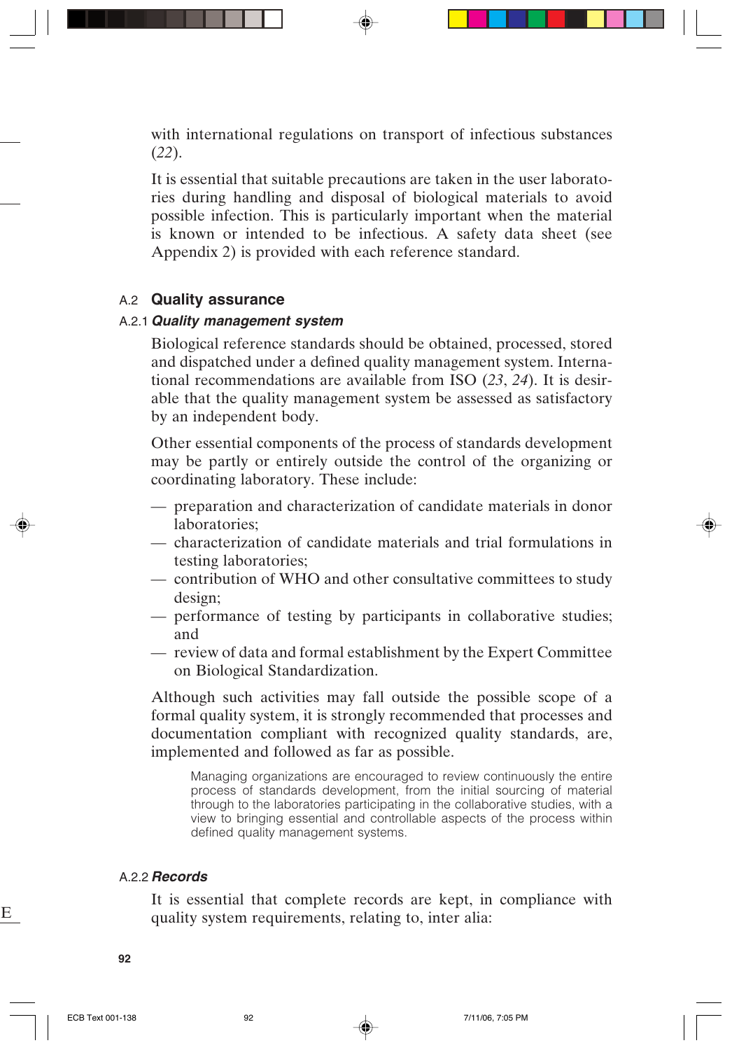with international regulations on transport of infectious substances (*22*).

It is essential that suitable precautions are taken in the user laboratories during handling and disposal of biological materials to avoid possible infection. This is particularly important when the material is known or intended to be infectious. A safety data sheet (see Appendix 2) is provided with each reference standard.

## A.2 Quality assurance

### A.2.1 *Quality management system*

Biological reference standards should be obtained, processed, stored and dispatched under a defined quality management system. International recommendations are available from ISO (*23*, *24*). It is desirable that the quality management system be assessed as satisfactory by an independent body.

Other essential components of the process of standards development may be partly or entirely outside the control of the organizing or coordinating laboratory. These include:

- preparation and characterization of candidate materials in donor laboratories;
- characterization of candidate materials and trial formulations in testing laboratories;
- contribution of WHO and other consultative committees to study design;
- performance of testing by participants in collaborative studies; and
- review of data and formal establishment by the Expert Committee on Biological Standardization.

Although such activities may fall outside the possible scope of a formal quality system, it is strongly recommended that processes and documentation compliant with recognized quality standards, are, implemented and followed as far as possible.

> Managing organizations are encouraged to review continuously the entire process of standards development, from the initial sourcing of material through to the laboratories participating in the collaborative studies, with a view to bringing essential and controllable aspects of the process within defined quality management systems.

### A.2.2 *Records*

It is essential that complete records are kept, in compliance with quality system requirements, relating to, inter alia: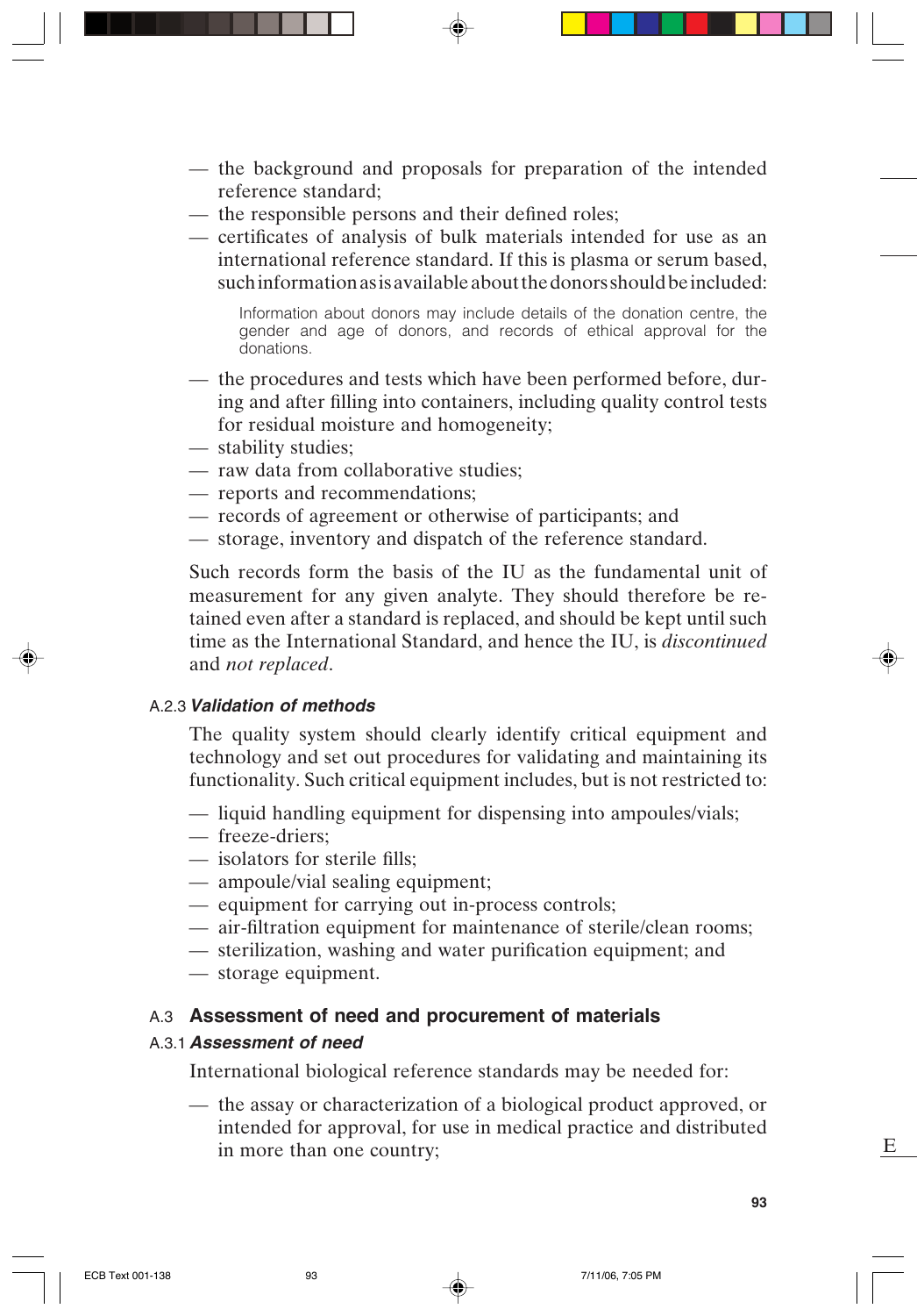- the background and proposals for preparation of the intended reference standard;
- the responsible persons and their defined roles;
- certificates of analysis of bulk materials intended for use as an international reference standard. If this is plasma or serum based, such information as is available about the donors should be included:

  Information about donors may include details of the donation centre, the gender and age of donors, and records of ethical approval for the donations.

- the procedures and tests which have been performed before, during and after filling into containers, including quality control tests for residual moisture and homogeneity;
- stability studies;
- raw data from collaborative studies;
- reports and recommendations;
- records of agreement or otherwise of participants; and
- storage, inventory and dispatch of the reference standard.

Such records form the basis of the IU as the fundamental unit of measurement for any given analyte. They should therefore be retained even after a standard is replaced, and should be kept until such time as the International Standard, and hence the IU, is *discontinued* and *not replaced*.

### A.2.3 *Validation of methods*

The quality system should clearly identify critical equipment and technology and set out procedures for validating and maintaining its functionality. Such critical equipment includes, but is not restricted to:

- liquid handling equipment for dispensing into ampoules/vials;
- freeze-driers;
- isolators for sterile fills;
- ampoule/vial sealing equipment;
- equipment for carrying out in-process controls;
- air-filtration equipment for maintenance of sterile/clean rooms;
- sterilization, washing and water purification equipment; and
- storage equipment.

## A.3 Assessment of need and procurement of materials

### A.3.1 *Assessment of need*

International biological reference standards may be needed for:

- the assay or characterization of a biological product approved, or intended for approval, for use in medical practice and distributed in more than one country;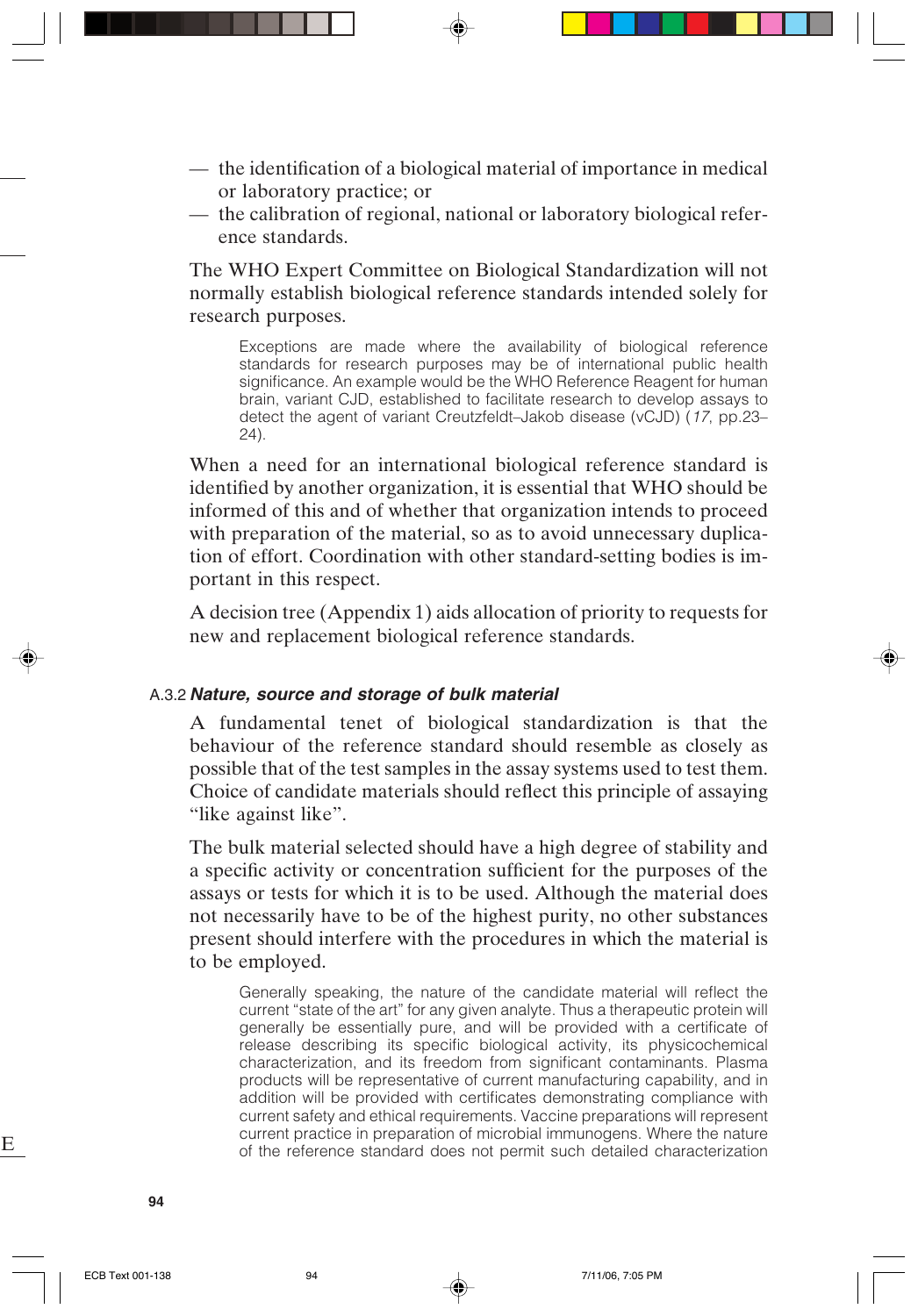- the identification of a biological material of importance in medical or laboratory practice; or
- the calibration of regional, national or laboratory biological reference standards.

The WHO Expert Committee on Biological Standardization will not normally establish biological reference standards intended solely for research purposes.

> Exceptions are made where the availability of biological reference standards for research purposes may be of international public health significance. An example would be the WHO Reference Reagent for human brain, variant CJD, established to facilitate research to develop assays to detect the agent of variant Creutzfeldt–Jakob disease (vCJD) (*17*, pp.23–24).

When a need for an international biological reference standard is identified by another organization, it is essential that WHO should be informed of this and of whether that organization intends to proceed with preparation of the material, so as to avoid unnecessary duplication of effort. Coordination with other standard-setting bodies is important in this respect.

A decision tree (Appendix 1) aids allocation of priority to requests for new and replacement biological reference standards.

### A.3.2 *Nature, source and storage of bulk material*

A fundamental tenet of biological standardization is that the behaviour of the reference standard should resemble as closely as possible that of the test samples in the assay systems used to test them. Choice of candidate materials should reflect this principle of assaying "like against like".

The bulk material selected should have a high degree of stability and a specific activity or concentration sufficient for the purposes of the assays or tests for which it is to be used. Although the material does not necessarily have to be of the highest purity, no other substances present should interfere with the procedures in which the material is to be employed.

> Generally speaking, the nature of the candidate material will reflect the current "state of the art" for any given analyte. Thus a therapeutic protein will generally be essentially pure, and will be provided with a certificate of release describing its specific biological activity, its physicochemical characterization, and its freedom from significant contaminants. Plasma products will be representative of current manufacturing capability, and in addition will be provided with certificates demonstrating compliance with current safety and ethical requirements. Vaccine preparations will represent current practice in preparation of microbial immunogens. Where the nature of the reference standard does not permit such detailed characterization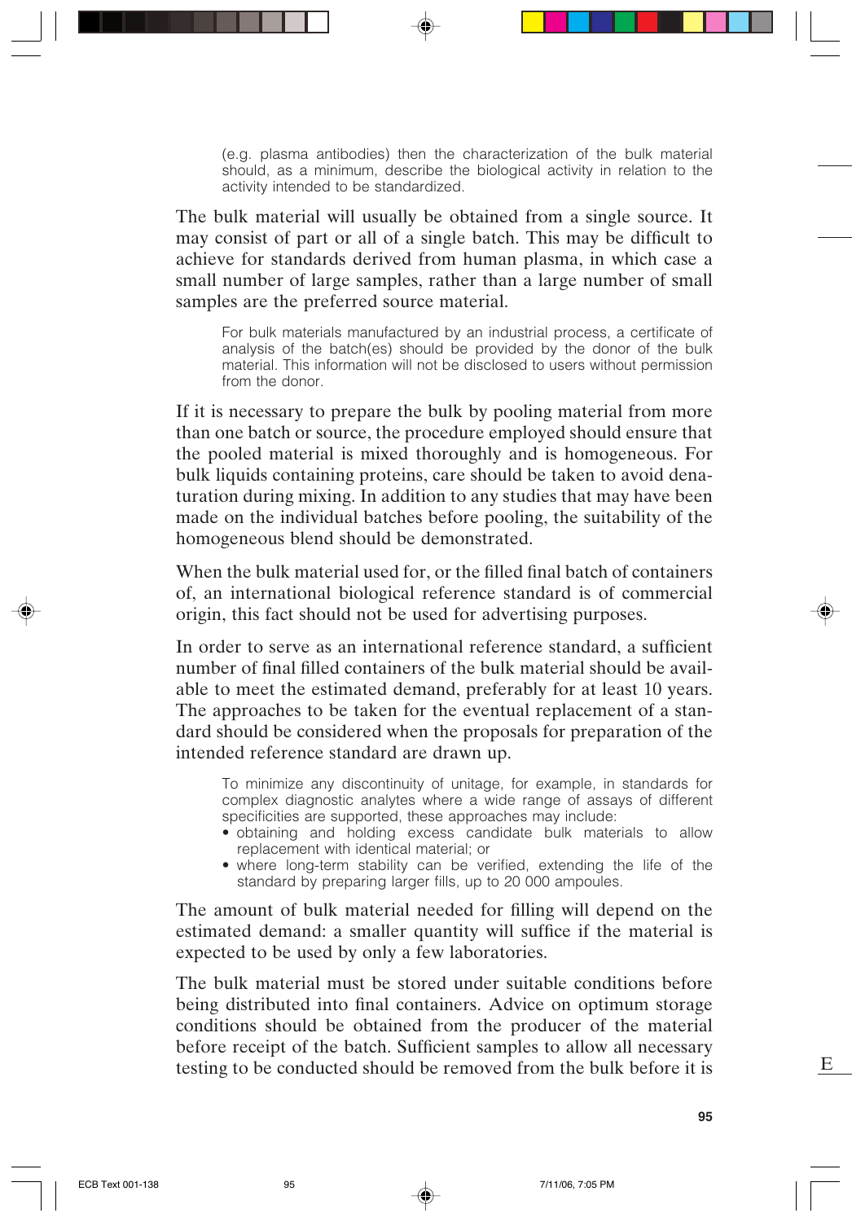(e.g. plasma antibodies) then the characterization of the bulk material should, as a minimum, describe the biological activity in relation to the activity intended to be standardized.

The bulk material will usually be obtained from a single source. It may consist of part or all of a single batch. This may be difficult to achieve for standards derived from human plasma, in which case a small number of large samples, rather than a large number of small samples are the preferred source material.

For bulk materials manufactured by an industrial process, a certificate of analysis of the batch(es) should be provided by the donor of the bulk material. This information will not be disclosed to users without permission from the donor.

If it is necessary to prepare the bulk by pooling material from more than one batch or source, the procedure employed should ensure that the pooled material is mixed thoroughly and is homogeneous. For bulk liquids containing proteins, care should be taken to avoid denaturation during mixing. In addition to any studies that may have been made on the individual batches before pooling, the suitability of the homogeneous blend should be demonstrated.

When the bulk material used for, or the filled final batch of containers of, an international biological reference standard is of commercial origin, this fact should not be used for advertising purposes.

In order to serve as an international reference standard, a sufficient number of final filled containers of the bulk material should be available to meet the estimated demand, preferably for at least 10 years. The approaches to be taken for the eventual replacement of a standard should be considered when the proposals for preparation of the intended reference standard are drawn up.

To minimize any discontinuity of unitage, for example, in standards for complex diagnostic analytes where a wide range of assays of different specificities are supported, these approaches may include:

- obtaining and holding excess candidate bulk materials to allow replacement with identical material; or
- where long-term stability can be verified, extending the life of the standard by preparing larger fills, up to 20 000 ampoules.

The amount of bulk material needed for filling will depend on the estimated demand: a smaller quantity will suffice if the material is expected to be used by only a few laboratories.

The bulk material must be stored under suitable conditions before being distributed into final containers. Advice on optimum storage conditions should be obtained from the producer of the material before receipt of the batch. Sufficient samples to allow all necessary testing to be conducted should be removed from the bulk before it is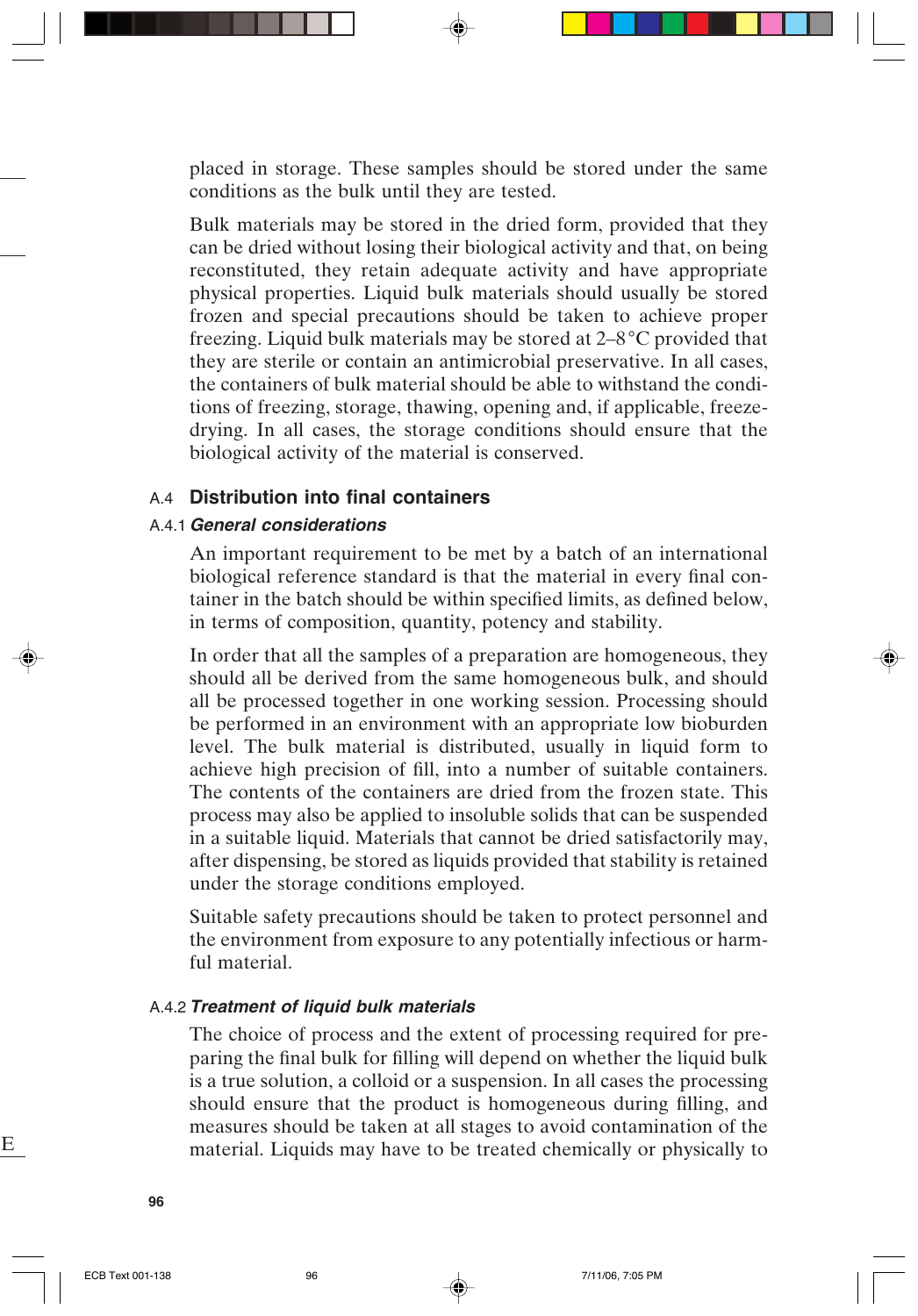placed in storage. These samples should be stored under the same conditions as the bulk until they are tested.

Bulk materials may be stored in the dried form, provided that they can be dried without losing their biological activity and that, on being reconstituted, they retain adequate activity and have appropriate physical properties. Liquid bulk materials should usually be stored frozen and special precautions should be taken to achieve proper freezing. Liquid bulk materials may be stored at 2–8 °C provided that they are sterile or contain an antimicrobial preservative. In all cases, the containers of bulk material should be able to withstand the conditions of freezing, storage, thawing, opening and, if applicable, freeze-drying. In all cases, the storage conditions should ensure that the biological activity of the material is conserved.

## A.4 Distribution into final containers

### A.4.1 *General considerations*

An important requirement to be met by a batch of an international biological reference standard is that the material in every final container in the batch should be within specified limits, as defined below, in terms of composition, quantity, potency and stability.

In order that all the samples of a preparation are homogeneous, they should all be derived from the same homogeneous bulk, and should all be processed together in one working session. Processing should be performed in an environment with an appropriate low bioburden level. The bulk material is distributed, usually in liquid form to achieve high precision of fill, into a number of suitable containers. The contents of the containers are dried from the frozen state. This process may also be applied to insoluble solids that can be suspended in a suitable liquid. Materials that cannot be dried satisfactorily may, after dispensing, be stored as liquids provided that stability is retained under the storage conditions employed.

Suitable safety precautions should be taken to protect personnel and the environment from exposure to any potentially infectious or harmful material.

### A.4.2 *Treatment of liquid bulk materials*

The choice of process and the extent of processing required for preparing the final bulk for filling will depend on whether the liquid bulk is a true solution, a colloid or a suspension. In all cases the processing should ensure that the product is homogeneous during filling, and measures should be taken at all stages to avoid contamination of the material. Liquids may have to be treated chemically or physically to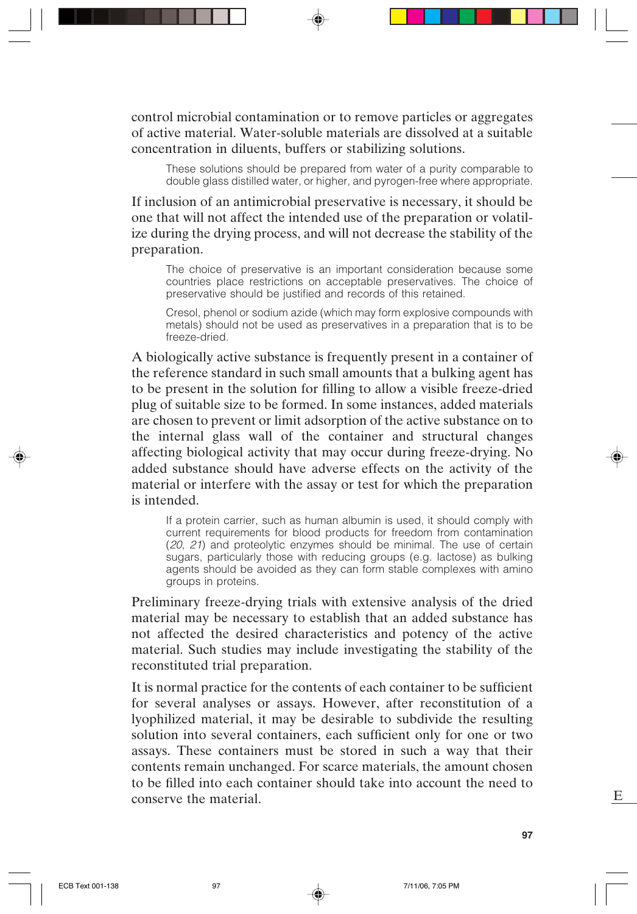control microbial contamination or to remove particles or aggregates of active material. Water-soluble materials are dissolved at a suitable concentration in diluents, buffers or stabilizing solutions.

> These solutions should be prepared from water of a purity comparable to double glass distilled water, or higher, and pyrogen-free where appropriate.

If inclusion of an antimicrobial preservative is necessary, it should be one that will not affect the intended use of the preparation or volatilize during the drying process, and will not decrease the stability of the preparation.

> The choice of preservative is an important consideration because some countries place restrictions on acceptable preservatives. The choice of preservative should be justified and records of this retained.
>
> Cresol, phenol or sodium azide (which may form explosive compounds with metals) should not be used as preservatives in a preparation that is to be freeze-dried.

A biologically active substance is frequently present in a container of the reference standard in such small amounts that a bulking agent has to be present in the solution for filling to allow a visible freeze-dried plug of suitable size to be formed. In some instances, added materials are chosen to prevent or limit adsorption of the active substance on to the internal glass wall of the container and structural changes affecting biological activity that may occur during freeze-drying. No added substance should have adverse effects on the activity of the material or interfere with the assay or test for which the preparation is intended.

> If a protein carrier, such as human albumin is used, it should comply with current requirements for blood products for freedom from contamination (*20*, *21*) and proteolytic enzymes should be minimal. The use of certain sugars, particularly those with reducing groups (e.g. lactose) as bulking agents should be avoided as they can form stable complexes with amino groups in proteins.

Preliminary freeze-drying trials with extensive analysis of the dried material may be necessary to establish that an added substance has not affected the desired characteristics and potency of the active material. Such studies may include investigating the stability of the reconstituted trial preparation.

It is normal practice for the contents of each container to be sufficient for several analyses or assays. However, after reconstitution of a lyophilized material, it may be desirable to subdivide the resulting solution into several containers, each sufficient only for one or two assays. These containers must be stored in such a way that their contents remain unchanged. For scarce materials, the amount chosen to be filled into each container should take into account the need to conserve the material.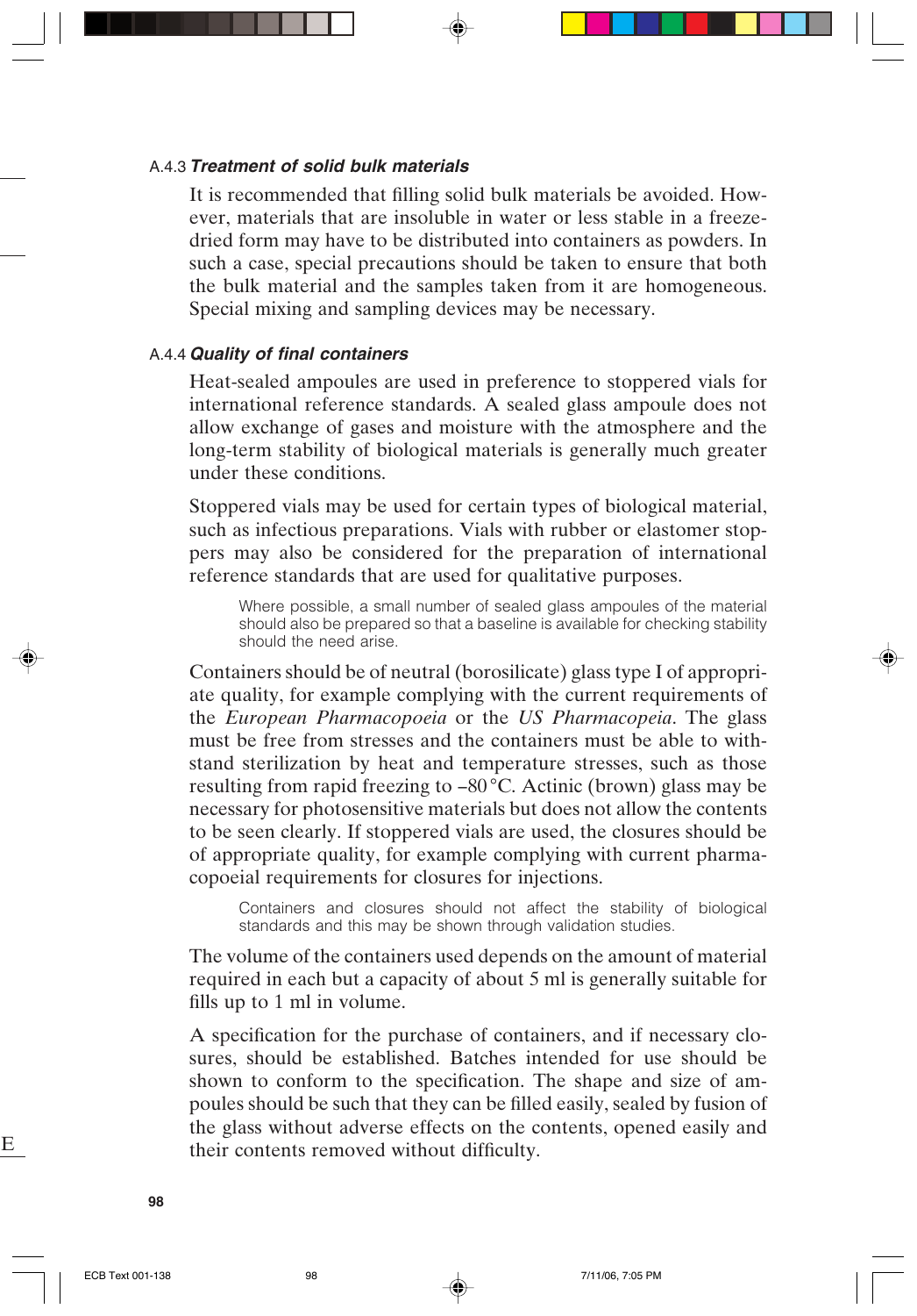### A.4.3 ***Treatment of solid bulk materials***

It is recommended that filling solid bulk materials be avoided. However, materials that are insoluble in water or less stable in a freeze-dried form may have to be distributed into containers as powders. In such a case, special precautions should be taken to ensure that both the bulk material and the samples taken from it are homogeneous. Special mixing and sampling devices may be necessary.

### A.4.4 ***Quality of final containers***

Heat-sealed ampoules are used in preference to stoppered vials for international reference standards. A sealed glass ampoule does not allow exchange of gases and moisture with the atmosphere and the long-term stability of biological materials is generally much greater under these conditions.

Stoppered vials may be used for certain types of biological material, such as infectious preparations. Vials with rubber or elastomer stoppers may also be considered for the preparation of international reference standards that are used for qualitative purposes.

> Where possible, a small number of sealed glass ampoules of the material should also be prepared so that a baseline is available for checking stability should the need arise.

Containers should be of neutral (borosilicate) glass type I of appropriate quality, for example complying with the current requirements of the *European Pharmacopoeia* or the *US Pharmacopeia*. The glass must be free from stresses and the containers must be able to withstand sterilization by heat and temperature stresses, such as those resulting from rapid freezing to –80 °C. Actinic (brown) glass may be necessary for photosensitive materials but does not allow the contents to be seen clearly. If stoppered vials are used, the closures should be of appropriate quality, for example complying with current pharmacopoeial requirements for closures for injections.

> Containers and closures should not affect the stability of biological standards and this may be shown through validation studies.

The volume of the containers used depends on the amount of material required in each but a capacity of about 5 ml is generally suitable for fills up to 1 ml in volume.

A specification for the purchase of containers, and if necessary closures, should be established. Batches intended for use should be shown to conform to the specification. The shape and size of ampoules should be such that they can be filled easily, sealed by fusion of the glass without adverse effects on the contents, opened easily and their contents removed without difficulty.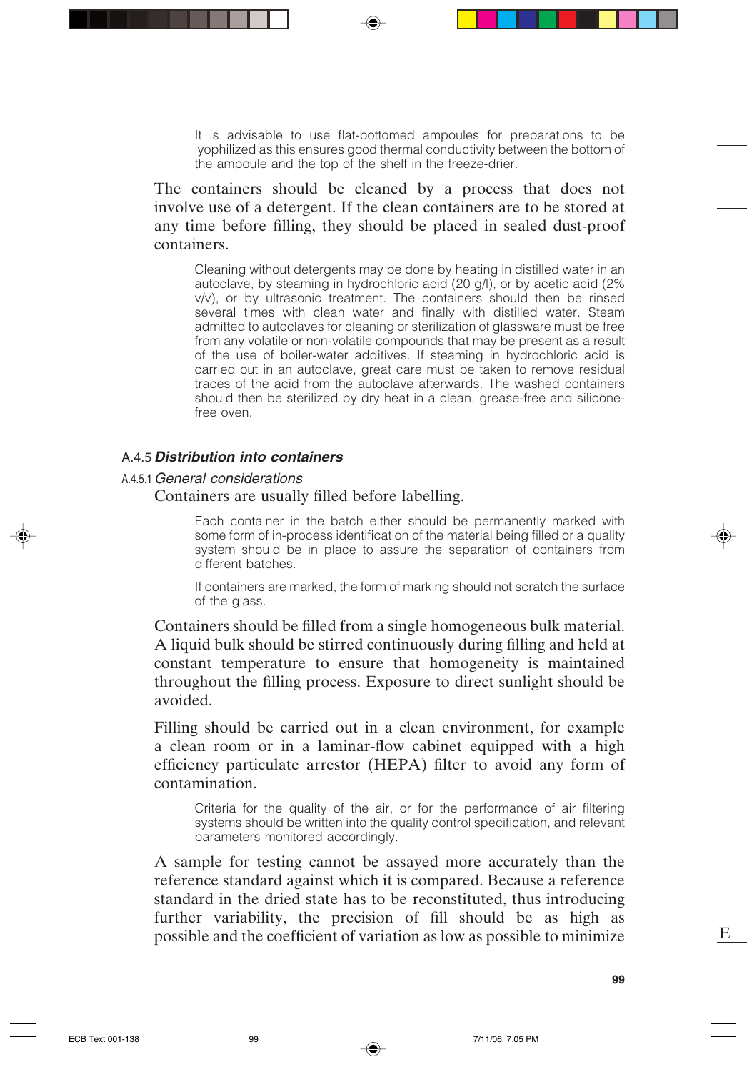It is advisable to use flat-bottomed ampoules for preparations to be lyophilized as this ensures good thermal conductivity between the bottom of the ampoule and the top of the shelf in the freeze-drier.

The containers should be cleaned by a process that does not involve use of a detergent. If the clean containers are to be stored at any time before filling, they should be placed in sealed dust-proof containers.

Cleaning without detergents may be done by heating in distilled water in an autoclave, by steaming in hydrochloric acid (20 g/l), or by acetic acid (2% v/v), or by ultrasonic treatment. The containers should then be rinsed several times with clean water and finally with distilled water. Steam admitted to autoclaves for cleaning or sterilization of glassware must be free from any volatile or non-volatile compounds that may be present as a result of the use of boiler-water additives. If steaming in hydrochloric acid is carried out in an autoclave, great care must be taken to remove residual traces of the acid from the autoclave afterwards. The washed containers should then be sterilized by dry heat in a clean, grease-free and silicone-free oven.

### A.4.5 ***Distribution into containers***

#### A.4.5.1 *General considerations*

Containers are usually filled before labelling.

Each container in the batch either should be permanently marked with some form of in-process identification of the material being filled or a quality system should be in place to assure the separation of containers from different batches.

If containers are marked, the form of marking should not scratch the surface of the glass.

Containers should be filled from a single homogeneous bulk material. A liquid bulk should be stirred continuously during filling and held at constant temperature to ensure that homogeneity is maintained throughout the filling process. Exposure to direct sunlight should be avoided.

Filling should be carried out in a clean environment, for example a clean room or in a laminar-flow cabinet equipped with a high efficiency particulate arrestor (HEPA) filter to avoid any form of contamination.

Criteria for the quality of the air, or for the performance of air filtering systems should be written into the quality control specification, and relevant parameters monitored accordingly.

A sample for testing cannot be assayed more accurately than the reference standard against which it is compared. Because a reference standard in the dried state has to be reconstituted, thus introducing further variability, the precision of fill should be as high as possible and the coefficient of variation as low as possible to minimize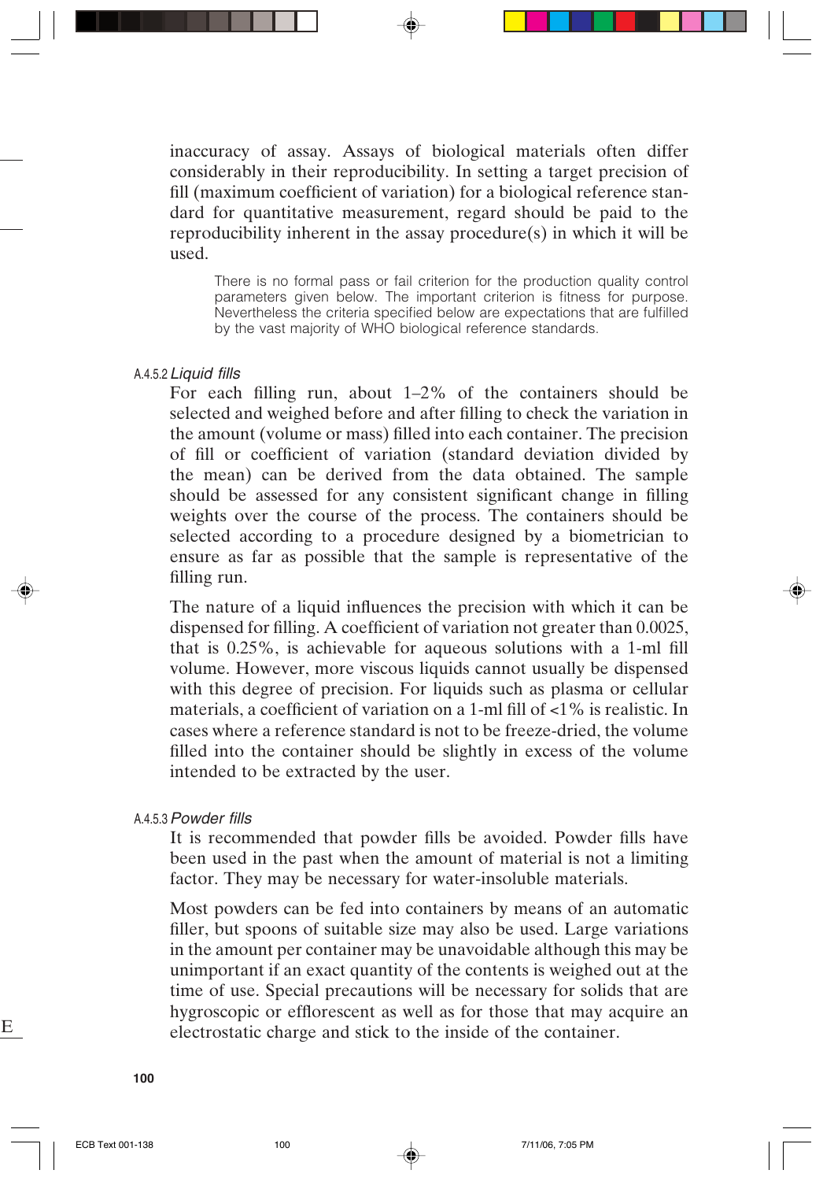inaccuracy of assay. Assays of biological materials often differ considerably in their reproducibility. In setting a target precision of fill (maximum coefficient of variation) for a biological reference standard for quantitative measurement, regard should be paid to the reproducibility inherent in the assay procedure(s) in which it will be used.

> There is no formal pass or fail criterion for the production quality control parameters given below. The important criterion is fitness for purpose. Nevertheless the criteria specified below are expectations that are fulfilled by the vast majority of WHO biological reference standards.

#### A.4.5.2 *Liquid fills*

For each filling run, about 1–2% of the containers should be selected and weighed before and after filling to check the variation in the amount (volume or mass) filled into each container. The precision of fill or coefficient of variation (standard deviation divided by the mean) can be derived from the data obtained. The sample should be assessed for any consistent significant change in filling weights over the course of the process. The containers should be selected according to a procedure designed by a biometrician to ensure as far as possible that the sample is representative of the filling run.

The nature of a liquid influences the precision with which it can be dispensed for filling. A coefficient of variation not greater than 0.0025, that is 0.25%, is achievable for aqueous solutions with a 1-ml fill volume. However, more viscous liquids cannot usually be dispensed with this degree of precision. For liquids such as plasma or cellular materials, a coefficient of variation on a 1-ml fill of <1% is realistic. In cases where a reference standard is not to be freeze-dried, the volume filled into the container should be slightly in excess of the volume intended to be extracted by the user.

#### A.4.5.3 *Powder fills*

It is recommended that powder fills be avoided. Powder fills have been used in the past when the amount of material is not a limiting factor. They may be necessary for water-insoluble materials.

Most powders can be fed into containers by means of an automatic filler, but spoons of suitable size may also be used. Large variations in the amount per container may be unavoidable although this may be unimportant if an exact quantity of the contents is weighed out at the time of use. Special precautions will be necessary for solids that are hygroscopic or efflorescent as well as for those that may acquire an electrostatic charge and stick to the inside of the container.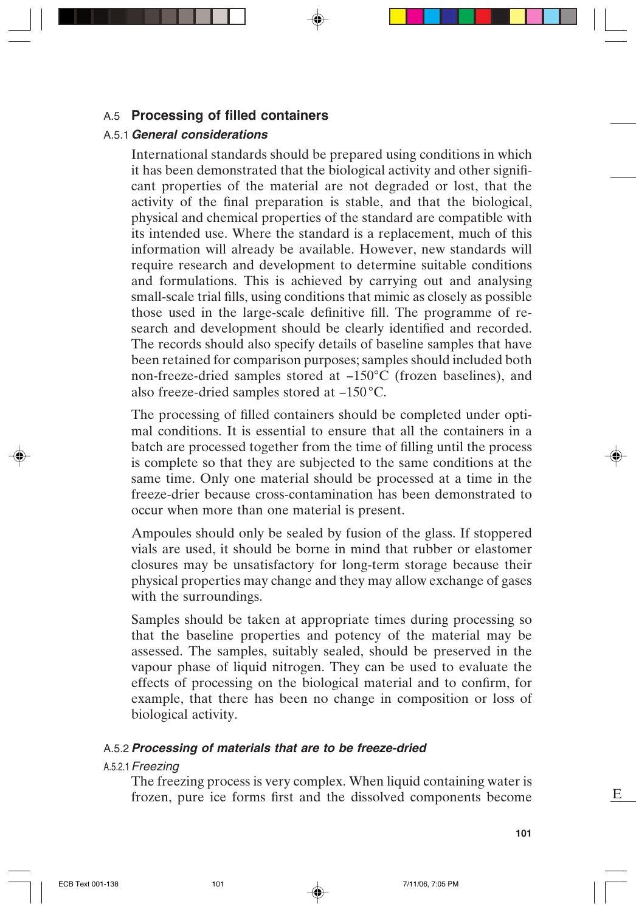## A.5 Processing of filled containers

### A.5.1 *General considerations*

International standards should be prepared using conditions in which it has been demonstrated that the biological activity and other significant properties of the material are not degraded or lost, that the activity of the final preparation is stable, and that the biological, physical and chemical properties of the standard are compatible with its intended use. Where the standard is a replacement, much of this information will already be available. However, new standards will require research and development to determine suitable conditions and formulations. This is achieved by carrying out and analysing small-scale trial fills, using conditions that mimic as closely as possible those used in the large-scale definitive fill. The programme of research and development should be clearly identified and recorded. The records should also specify details of baseline samples that have been retained for comparison purposes; samples should included both non-freeze-dried samples stored at –150°C (frozen baselines), and also freeze-dried samples stored at –150 °C.

The processing of filled containers should be completed under optimal conditions. It is essential to ensure that all the containers in a batch are processed together from the time of filling until the process is complete so that they are subjected to the same conditions at the same time. Only one material should be processed at a time in the freeze-drier because cross-contamination has been demonstrated to occur when more than one material is present.

Ampoules should only be sealed by fusion of the glass. If stoppered vials are used, it should be borne in mind that rubber or elastomer closures may be unsatisfactory for long-term storage because their physical properties may change and they may allow exchange of gases with the surroundings.

Samples should be taken at appropriate times during processing so that the baseline properties and potency of the material may be assessed. The samples, suitably sealed, should be preserved in the vapour phase of liquid nitrogen. They can be used to evaluate the effects of processing on the biological material and to confirm, for example, that there has been no change in composition or loss of biological activity.

### A.5.2 *Processing of materials that are to be freeze-dried*

#### A.5.2.1 *Freezing*

The freezing process is very complex. When liquid containing water is frozen, pure ice forms first and the dissolved components become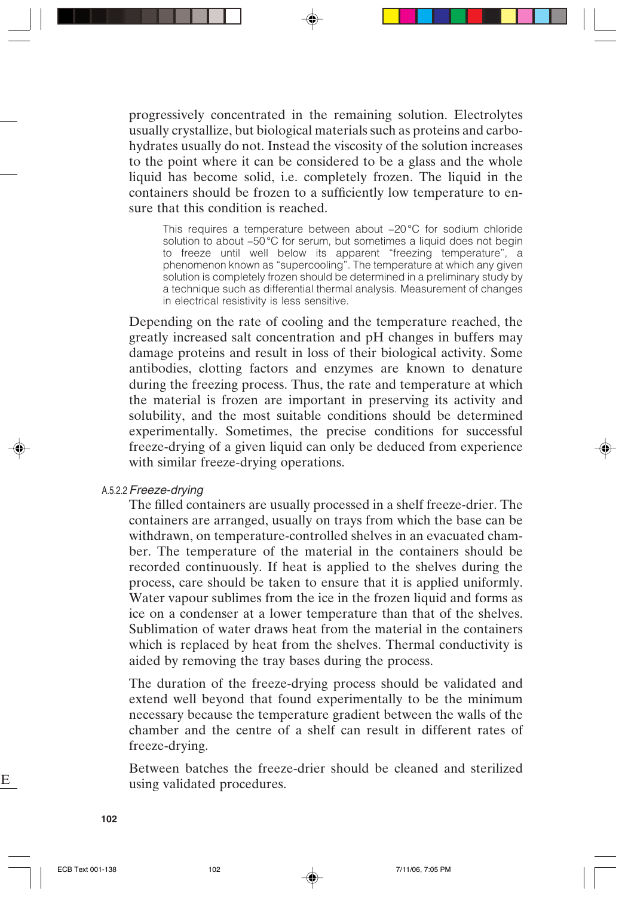progressively concentrated in the remaining solution. Electrolytes usually crystallize, but biological materials such as proteins and carbohydrates usually do not. Instead the viscosity of the solution increases to the point where it can be considered to be a glass and the whole liquid has become solid, i.e. completely frozen. The liquid in the containers should be frozen to a sufficiently low temperature to ensure that this condition is reached.

> This requires a temperature between about −20 °C for sodium chloride solution to about −50 °C for serum, but sometimes a liquid does not begin to freeze until well below its apparent "freezing temperature", a phenomenon known as "supercooling". The temperature at which any given solution is completely frozen should be determined in a preliminary study by a technique such as differential thermal analysis. Measurement of changes in electrical resistivity is less sensitive.

Depending on the rate of cooling and the temperature reached, the greatly increased salt concentration and pH changes in buffers may damage proteins and result in loss of their biological activity. Some antibodies, clotting factors and enzymes are known to denature during the freezing process. Thus, the rate and temperature at which the material is frozen are important in preserving its activity and solubility, and the most suitable conditions should be determined experimentally. Sometimes, the precise conditions for successful freeze-drying of a given liquid can only be deduced from experience with similar freeze-drying operations.

#### A.5.2.2 *Freeze-drying*

The filled containers are usually processed in a shelf freeze-drier. The containers are arranged, usually on trays from which the base can be withdrawn, on temperature-controlled shelves in an evacuated chamber. The temperature of the material in the containers should be recorded continuously. If heat is applied to the shelves during the process, care should be taken to ensure that it is applied uniformly. Water vapour sublimes from the ice in the frozen liquid and forms as ice on a condenser at a lower temperature than that of the shelves. Sublimation of water draws heat from the material in the containers which is replaced by heat from the shelves. Thermal conductivity is aided by removing the tray bases during the process.

The duration of the freeze-drying process should be validated and extend well beyond that found experimentally to be the minimum necessary because the temperature gradient between the walls of the chamber and the centre of a shelf can result in different rates of freeze-drying.

Between batches the freeze-drier should be cleaned and sterilized using validated procedures.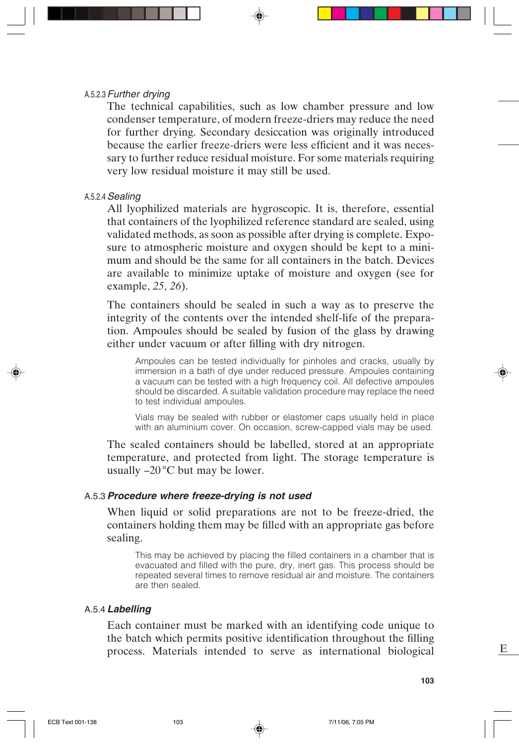#### A.5.2.3 *Further drying*

The technical capabilities, such as low chamber pressure and low condenser temperature, of modern freeze-driers may reduce the need for further drying. Secondary desiccation was originally introduced because the earlier freeze-driers were less efficient and it was necessary to further reduce residual moisture. For some materials requiring very low residual moisture it may still be used.

#### A.5.2.4 *Sealing*

All lyophilized materials are hygroscopic. It is, therefore, essential that containers of the lyophilized reference standard are sealed, using validated methods, as soon as possible after drying is complete. Exposure to atmospheric moisture and oxygen should be kept to a minimum and should be the same for all containers in the batch. Devices are available to minimize uptake of moisture and oxygen (see for example, *25*, *26*).

The containers should be sealed in such a way as to preserve the integrity of the contents over the intended shelf-life of the preparation. Ampoules should be sealed by fusion of the glass by drawing either under vacuum or after filling with dry nitrogen.

> Ampoules can be tested individually for pinholes and cracks, usually by immersion in a bath of dye under reduced pressure. Ampoules containing a vacuum can be tested with a high frequency coil. All defective ampoules should be discarded. A suitable validation procedure may replace the need to test individual ampoules.
>
> Vials may be sealed with rubber or elastomer caps usually held in place with an aluminium cover. On occasion, screw-capped vials may be used.

The sealed containers should be labelled, stored at an appropriate temperature, and protected from light. The storage temperature is usually –20 °C but may be lower.

### A.5.3 ***Procedure where freeze-drying is not used***

When liquid or solid preparations are not to be freeze-dried, the containers holding them may be filled with an appropriate gas before sealing.

> This may be achieved by placing the filled containers in a chamber that is evacuated and filled with the pure, dry, inert gas. This process should be repeated several times to remove residual air and moisture. The containers are then sealed.

### A.5.4 ***Labelling***

Each container must be marked with an identifying code unique to the batch which permits positive identification throughout the filling process. Materials intended to serve as international biological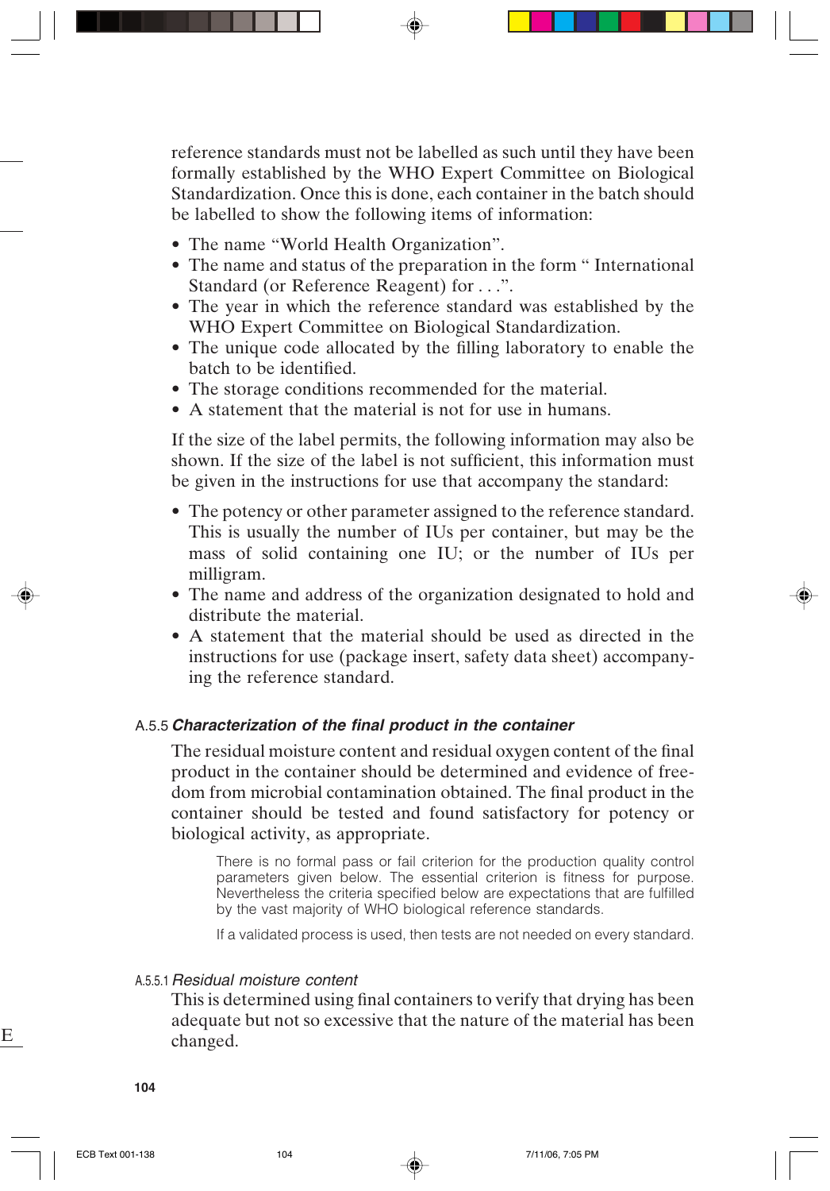reference standards must not be labelled as such until they have been formally established by the WHO Expert Committee on Biological Standardization. Once this is done, each container in the batch should be labelled to show the following items of information:

- The name "World Health Organization".
- The name and status of the preparation in the form " International Standard (or Reference Reagent) for . . .".
- The year in which the reference standard was established by the WHO Expert Committee on Biological Standardization.
- The unique code allocated by the filling laboratory to enable the batch to be identified.
- The storage conditions recommended for the material.
- A statement that the material is not for use in humans.

If the size of the label permits, the following information may also be shown. If the size of the label is not sufficient, this information must be given in the instructions for use that accompany the standard:

- The potency or other parameter assigned to the reference standard. This is usually the number of IUs per container, but may be the mass of solid containing one IU; or the number of IUs per milligram.
- The name and address of the organization designated to hold and distribute the material.
- A statement that the material should be used as directed in the instructions for use (package insert, safety data sheet) accompanying the reference standard.

### A.5.5 *Characterization of the final product in the container*

The residual moisture content and residual oxygen content of the final product in the container should be determined and evidence of freedom from microbial contamination obtained. The final product in the container should be tested and found satisfactory for potency or biological activity, as appropriate.

> There is no formal pass or fail criterion for the production quality control parameters given below. The essential criterion is fitness for purpose. Nevertheless the criteria specified below are expectations that are fulfilled by the vast majority of WHO biological reference standards.
>
> If a validated process is used, then tests are not needed on every standard.

#### A.5.5.1 *Residual moisture content*

This is determined using final containers to verify that drying has been adequate but not so excessive that the nature of the material has been changed.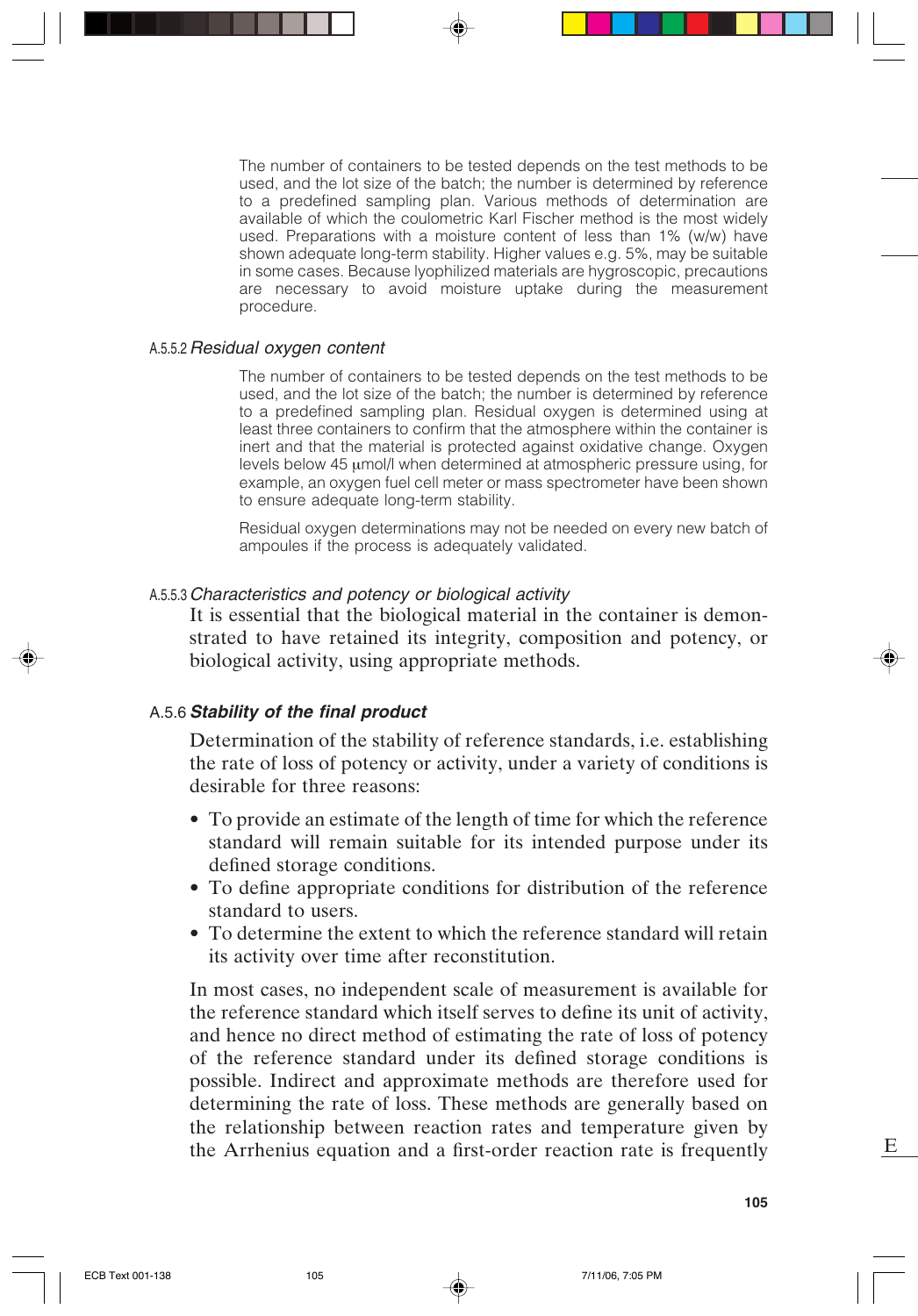The number of containers to be tested depends on the test methods to be used, and the lot size of the batch; the number is determined by reference to a predefined sampling plan. Various methods of determination are available of which the coulometric Karl Fischer method is the most widely used. Preparations with a moisture content of less than 1% (w/w) have shown adequate long-term stability. Higher values e.g. 5%, may be suitable in some cases. Because lyophilized materials are hygroscopic, precautions are necessary to avoid moisture uptake during the measurement procedure.

#### A.5.5.2 *Residual oxygen content*

The number of containers to be tested depends on the test methods to be used, and the lot size of the batch; the number is determined by reference to a predefined sampling plan. Residual oxygen is determined using at least three containers to confirm that the atmosphere within the container is inert and that the material is protected against oxidative change. Oxygen levels below 45 μmol/l when determined at atmospheric pressure using, for example, an oxygen fuel cell meter or mass spectrometer have been shown to ensure adequate long-term stability.

Residual oxygen determinations may not be needed on every new batch of ampoules if the process is adequately validated.

#### A.5.5.3 *Characteristics and potency or biological activity*

It is essential that the biological material in the container is demonstrated to have retained its integrity, composition and potency, or biological activity, using appropriate methods.

### A.5.6 ***Stability of the final product***

Determination of the stability of reference standards, i.e. establishing the rate of loss of potency or activity, under a variety of conditions is desirable for three reasons:

- To provide an estimate of the length of time for which the reference standard will remain suitable for its intended purpose under its defined storage conditions.
- To define appropriate conditions for distribution of the reference standard to users.
- To determine the extent to which the reference standard will retain its activity over time after reconstitution.

In most cases, no independent scale of measurement is available for the reference standard which itself serves to define its unit of activity, and hence no direct method of estimating the rate of loss of potency of the reference standard under its defined storage conditions is possible. Indirect and approximate methods are therefore used for determining the rate of loss. These methods are generally based on the relationship between reaction rates and temperature given by the Arrhenius equation and a first-order reaction rate is frequently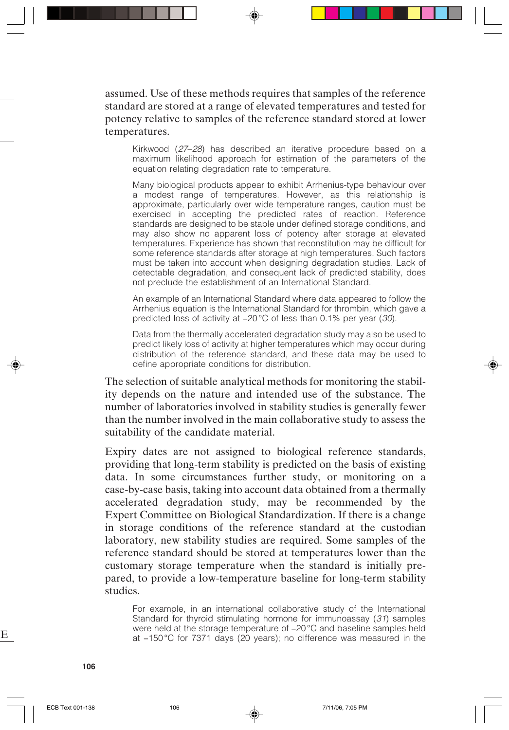assumed. Use of these methods requires that samples of the reference standard are stored at a range of elevated temperatures and tested for potency relative to samples of the reference standard stored at lower temperatures.

> Kirkwood (*27–28*) has described an iterative procedure based on a maximum likelihood approach for estimation of the parameters of the equation relating degradation rate to temperature.
>
> Many biological products appear to exhibit Arrhenius-type behaviour over a modest range of temperatures. However, as this relationship is approximate, particularly over wide temperature ranges, caution must be exercised in accepting the predicted rates of reaction. Reference standards are designed to be stable under defined storage conditions, and may also show no apparent loss of potency after storage at elevated temperatures. Experience has shown that reconstitution may be difficult for some reference standards after storage at high temperatures. Such factors must be taken into account when designing degradation studies. Lack of detectable degradation, and consequent lack of predicted stability, does not preclude the establishment of an International Standard.
>
> An example of an International Standard where data appeared to follow the Arrhenius equation is the International Standard for thrombin, which gave a predicted loss of activity at −20 °C of less than 0.1% per year (*30*).
>
> Data from the thermally accelerated degradation study may also be used to predict likely loss of activity at higher temperatures which may occur during distribution of the reference standard, and these data may be used to define appropriate conditions for distribution.

The selection of suitable analytical methods for monitoring the stability depends on the nature and intended use of the substance. The number of laboratories involved in stability studies is generally fewer than the number involved in the main collaborative study to assess the suitability of the candidate material.

Expiry dates are not assigned to biological reference standards, providing that long-term stability is predicted on the basis of existing data. In some circumstances further study, or monitoring on a case-by-case basis, taking into account data obtained from a thermally accelerated degradation study, may be recommended by the Expert Committee on Biological Standardization. If there is a change in storage conditions of the reference standard at the custodian laboratory, new stability studies are required. Some samples of the reference standard should be stored at temperatures lower than the customary storage temperature when the standard is initially prepared, to provide a low-temperature baseline for long-term stability studies.

> For example, in an international collaborative study of the International Standard for thyroid stimulating hormone for immunoassay (*31*) samples were held at the storage temperature of −20 °C and baseline samples held at −150 °C for 7371 days (20 years); no difference was measured in the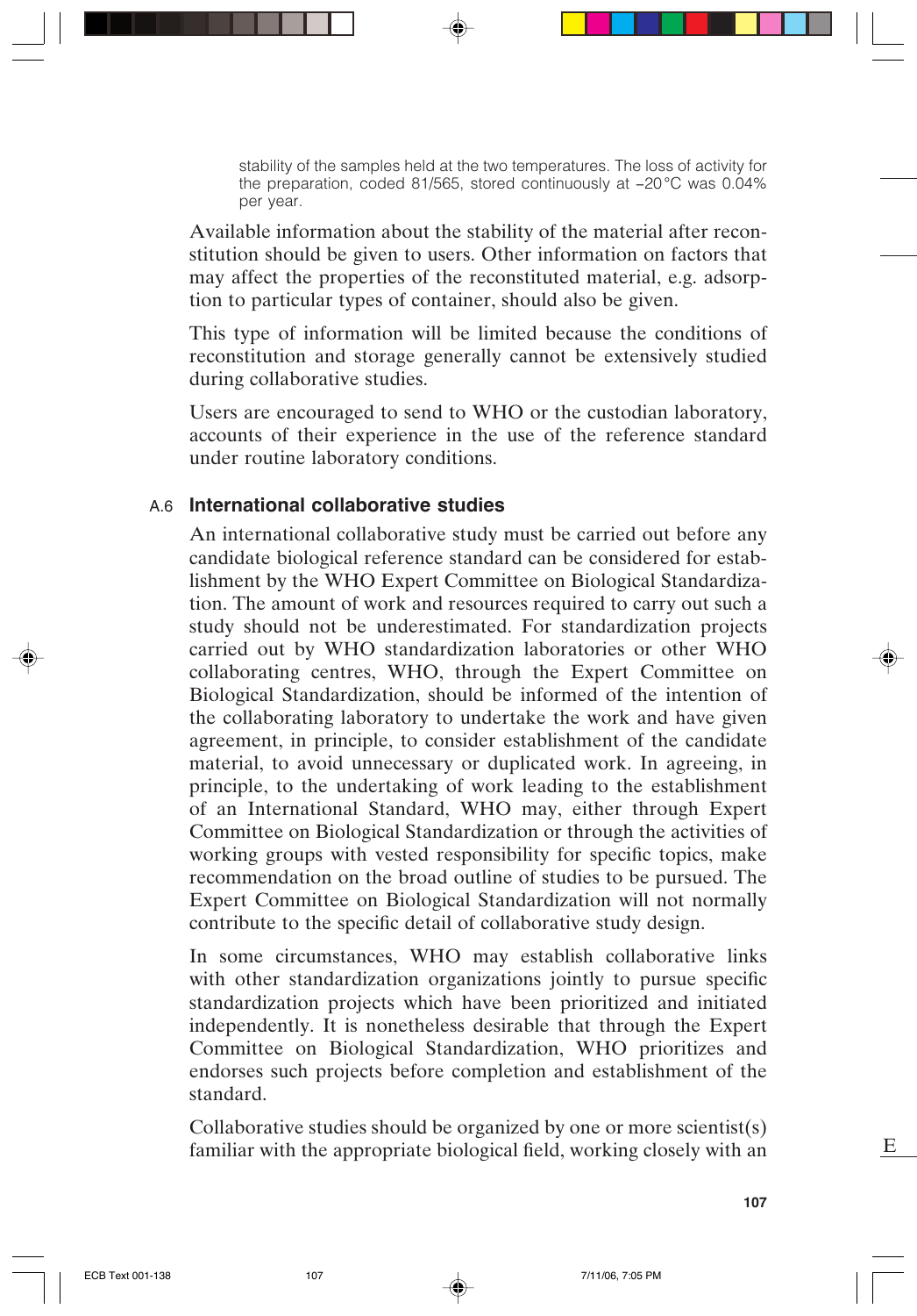stability of the samples held at the two temperatures. The loss of activity for the preparation, coded 81/565, stored continuously at −20 °C was 0.04% per year.

Available information about the stability of the material after reconstitution should be given to users. Other information on factors that may affect the properties of the reconstituted material, e.g. adsorption to particular types of container, should also be given.

This type of information will be limited because the conditions of reconstitution and storage generally cannot be extensively studied during collaborative studies.

Users are encouraged to send to WHO or the custodian laboratory, accounts of their experience in the use of the reference standard under routine laboratory conditions.

### A.6 International collaborative studies

An international collaborative study must be carried out before any candidate biological reference standard can be considered for establishment by the WHO Expert Committee on Biological Standardization. The amount of work and resources required to carry out such a study should not be underestimated. For standardization projects carried out by WHO standardization laboratories or other WHO collaborating centres, WHO, through the Expert Committee on Biological Standardization, should be informed of the intention of the collaborating laboratory to undertake the work and have given agreement, in principle, to consider establishment of the candidate material, to avoid unnecessary or duplicated work. In agreeing, in principle, to the undertaking of work leading to the establishment of an International Standard, WHO may, either through Expert Committee on Biological Standardization or through the activities of working groups with vested responsibility for specific topics, make recommendation on the broad outline of studies to be pursued. The Expert Committee on Biological Standardization will not normally contribute to the specific detail of collaborative study design.

In some circumstances, WHO may establish collaborative links with other standardization organizations jointly to pursue specific standardization projects which have been prioritized and initiated independently. It is nonetheless desirable that through the Expert Committee on Biological Standardization, WHO prioritizes and endorses such projects before completion and establishment of the standard.

Collaborative studies should be organized by one or more scientist(s) familiar with the appropriate biological field, working closely with an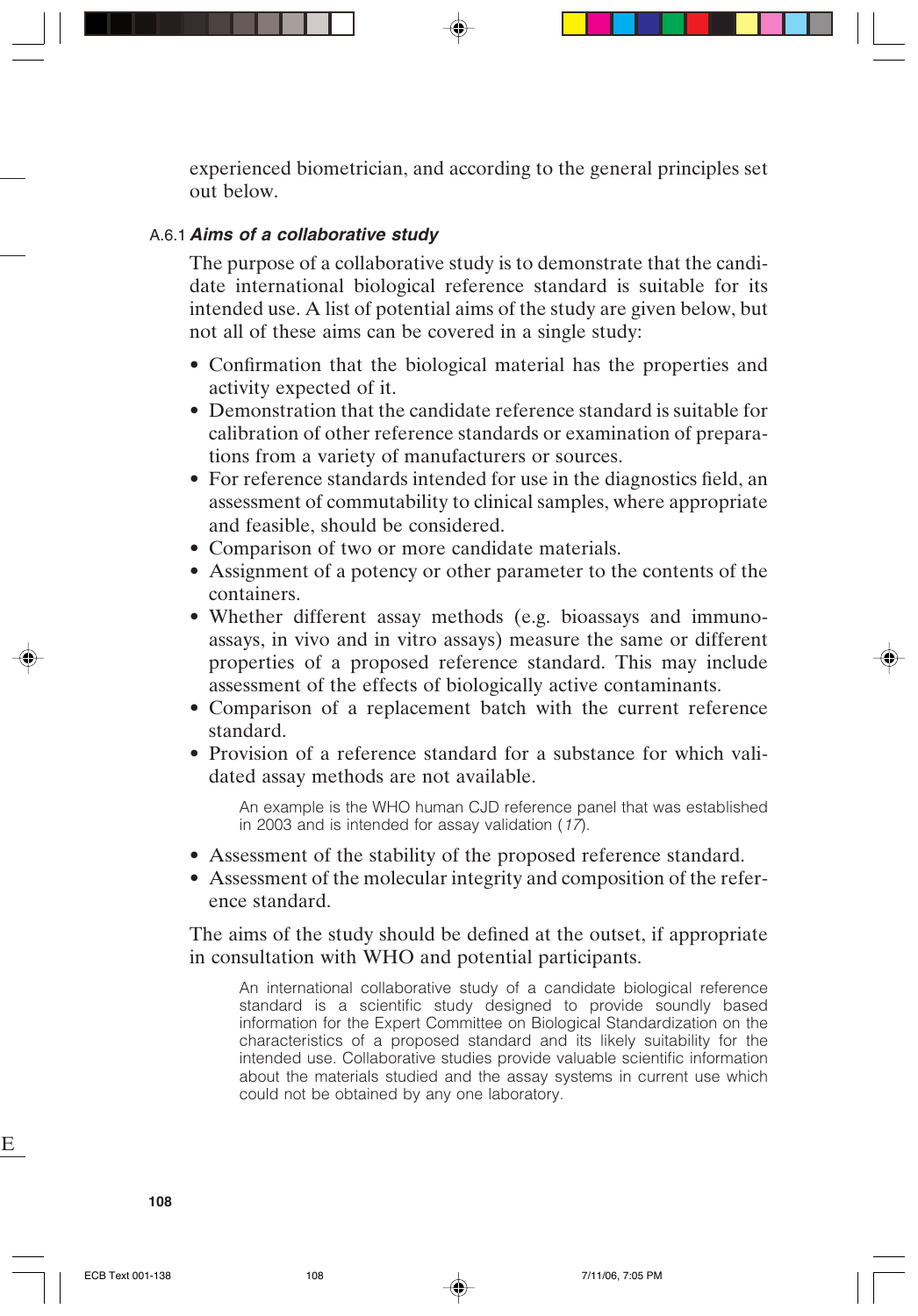experienced biometrician, and according to the general principles set out below.

### A.6.1 *Aims of a collaborative study*

The purpose of a collaborative study is to demonstrate that the candidate international biological reference standard is suitable for its intended use. A list of potential aims of the study are given below, but not all of these aims can be covered in a single study:

- Confirmation that the biological material has the properties and activity expected of it.
- Demonstration that the candidate reference standard is suitable for calibration of other reference standards or examination of preparations from a variety of manufacturers or sources.
- For reference standards intended for use in the diagnostics field, an assessment of commutability to clinical samples, where appropriate and feasible, should be considered.
- Comparison of two or more candidate materials.
- Assignment of a potency or other parameter to the contents of the containers.
- Whether different assay methods (e.g. bioassays and immunoassays, in vivo and in vitro assays) measure the same or different properties of a proposed reference standard. This may include assessment of the effects of biologically active contaminants.
- Comparison of a replacement batch with the current reference standard.
- Provision of a reference standard for a substance for which validated assay methods are not available.

  An example is the WHO human CJD reference panel that was established in 2003 and is intended for assay validation (*17*).

- Assessment of the stability of the proposed reference standard.
- Assessment of the molecular integrity and composition of the reference standard.

The aims of the study should be defined at the outset, if appropriate in consultation with WHO and potential participants.

> An international collaborative study of a candidate biological reference standard is a scientific study designed to provide soundly based information for the Expert Committee on Biological Standardization on the characteristics of a proposed standard and its likely suitability for the intended use. Collaborative studies provide valuable scientific information about the materials studied and the assay systems in current use which could not be obtained by any one laboratory.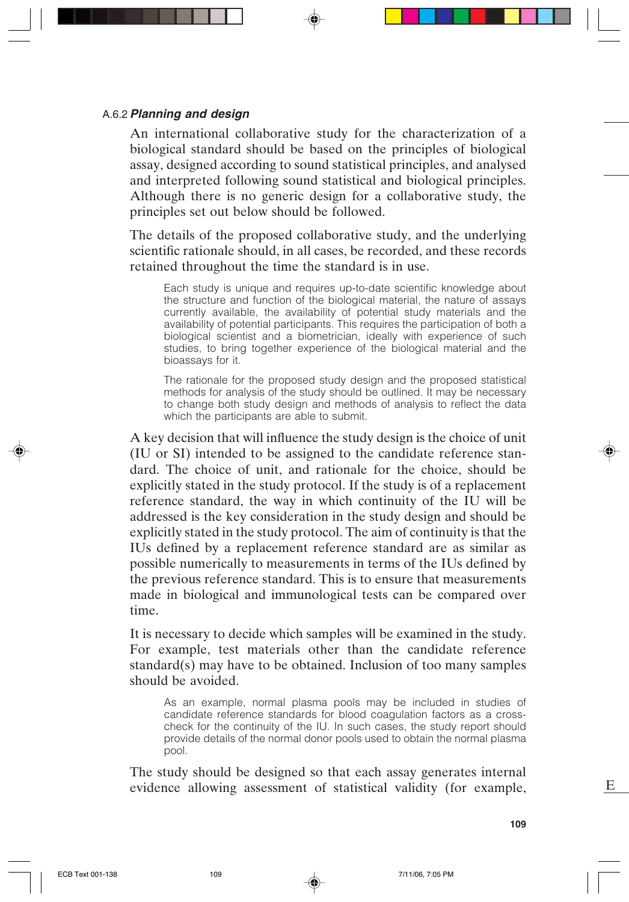### A.6.2 *Planning and design*

An international collaborative study for the characterization of a biological standard should be based on the principles of biological assay, designed according to sound statistical principles, and analysed and interpreted following sound statistical and biological principles. Although there is no generic design for a collaborative study, the principles set out below should be followed.

The details of the proposed collaborative study, and the underlying scientific rationale should, in all cases, be recorded, and these records retained throughout the time the standard is in use.

> Each study is unique and requires up-to-date scientific knowledge about the structure and function of the biological material, the nature of assays currently available, the availability of potential study materials and the availability of potential participants. This requires the participation of both a biological scientist and a biometrician, ideally with experience of such studies, to bring together experience of the biological material and the bioassays for it.
>
> The rationale for the proposed study design and the proposed statistical methods for analysis of the study should be outlined. It may be necessary to change both study design and methods of analysis to reflect the data which the participants are able to submit.

A key decision that will influence the study design is the choice of unit (IU or SI) intended to be assigned to the candidate reference standard. The choice of unit, and rationale for the choice, should be explicitly stated in the study protocol. If the study is of a replacement reference standard, the way in which continuity of the IU will be addressed is the key consideration in the study design and should be explicitly stated in the study protocol. The aim of continuity is that the IUs defined by a replacement reference standard are as similar as possible numerically to measurements in terms of the IUs defined by the previous reference standard. This is to ensure that measurements made in biological and immunological tests can be compared over time.

It is necessary to decide which samples will be examined in the study. For example, test materials other than the candidate reference standard(s) may have to be obtained. Inclusion of too many samples should be avoided.

> As an example, normal plasma pools may be included in studies of candidate reference standards for blood coagulation factors as a cross-check for the continuity of the IU. In such cases, the study report should provide details of the normal donor pools used to obtain the normal plasma pool.

The study should be designed so that each assay generates internal evidence allowing assessment of statistical validity (for example,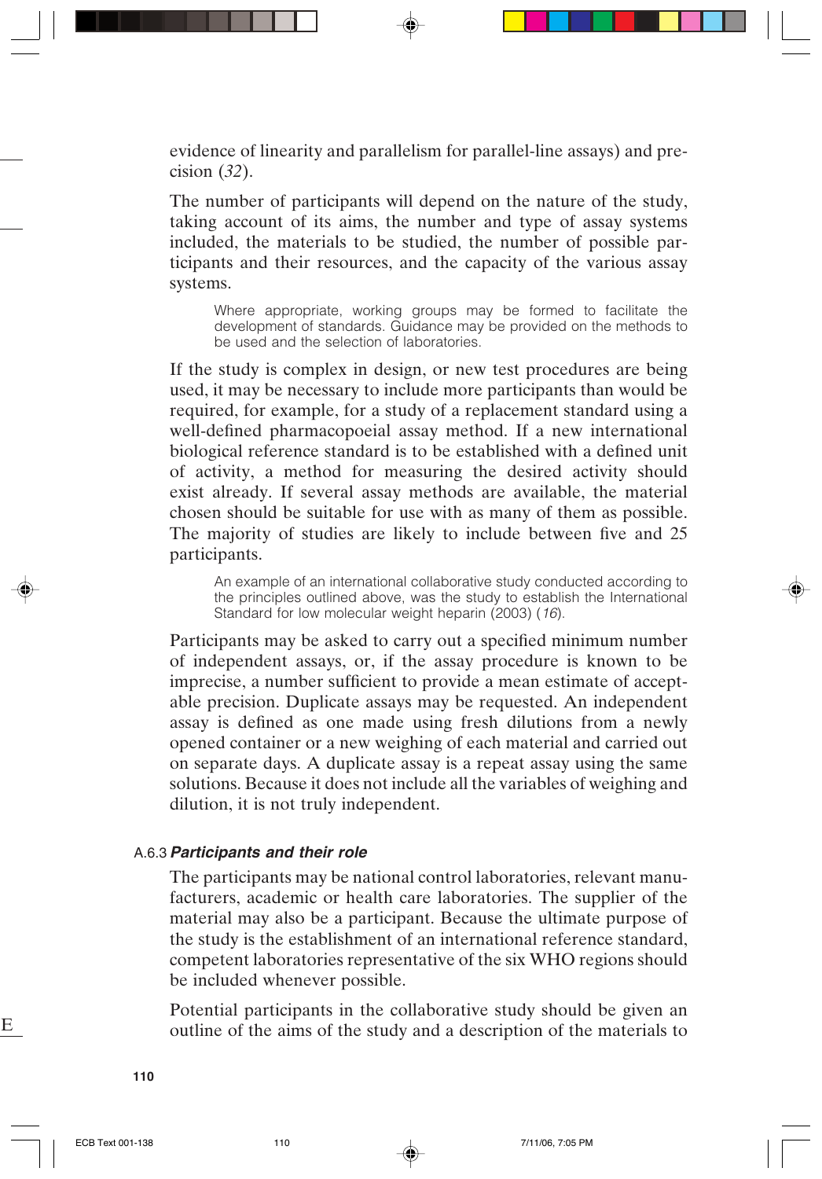evidence of linearity and parallelism for parallel-line assays) and precision (*32*).

The number of participants will depend on the nature of the study, taking account of its aims, the number and type of assay systems included, the materials to be studied, the number of possible participants and their resources, and the capacity of the various assay systems.

> Where appropriate, working groups may be formed to facilitate the development of standards. Guidance may be provided on the methods to be used and the selection of laboratories.

If the study is complex in design, or new test procedures are being used, it may be necessary to include more participants than would be required, for example, for a study of a replacement standard using a well-defined pharmacopoeial assay method. If a new international biological reference standard is to be established with a defined unit of activity, a method for measuring the desired activity should exist already. If several assay methods are available, the material chosen should be suitable for use with as many of them as possible. The majority of studies are likely to include between five and 25 participants.

> An example of an international collaborative study conducted according to the principles outlined above, was the study to establish the International Standard for low molecular weight heparin (2003) (*16*).

Participants may be asked to carry out a specified minimum number of independent assays, or, if the assay procedure is known to be imprecise, a number sufficient to provide a mean estimate of acceptable precision. Duplicate assays may be requested. An independent assay is defined as one made using fresh dilutions from a newly opened container or a new weighing of each material and carried out on separate days. A duplicate assay is a repeat assay using the same solutions. Because it does not include all the variables of weighing and dilution, it is not truly independent.

### A.6.3 *Participants and their role*

The participants may be national control laboratories, relevant manufacturers, academic or health care laboratories. The supplier of the material may also be a participant. Because the ultimate purpose of the study is the establishment of an international reference standard, competent laboratories representative of the six WHO regions should be included whenever possible.

Potential participants in the collaborative study should be given an outline of the aims of the study and a description of the materials to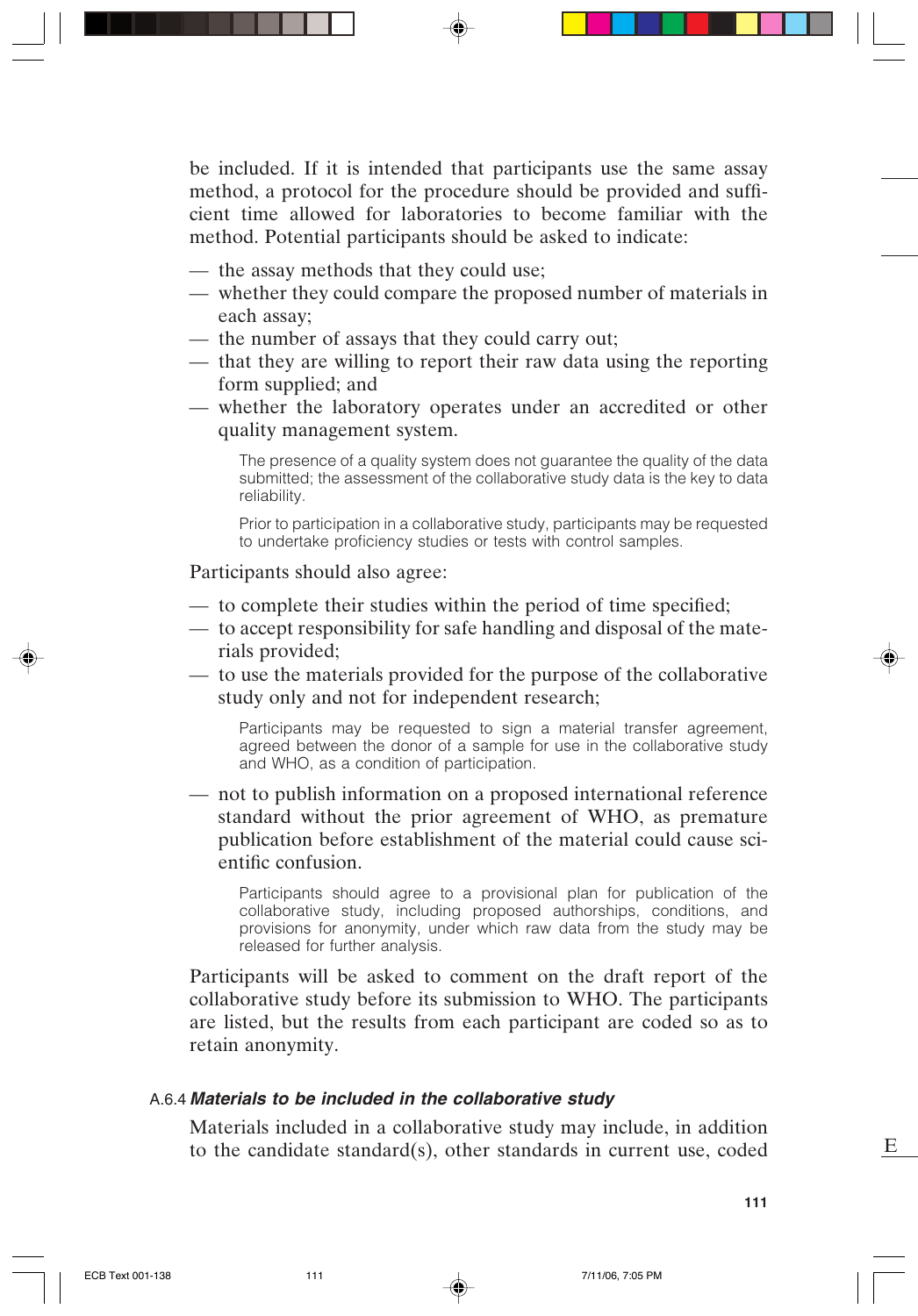be included. If it is intended that participants use the same assay method, a protocol for the procedure should be provided and sufficient time allowed for laboratories to become familiar with the method. Potential participants should be asked to indicate:

— the assay methods that they could use;
— whether they could compare the proposed number of materials in each assay;
— the number of assays that they could carry out;
— that they are willing to report their raw data using the reporting form supplied; and
— whether the laboratory operates under an accredited or other quality management system.

> The presence of a quality system does not guarantee the quality of the data submitted; the assessment of the collaborative study data is the key to data reliability.
>
> Prior to participation in a collaborative study, participants may be requested to undertake proficiency studies or tests with control samples.

Participants should also agree:

— to complete their studies within the period of time specified;
— to accept responsibility for safe handling and disposal of the materials provided;
— to use the materials provided for the purpose of the collaborative study only and not for independent research;

> Participants may be requested to sign a material transfer agreement, agreed between the donor of a sample for use in the collaborative study and WHO, as a condition of participation.

— not to publish information on a proposed international reference standard without the prior agreement of WHO, as premature publication before establishment of the material could cause scientific confusion.

> Participants should agree to a provisional plan for publication of the collaborative study, including proposed authorships, conditions, and provisions for anonymity, under which raw data from the study may be released for further analysis.

Participants will be asked to comment on the draft report of the collaborative study before its submission to WHO. The participants are listed, but the results from each participant are coded so as to retain anonymity.

### A.6.4 *Materials to be included in the collaborative study*

Materials included in a collaborative study may include, in addition to the candidate standard(s), other standards in current use, coded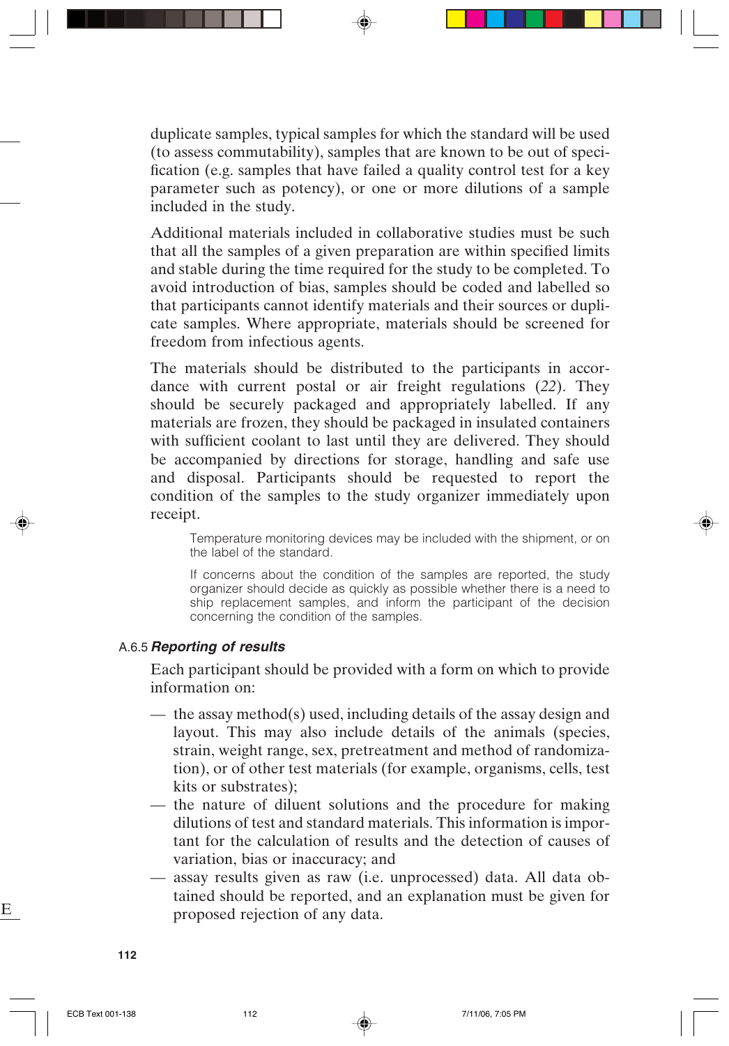duplicate samples, typical samples for which the standard will be used (to assess commutability), samples that are known to be out of specification (e.g. samples that have failed a quality control test for a key parameter such as potency), or one or more dilutions of a sample included in the study.

Additional materials included in collaborative studies must be such that all the samples of a given preparation are within specified limits and stable during the time required for the study to be completed. To avoid introduction of bias, samples should be coded and labelled so that participants cannot identify materials and their sources or duplicate samples. Where appropriate, materials should be screened for freedom from infectious agents.

The materials should be distributed to the participants in accordance with current postal or air freight regulations (*22*). They should be securely packaged and appropriately labelled. If any materials are frozen, they should be packaged in insulated containers with sufficient coolant to last until they are delivered. They should be accompanied by directions for storage, handling and safe use and disposal. Participants should be requested to report the condition of the samples to the study organizer immediately upon receipt.

> Temperature monitoring devices may be included with the shipment, or on the label of the standard.
>
> If concerns about the condition of the samples are reported, the study organizer should decide as quickly as possible whether there is a need to ship replacement samples, and inform the participant of the decision concerning the condition of the samples.

### A.6.5 *Reporting of results*

Each participant should be provided with a form on which to provide information on:

- the assay method(s) used, including details of the assay design and layout. This may also include details of the animals (species, strain, weight range, sex, pretreatment and method of randomization), or of other test materials (for example, organisms, cells, test kits or substrates);
- the nature of diluent solutions and the procedure for making dilutions of test and standard materials. This information is important for the calculation of results and the detection of causes of variation, bias or inaccuracy; and
- assay results given as raw (i.e. unprocessed) data. All data obtained should be reported, and an explanation must be given for proposed rejection of any data.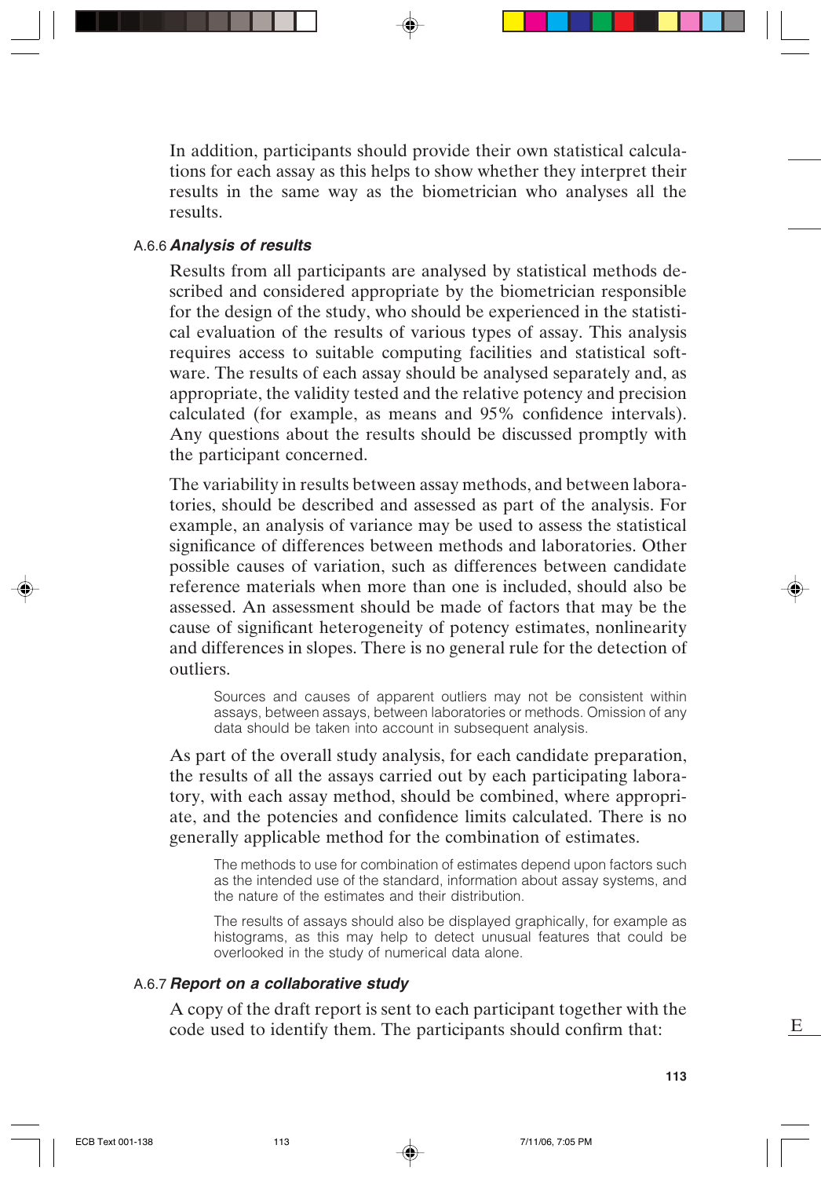In addition, participants should provide their own statistical calculations for each assay as this helps to show whether they interpret their results in the same way as the biometrician who analyses all the results.

### A.6.6 *Analysis of results*

Results from all participants are analysed by statistical methods described and considered appropriate by the biometrician responsible for the design of the study, who should be experienced in the statistical evaluation of the results of various types of assay. This analysis requires access to suitable computing facilities and statistical software. The results of each assay should be analysed separately and, as appropriate, the validity tested and the relative potency and precision calculated (for example, as means and 95% confidence intervals). Any questions about the results should be discussed promptly with the participant concerned.

The variability in results between assay methods, and between laboratories, should be described and assessed as part of the analysis. For example, an analysis of variance may be used to assess the statistical significance of differences between methods and laboratories. Other possible causes of variation, such as differences between candidate reference materials when more than one is included, should also be assessed. An assessment should be made of factors that may be the cause of significant heterogeneity of potency estimates, nonlinearity and differences in slopes. There is no general rule for the detection of outliers.

> Sources and causes of apparent outliers may not be consistent within assays, between assays, between laboratories or methods. Omission of any data should be taken into account in subsequent analysis.

As part of the overall study analysis, for each candidate preparation, the results of all the assays carried out by each participating laboratory, with each assay method, should be combined, where appropriate, and the potencies and confidence limits calculated. There is no generally applicable method for the combination of estimates.

> The methods to use for combination of estimates depend upon factors such as the intended use of the standard, information about assay systems, and the nature of the estimates and their distribution.
>
> The results of assays should also be displayed graphically, for example as histograms, as this may help to detect unusual features that could be overlooked in the study of numerical data alone.

### A.6.7 *Report on a collaborative study*

A copy of the draft report is sent to each participant together with the code used to identify them. The participants should confirm that: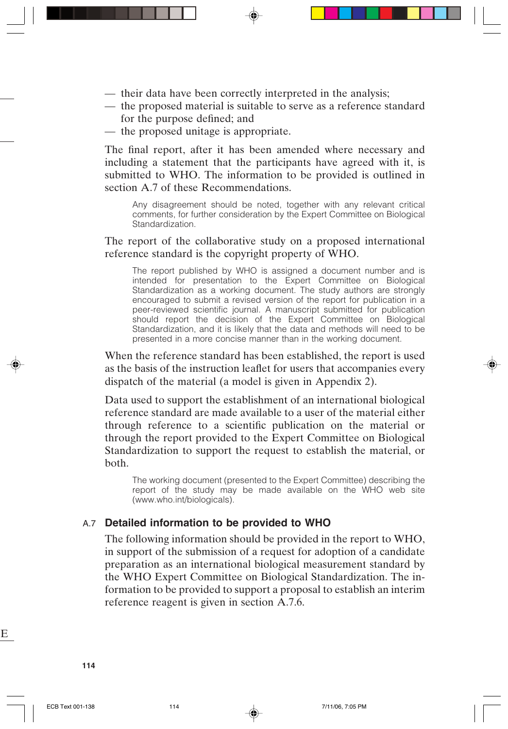- their data have been correctly interpreted in the analysis;
- the proposed material is suitable to serve as a reference standard for the purpose defined; and
- the proposed unitage is appropriate.

The final report, after it has been amended where necessary and including a statement that the participants have agreed with it, is submitted to WHO. The information to be provided is outlined in section A.7 of these Recommendations.

> Any disagreement should be noted, together with any relevant critical comments, for further consideration by the Expert Committee on Biological Standardization.

The report of the collaborative study on a proposed international reference standard is the copyright property of WHO.

> The report published by WHO is assigned a document number and is intended for presentation to the Expert Committee on Biological Standardization as a working document. The study authors are strongly encouraged to submit a revised version of the report for publication in a peer-reviewed scientific journal. A manuscript submitted for publication should report the decision of the Expert Committee on Biological Standardization, and it is likely that the data and methods will need to be presented in a more concise manner than in the working document.

When the reference standard has been established, the report is used as the basis of the instruction leaflet for users that accompanies every dispatch of the material (a model is given in Appendix 2).

Data used to support the establishment of an international biological reference standard are made available to a user of the material either through reference to a scientific publication on the material or through the report provided to the Expert Committee on Biological Standardization to support the request to establish the material, or both.

> The working document (presented to the Expert Committee) describing the report of the study may be made available on the WHO web site (www.who.int/biologicals).

## A.7 Detailed information to be provided to WHO

The following information should be provided in the report to WHO, in support of the submission of a request for adoption of a candidate preparation as an international biological measurement standard by the WHO Expert Committee on Biological Standardization. The information to be provided to support a proposal to establish an interim reference reagent is given in section A.7.6.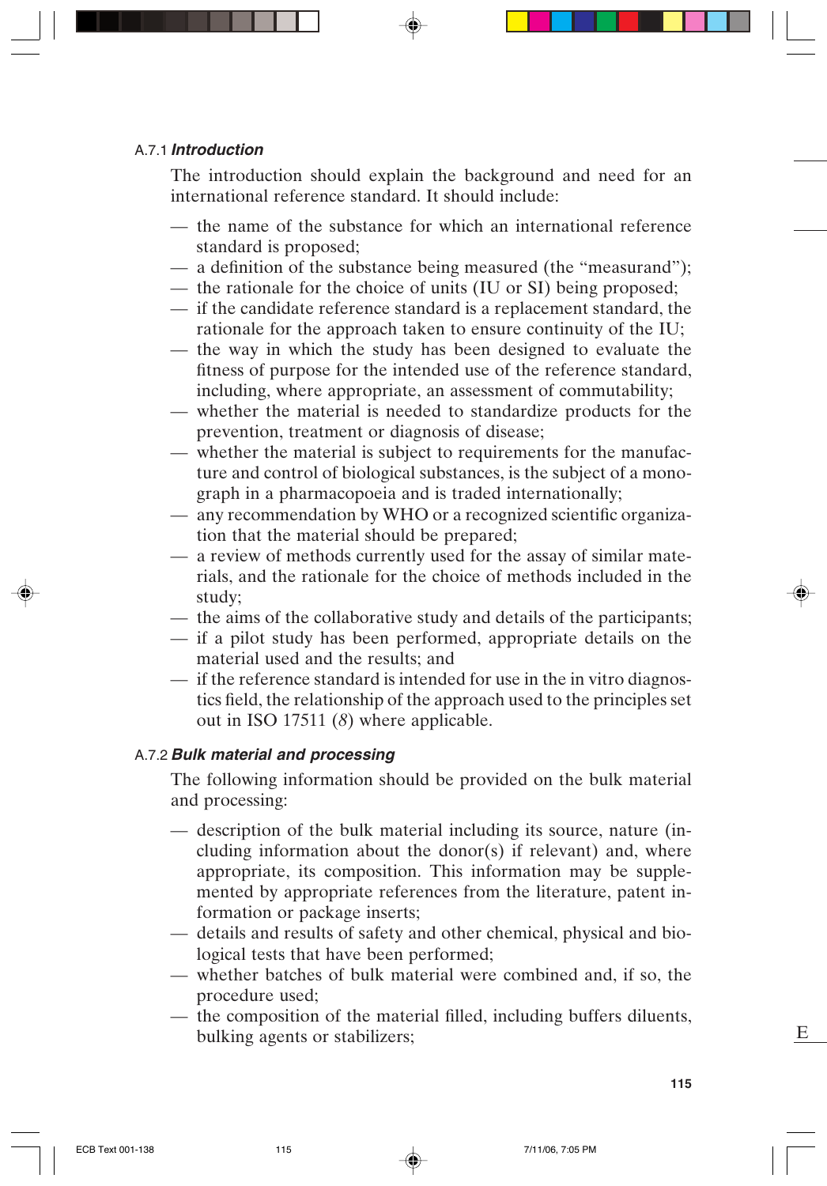### A.7.1 *Introduction*

The introduction should explain the background and need for an international reference standard. It should include:

- the name of the substance for which an international reference standard is proposed;
- a definition of the substance being measured (the "measurand");
- the rationale for the choice of units (IU or SI) being proposed;
- if the candidate reference standard is a replacement standard, the rationale for the approach taken to ensure continuity of the IU;
- the way in which the study has been designed to evaluate the fitness of purpose for the intended use of the reference standard, including, where appropriate, an assessment of commutability;
- whether the material is needed to standardize products for the prevention, treatment or diagnosis of disease;
- whether the material is subject to requirements for the manufacture and control of biological substances, is the subject of a monograph in a pharmacopoeia and is traded internationally;
- any recommendation by WHO or a recognized scientific organization that the material should be prepared;
- a review of methods currently used for the assay of similar materials, and the rationale for the choice of methods included in the study;
- the aims of the collaborative study and details of the participants;
- if a pilot study has been performed, appropriate details on the material used and the results; and
- if the reference standard is intended for use in the in vitro diagnostics field, the relationship of the approach used to the principles set out in ISO 17511 (*8*) where applicable.

### A.7.2 *Bulk material and processing*

The following information should be provided on the bulk material and processing:

- description of the bulk material including its source, nature (including information about the donor(s) if relevant) and, where appropriate, its composition. This information may be supplemented by appropriate references from the literature, patent information or package inserts;
- details and results of safety and other chemical, physical and biological tests that have been performed;
- whether batches of bulk material were combined and, if so, the procedure used;
- the composition of the material filled, including buffers diluents, bulking agents or stabilizers;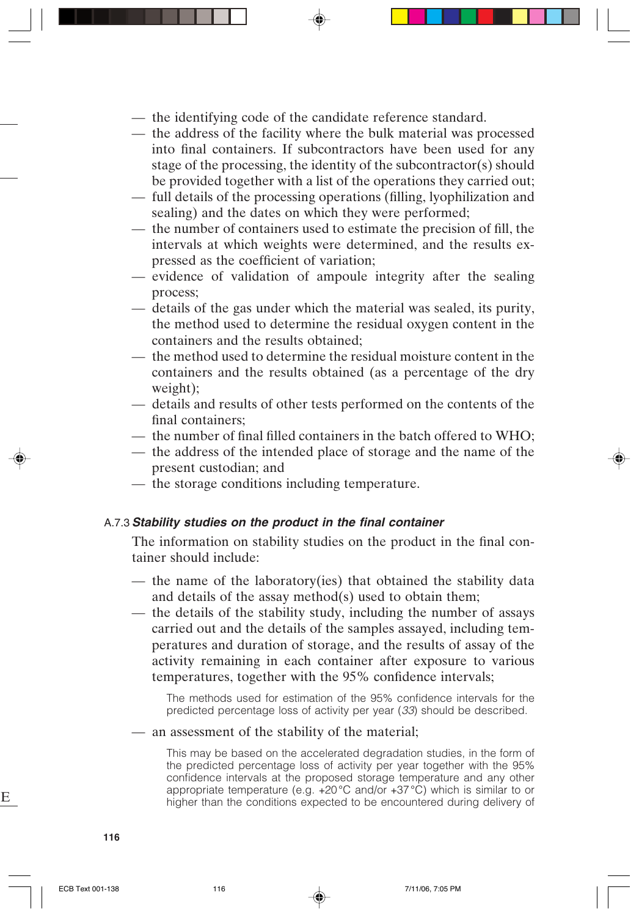- the identifying code of the candidate reference standard.
- the address of the facility where the bulk material was processed into final containers. If subcontractors have been used for any stage of the processing, the identity of the subcontractor(s) should be provided together with a list of the operations they carried out;
- full details of the processing operations (filling, lyophilization and sealing) and the dates on which they were performed;
- the number of containers used to estimate the precision of fill, the intervals at which weights were determined, and the results expressed as the coefficient of variation;
- evidence of validation of ampoule integrity after the sealing process;
- details of the gas under which the material was sealed, its purity, the method used to determine the residual oxygen content in the containers and the results obtained;
- the method used to determine the residual moisture content in the containers and the results obtained (as a percentage of the dry weight);
- details and results of other tests performed on the contents of the final containers;
- the number of final filled containers in the batch offered to WHO;
- the address of the intended place of storage and the name of the present custodian; and
- the storage conditions including temperature.

### A.7.3 *Stability studies on the product in the final container*

The information on stability studies on the product in the final container should include:

- the name of the laboratory(ies) that obtained the stability data and details of the assay method(s) used to obtain them;
- the details of the stability study, including the number of assays carried out and the details of the samples assayed, including temperatures and duration of storage, and the results of assay of the activity remaining in each container after exposure to various temperatures, together with the 95% confidence intervals;

  The methods used for estimation of the 95% confidence intervals for the predicted percentage loss of activity per year (*33*) should be described.

- an assessment of the stability of the material;

  This may be based on the accelerated degradation studies, in the form of the predicted percentage loss of activity per year together with the 95% confidence intervals at the proposed storage temperature and any other appropriate temperature (e.g. +20 °C and/or +37 °C) which is similar to or higher than the conditions expected to be encountered during delivery of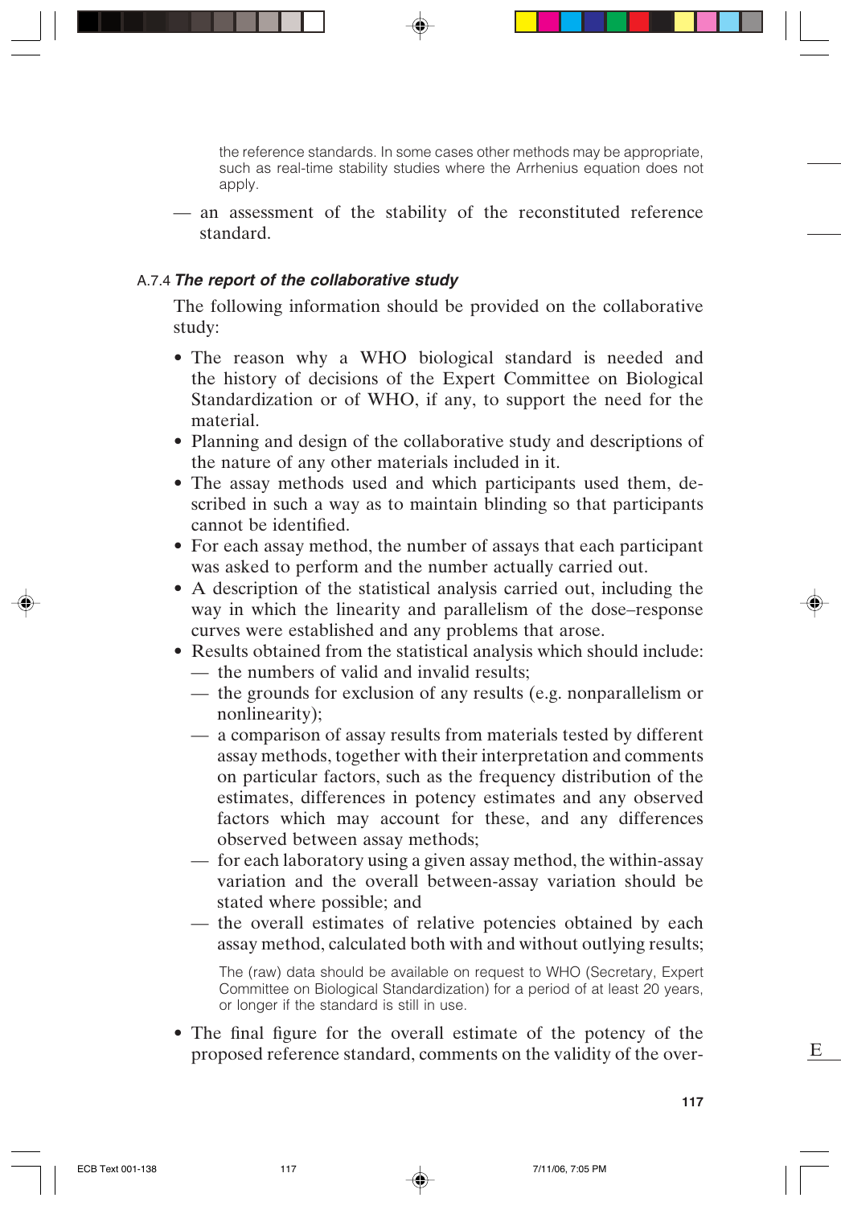the reference standards. In some cases other methods may be appropriate, such as real-time stability studies where the Arrhenius equation does not apply.

— an assessment of the stability of the reconstituted reference standard.

### A.7.4 *The report of the collaborative study*

The following information should be provided on the collaborative study:

- The reason why a WHO biological standard is needed and the history of decisions of the Expert Committee on Biological Standardization or of WHO, if any, to support the need for the material.
- Planning and design of the collaborative study and descriptions of the nature of any other materials included in it.
- The assay methods used and which participants used them, described in such a way as to maintain blinding so that participants cannot be identified.
- For each assay method, the number of assays that each participant was asked to perform and the number actually carried out.
- A description of the statistical analysis carried out, including the way in which the linearity and parallelism of the dose–response curves were established and any problems that arose.
- Results obtained from the statistical analysis which should include:
  - — the numbers of valid and invalid results;
  - — the grounds for exclusion of any results (e.g. nonparallelism or nonlinearity);
  - — a comparison of assay results from materials tested by different assay methods, together with their interpretation and comments on particular factors, such as the frequency distribution of the estimates, differences in potency estimates and any observed factors which may account for these, and any differences observed between assay methods;
  - — for each laboratory using a given assay method, the within-assay variation and the overall between-assay variation should be stated where possible; and
  - — the overall estimates of relative potencies obtained by each assay method, calculated both with and without outlying results;

  The (raw) data should be available on request to WHO (Secretary, Expert Committee on Biological Standardization) for a period of at least 20 years, or longer if the standard is still in use.

- The final figure for the overall estimate of the potency of the proposed reference standard, comments on the validity of the over-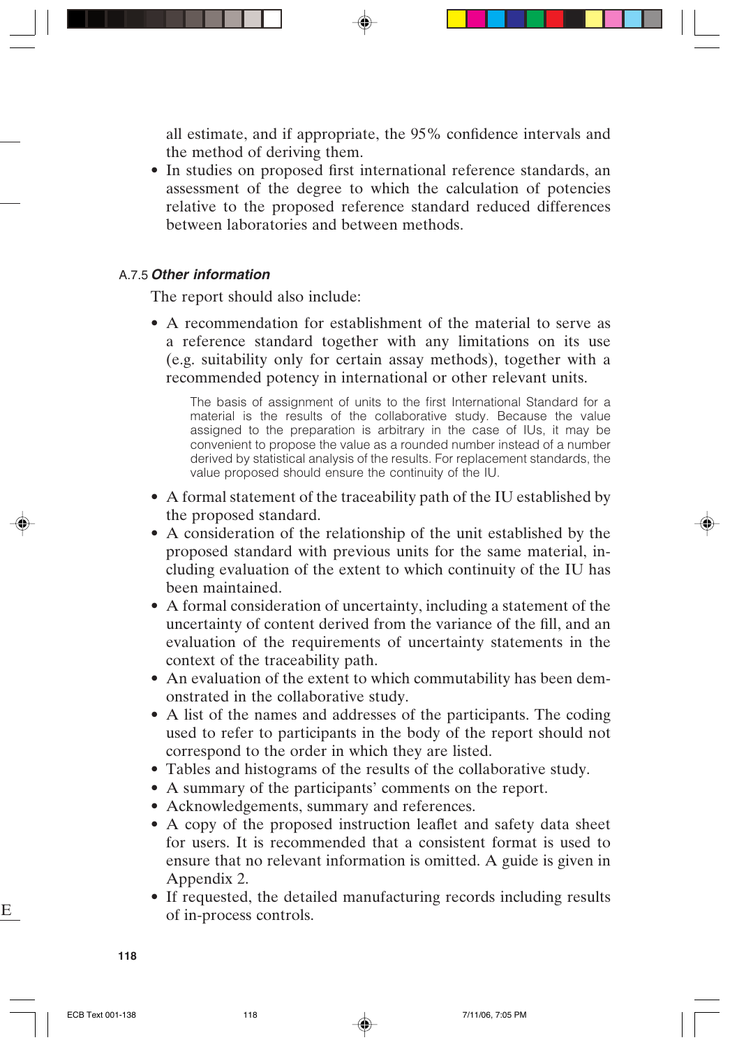all estimate, and if appropriate, the 95% confidence intervals and the method of deriving them.

- In studies on proposed first international reference standards, an assessment of the degree to which the calculation of potencies relative to the proposed reference standard reduced differences between laboratories and between methods.

A.7.5 ***Other information***

The report should also include:

- A recommendation for establishment of the material to serve as a reference standard together with any limitations on its use (e.g. suitability only for certain assay methods), together with a recommended potency in international or other relevant units.

  The basis of assignment of units to the first International Standard for a material is the results of the collaborative study. Because the value assigned to the preparation is arbitrary in the case of IUs, it may be convenient to propose the value as a rounded number instead of a number derived by statistical analysis of the results. For replacement standards, the value proposed should ensure the continuity of the IU.

- A formal statement of the traceability path of the IU established by the proposed standard.
- A consideration of the relationship of the unit established by the proposed standard with previous units for the same material, including evaluation of the extent to which continuity of the IU has been maintained.
- A formal consideration of uncertainty, including a statement of the uncertainty of content derived from the variance of the fill, and an evaluation of the requirements of uncertainty statements in the context of the traceability path.
- An evaluation of the extent to which commutability has been demonstrated in the collaborative study.
- A list of the names and addresses of the participants. The coding used to refer to participants in the body of the report should not correspond to the order in which they are listed.
- Tables and histograms of the results of the collaborative study.
- A summary of the participants' comments on the report.
- Acknowledgements, summary and references.
- A copy of the proposed instruction leaflet and safety data sheet for users. It is recommended that a consistent format is used to ensure that no relevant information is omitted. A guide is given in Appendix 2.
- If requested, the detailed manufacturing records including results of in-process controls.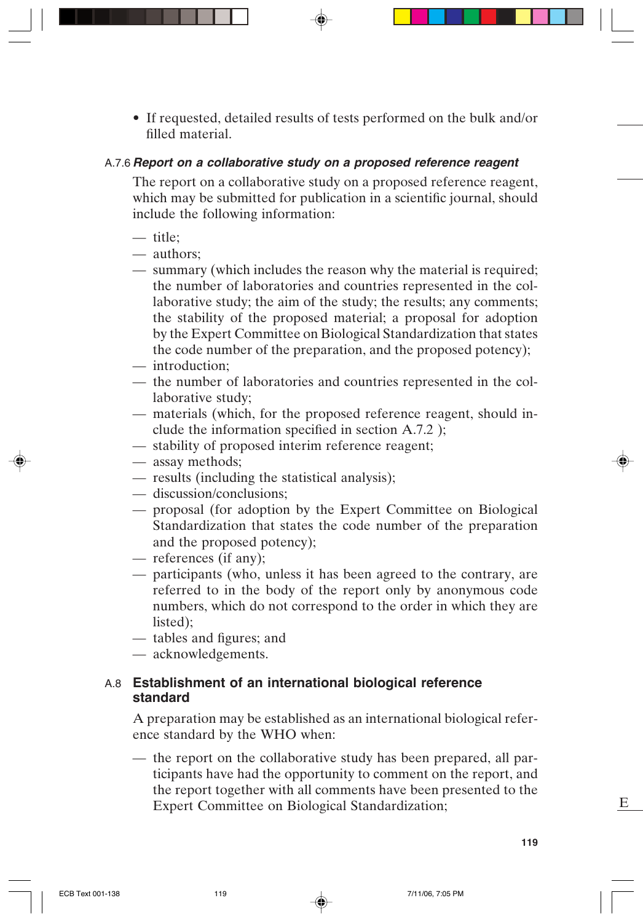- If requested, detailed results of tests performed on the bulk and/or filled material.

### A.7.6 *Report on a collaborative study on a proposed reference reagent*

The report on a collaborative study on a proposed reference reagent, which may be submitted for publication in a scientific journal, should include the following information:

- — title;
- — authors;
- — summary (which includes the reason why the material is required; the number of laboratories and countries represented in the collaborative study; the aim of the study; the results; any comments; the stability of the proposed material; a proposal for adoption by the Expert Committee on Biological Standardization that states the code number of the preparation, and the proposed potency);
- — introduction;
- — the number of laboratories and countries represented in the collaborative study;
- — materials (which, for the proposed reference reagent, should include the information specified in section A.7.2 );
- — stability of proposed interim reference reagent;
- — assay methods;
- — results (including the statistical analysis);
- — discussion/conclusions;
- — proposal (for adoption by the Expert Committee on Biological Standardization that states the code number of the preparation and the proposed potency);
- — references (if any);
- — participants (who, unless it has been agreed to the contrary, are referred to in the body of the report only by anonymous code numbers, which do not correspond to the order in which they are listed);
- — tables and figures; and
- — acknowledgements.

## A.8 Establishment of an international biological reference standard

A preparation may be established as an international biological reference standard by the WHO when:

- — the report on the collaborative study has been prepared, all participants have had the opportunity to comment on the report, and the report together with all comments have been presented to the Expert Committee on Biological Standardization;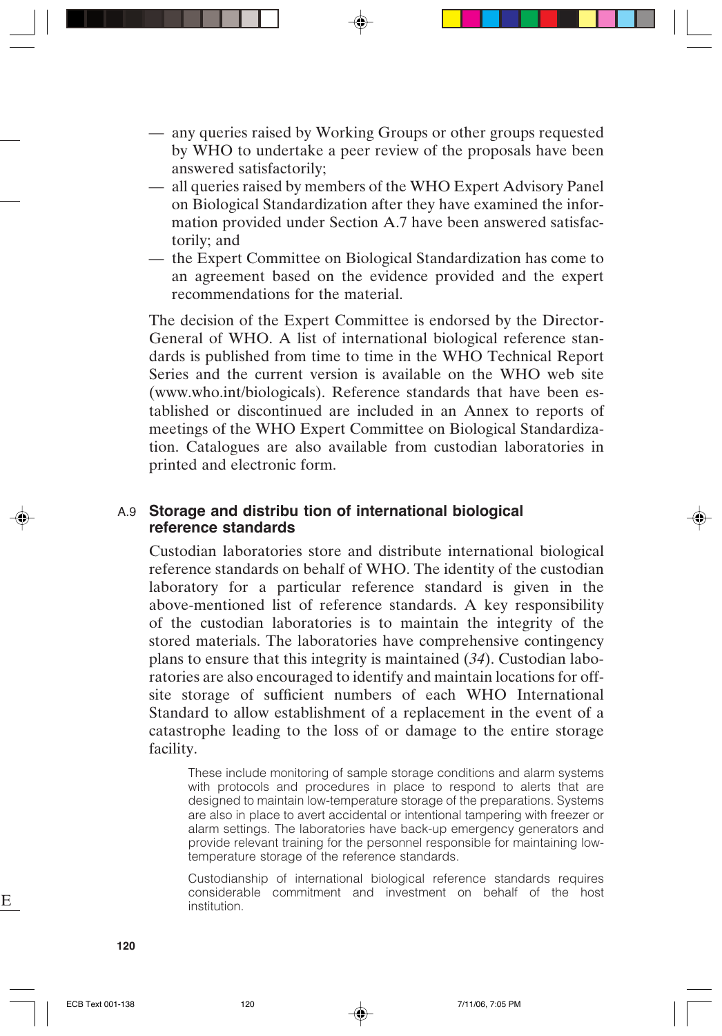- any queries raised by Working Groups or other groups requested by WHO to undertake a peer review of the proposals have been answered satisfactorily;
- all queries raised by members of the WHO Expert Advisory Panel on Biological Standardization after they have examined the information provided under Section A.7 have been answered satisfactorily; and
- the Expert Committee on Biological Standardization has come to an agreement based on the evidence provided and the expert recommendations for the material.

The decision of the Expert Committee is endorsed by the Director-General of WHO. A list of international biological reference standards is published from time to time in the WHO Technical Report Series and the current version is available on the WHO web site (www.who.int/biologicals). Reference standards that have been established or discontinued are included in an Annex to reports of meetings of the WHO Expert Committee on Biological Standardization. Catalogues are also available from custodian laboratories in printed and electronic form.

## A.9 Storage and distribu tion of international biological reference standards

Custodian laboratories store and distribute international biological reference standards on behalf of WHO. The identity of the custodian laboratory for a particular reference standard is given in the above-mentioned list of reference standards. A key responsibility of the custodian laboratories is to maintain the integrity of the stored materials. The laboratories have comprehensive contingency plans to ensure that this integrity is maintained (*34*). Custodian laboratories are also encouraged to identify and maintain locations for off-site storage of sufficient numbers of each WHO International Standard to allow establishment of a replacement in the event of a catastrophe leading to the loss of or damage to the entire storage facility.

These include monitoring of sample storage conditions and alarm systems with protocols and procedures in place to respond to alerts that are designed to maintain low-temperature storage of the preparations. Systems are also in place to avert accidental or intentional tampering with freezer or alarm settings. The laboratories have back-up emergency generators and provide relevant training for the personnel responsible for maintaining low-temperature storage of the reference standards.

Custodianship of international biological reference standards requires considerable commitment and investment on behalf of the host institution.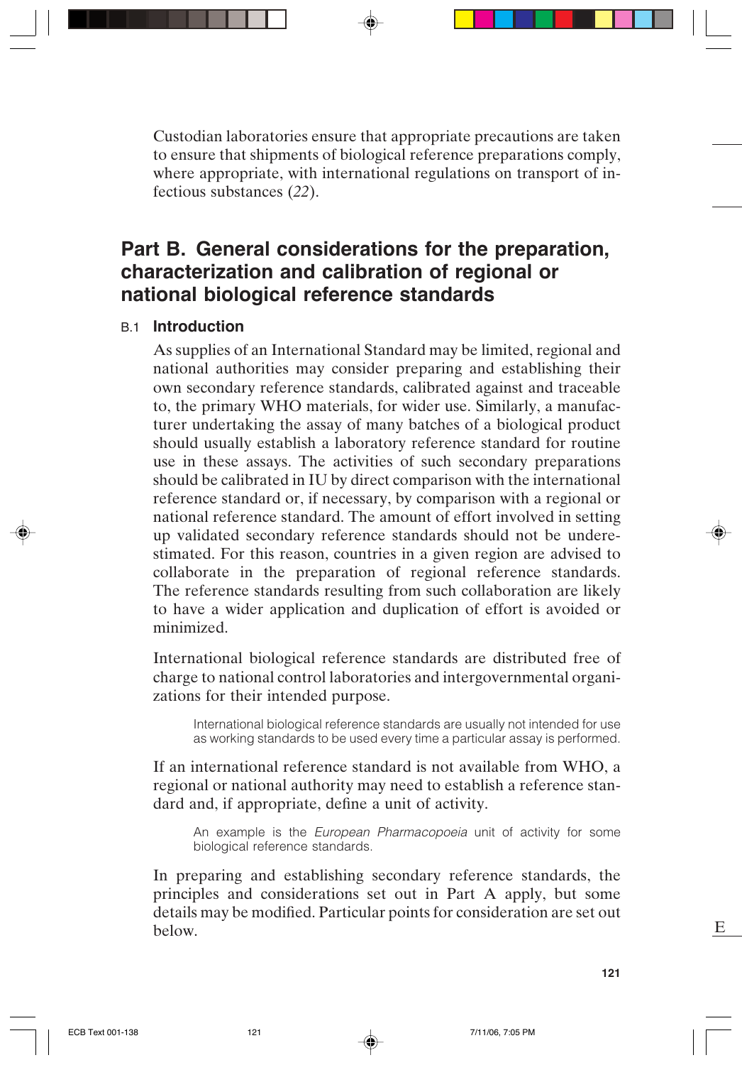Custodian laboratories ensure that appropriate precautions are taken to ensure that shipments of biological reference preparations comply, where appropriate, with international regulations on transport of infectious substances (*22*).

# Part B. General considerations for the preparation, characterization and calibration of regional or national biological reference standards

## B.1 Introduction

As supplies of an International Standard may be limited, regional and national authorities may consider preparing and establishing their own secondary reference standards, calibrated against and traceable to, the primary WHO materials, for wider use. Similarly, a manufacturer undertaking the assay of many batches of a biological product should usually establish a laboratory reference standard for routine use in these assays. The activities of such secondary preparations should be calibrated in IU by direct comparison with the international reference standard or, if necessary, by comparison with a regional or national reference standard. The amount of effort involved in setting up validated secondary reference standards should not be underestimated. For this reason, countries in a given region are advised to collaborate in the preparation of regional reference standards. The reference standards resulting from such collaboration are likely to have a wider application and duplication of effort is avoided or minimized.

International biological reference standards are distributed free of charge to national control laboratories and intergovernmental organizations for their intended purpose.

> International biological reference standards are usually not intended for use as working standards to be used every time a particular assay is performed.

If an international reference standard is not available from WHO, a regional or national authority may need to establish a reference standard and, if appropriate, define a unit of activity.

> An example is the *European Pharmacopoeia* unit of activity for some biological reference standards.

In preparing and establishing secondary reference standards, the principles and considerations set out in Part A apply, but some details may be modified. Particular points for consideration are set out below.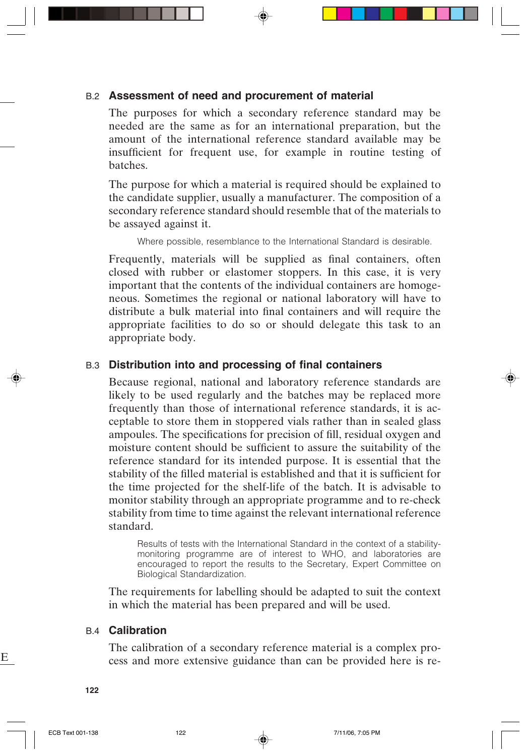### B.2 Assessment of need and procurement of material

The purposes for which a secondary reference standard may be needed are the same as for an international preparation, but the amount of the international reference standard available may be insufficient for frequent use, for example in routine testing of batches.

The purpose for which a material is required should be explained to the candidate supplier, usually a manufacturer. The composition of a secondary reference standard should resemble that of the materials to be assayed against it.

> Where possible, resemblance to the International Standard is desirable.

Frequently, materials will be supplied as final containers, often closed with rubber or elastomer stoppers. In this case, it is very important that the contents of the individual containers are homogeneous. Sometimes the regional or national laboratory will have to distribute a bulk material into final containers and will require the appropriate facilities to do so or should delegate this task to an appropriate body.

### B.3 Distribution into and processing of final containers

Because regional, national and laboratory reference standards are likely to be used regularly and the batches may be replaced more frequently than those of international reference standards, it is acceptable to store them in stoppered vials rather than in sealed glass ampoules. The specifications for precision of fill, residual oxygen and moisture content should be sufficient to assure the suitability of the reference standard for its intended purpose. It is essential that the stability of the filled material is established and that it is sufficient for the time projected for the shelf-life of the batch. It is advisable to monitor stability through an appropriate programme and to re-check stability from time to time against the relevant international reference standard.

> Results of tests with the International Standard in the context of a stability-monitoring programme are of interest to WHO, and laboratories are encouraged to report the results to the Secretary, Expert Committee on Biological Standardization.

The requirements for labelling should be adapted to suit the context in which the material has been prepared and will be used.

### B.4 Calibration

The calibration of a secondary reference material is a complex process and more extensive guidance than can be provided here is re-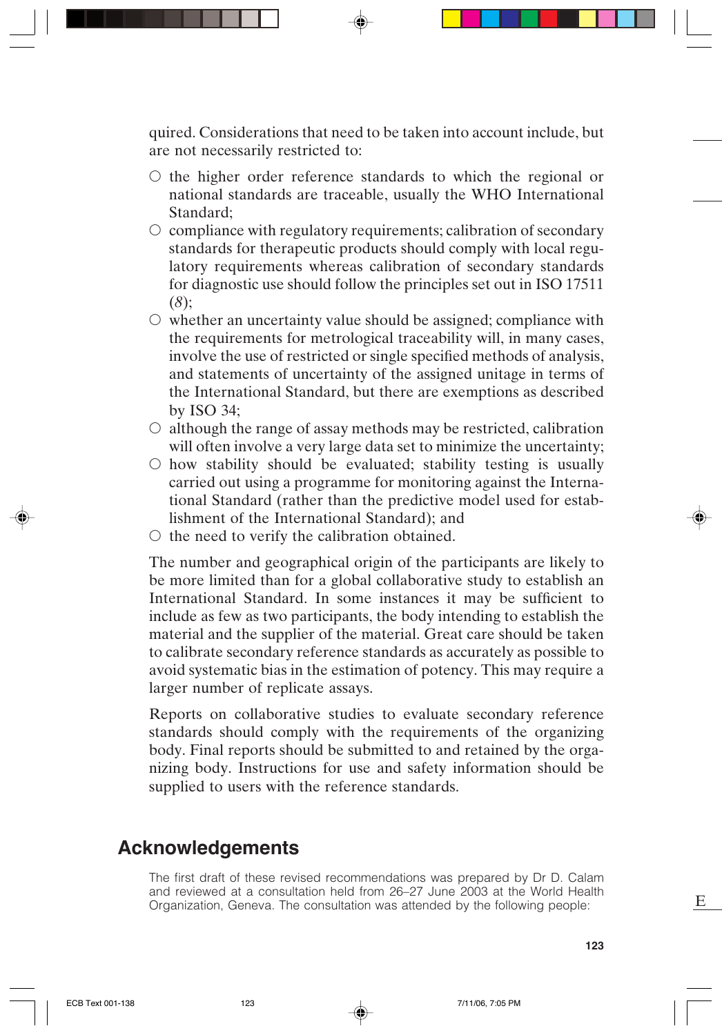quired. Considerations that need to be taken into account include, but are not necessarily restricted to:

- the higher order reference standards to which the regional or national standards are traceable, usually the WHO International Standard;
- compliance with regulatory requirements; calibration of secondary standards for therapeutic products should comply with local regulatory requirements whereas calibration of secondary standards for diagnostic use should follow the principles set out in ISO 17511 (*8*);
- whether an uncertainty value should be assigned; compliance with the requirements for metrological traceability will, in many cases, involve the use of restricted or single specified methods of analysis, and statements of uncertainty of the assigned unitage in terms of the International Standard, but there are exemptions as described by ISO 34;
- although the range of assay methods may be restricted, calibration will often involve a very large data set to minimize the uncertainty;
- how stability should be evaluated; stability testing is usually carried out using a programme for monitoring against the International Standard (rather than the predictive model used for establishment of the International Standard); and
- the need to verify the calibration obtained.

The number and geographical origin of the participants are likely to be more limited than for a global collaborative study to establish an International Standard. In some instances it may be sufficient to include as few as two participants, the body intending to establish the material and the supplier of the material. Great care should be taken to calibrate secondary reference standards as accurately as possible to avoid systematic bias in the estimation of potency. This may require a larger number of replicate assays.

Reports on collaborative studies to evaluate secondary reference standards should comply with the requirements of the organizing body. Final reports should be submitted to and retained by the organizing body. Instructions for use and safety information should be supplied to users with the reference standards.

## Acknowledgements

The first draft of these revised recommendations was prepared by Dr D. Calam and reviewed at a consultation held from 26–27 June 2003 at the World Health Organization, Geneva. The consultation was attended by the following people: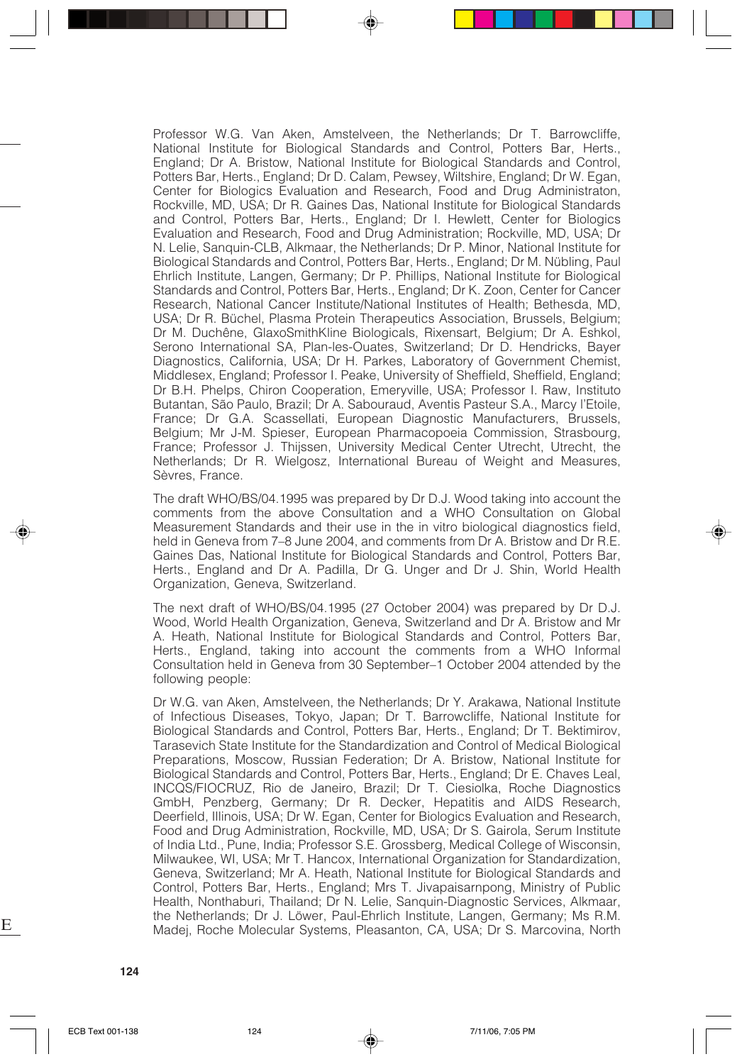Professor W.G. Van Aken, Amstelveen, the Netherlands; Dr T. Barrowcliffe, National Institute for Biological Standards and Control, Potters Bar, Herts., England; Dr A. Bristow, National Institute for Biological Standards and Control, Potters Bar, Herts., England; Dr D. Calam, Pewsey, Wiltshire, England; Dr W. Egan, Center for Biologics Evaluation and Research, Food and Drug Administraton, Rockville, MD, USA; Dr R. Gaines Das, National Institute for Biological Standards and Control, Potters Bar, Herts., England; Dr I. Hewlett, Center for Biologics Evaluation and Research, Food and Drug Administration; Rockville, MD, USA; Dr N. Lelie, Sanquin-CLB, Alkmaar, the Netherlands; Dr P. Minor, National Institute for Biological Standards and Control, Potters Bar, Herts., England; Dr M. Nübling, Paul Ehrlich Institute, Langen, Germany; Dr P. Phillips, National Institute for Biological Standards and Control, Potters Bar, Herts., England; Dr K. Zoon, Center for Cancer Research, National Cancer Institute/National Institutes of Health; Bethesda, MD, USA; Dr R. Büchel, Plasma Protein Therapeutics Association, Brussels, Belgium; Dr M. Duchêne, GlaxoSmithKline Biologicals, Rixensart, Belgium; Dr A. Eshkol, Serono International SA, Plan-les-Ouates, Switzerland; Dr D. Hendricks, Bayer Diagnostics, California, USA; Dr H. Parkes, Laboratory of Government Chemist, Middlesex, England; Professor I. Peake, University of Sheffield, Sheffield, England; Dr B.H. Phelps, Chiron Cooperation, Emeryville, USA; Professor I. Raw, Instituto Butantan, São Paulo, Brazil; Dr A. Sabouraud, Aventis Pasteur S.A., Marcy l'Etoile, France; Dr G.A. Scassellati, European Diagnostic Manufacturers, Brussels, Belgium; Mr J-M. Spieser, European Pharmacopoeia Commission, Strasbourg, France; Professor J. Thijssen, University Medical Center Utrecht, Utrecht, the Netherlands; Dr R. Wielgosz, International Bureau of Weight and Measures, Sèvres, France.

The draft WHO/BS/04.1995 was prepared by Dr D.J. Wood taking into account the comments from the above Consultation and a WHO Consultation on Global Measurement Standards and their use in the in vitro biological diagnostics field, held in Geneva from 7–8 June 2004, and comments from Dr A. Bristow and Dr R.E. Gaines Das, National Institute for Biological Standards and Control, Potters Bar, Herts., England and Dr A. Padilla, Dr G. Unger and Dr J. Shin, World Health Organization, Geneva, Switzerland.

The next draft of WHO/BS/04.1995 (27 October 2004) was prepared by Dr D.J. Wood, World Health Organization, Geneva, Switzerland and Dr A. Bristow and Mr A. Heath, National Institute for Biological Standards and Control, Potters Bar, Herts., England, taking into account the comments from a WHO Informal Consultation held in Geneva from 30 September–1 October 2004 attended by the following people:

Dr W.G. van Aken, Amstelveen, the Netherlands; Dr Y. Arakawa, National Institute of Infectious Diseases, Tokyo, Japan; Dr T. Barrowcliffe, National Institute for Biological Standards and Control, Potters Bar, Herts., England; Dr T. Bektimirov, Tarasevich State Institute for the Standardization and Control of Medical Biological Preparations, Moscow, Russian Federation; Dr A. Bristow, National Institute for Biological Standards and Control, Potters Bar, Herts., England; Dr E. Chaves Leal, INCQS/FIOCRUZ, Rio de Janeiro, Brazil; Dr T. Ciesiolka, Roche Diagnostics GmbH, Penzberg, Germany; Dr R. Decker, Hepatitis and AIDS Research, Deerfield, Illinois, USA; Dr W. Egan, Center for Biologics Evaluation and Research, Food and Drug Administration, Rockville, MD, USA; Dr S. Gairola, Serum Institute of India Ltd., Pune, India; Professor S.E. Grossberg, Medical College of Wisconsin, Milwaukee, WI, USA; Mr T. Hancox, International Organization for Standardization, Geneva, Switzerland; Mr A. Heath, National Institute for Biological Standards and Control, Potters Bar, Herts., England; Mrs T. Jivapaisarnpong, Ministry of Public Health, Nonthaburi, Thailand; Dr N. Lelie, Sanquin-Diagnostic Services, Alkmaar, the Netherlands; Dr J. Löwer, Paul-Ehrlich Institute, Langen, Germany; Ms R.M. Madej, Roche Molecular Systems, Pleasanton, CA, USA; Dr S. Marcovina, North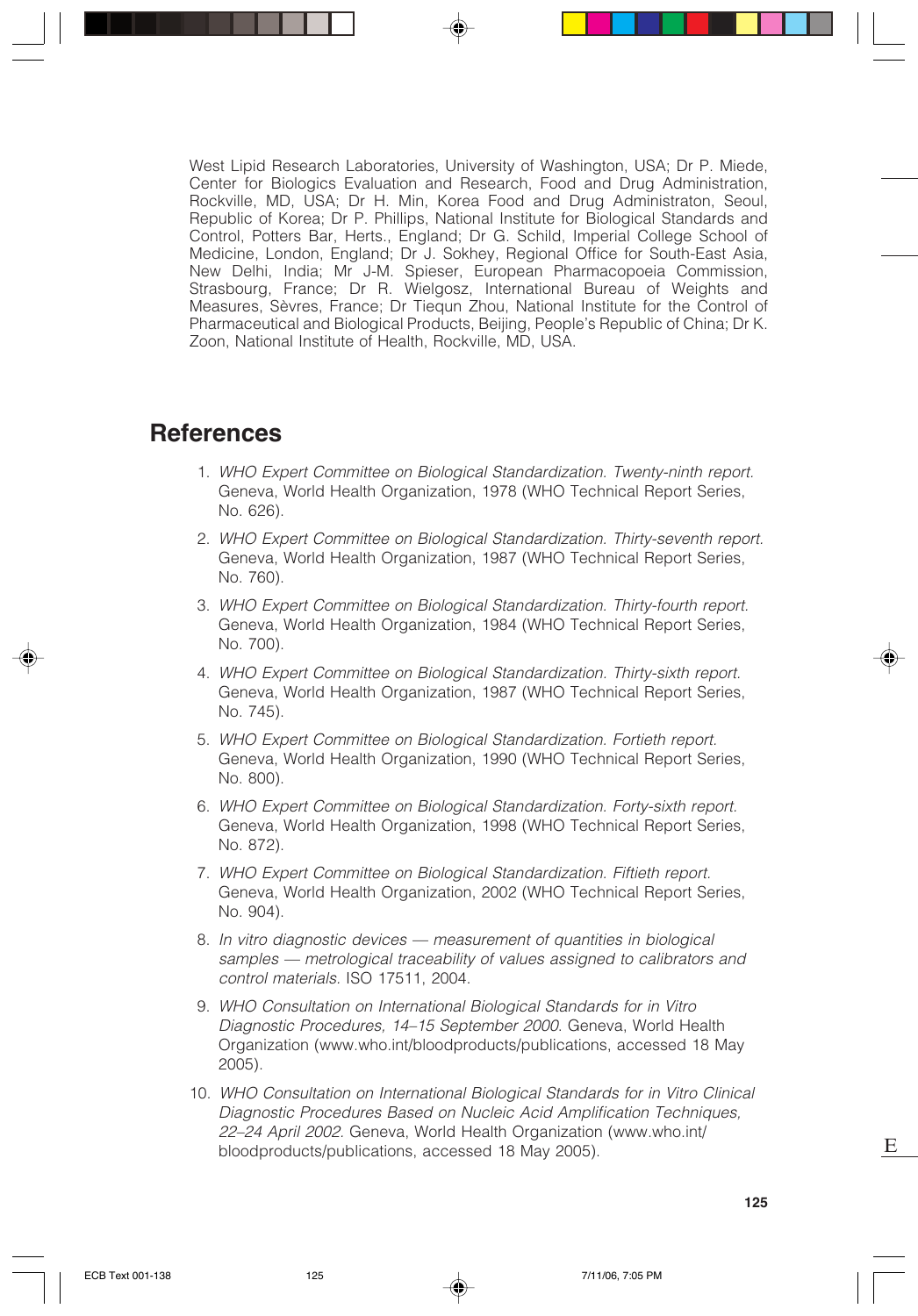West Lipid Research Laboratories, University of Washington, USA; Dr P. Miede, Center for Biologics Evaluation and Research, Food and Drug Administration, Rockville, MD, USA; Dr H. Min, Korea Food and Drug Administraton, Seoul, Republic of Korea; Dr P. Phillips, National Institute for Biological Standards and Control, Potters Bar, Herts., England; Dr G. Schild, Imperial College School of Medicine, London, England; Dr J. Sokhey, Regional Office for South-East Asia, New Delhi, India; Mr J-M. Spieser, European Pharmacopoeia Commission, Strasbourg, France; Dr R. Wielgosz, International Bureau of Weights and Measures, Sèvres, France; Dr Tiequn Zhou, National Institute for the Control of Pharmaceutical and Biological Products, Beijing, People's Republic of China; Dr K. Zoon, National Institute of Health, Rockville, MD, USA.

## References

1. *WHO Expert Committee on Biological Standardization. Twenty-ninth report.* Geneva, World Health Organization, 1978 (WHO Technical Report Series, No. 626).
2. *WHO Expert Committee on Biological Standardization. Thirty-seventh report.* Geneva, World Health Organization, 1987 (WHO Technical Report Series, No. 760).
3. *WHO Expert Committee on Biological Standardization. Thirty-fourth report.* Geneva, World Health Organization, 1984 (WHO Technical Report Series, No. 700).
4. *WHO Expert Committee on Biological Standardization. Thirty-sixth report.* Geneva, World Health Organization, 1987 (WHO Technical Report Series, No. 745).
5. *WHO Expert Committee on Biological Standardization. Fortieth report.* Geneva, World Health Organization, 1990 (WHO Technical Report Series, No. 800).
6. *WHO Expert Committee on Biological Standardization. Forty-sixth report.* Geneva, World Health Organization, 1998 (WHO Technical Report Series, No. 872).
7. *WHO Expert Committee on Biological Standardization. Fiftieth report.* Geneva, World Health Organization, 2002 (WHO Technical Report Series, No. 904).
8. *In vitro diagnostic devices — measurement of quantities in biological samples — metrological traceability of values assigned to calibrators and control materials.* ISO 17511, 2004.
9. *WHO Consultation on International Biological Standards for in Vitro Diagnostic Procedures, 14–15 September 2000.* Geneva, World Health Organization (www.who.int/bloodproducts/publications, accessed 18 May 2005).
10. *WHO Consultation on International Biological Standards for in Vitro Clinical Diagnostic Procedures Based on Nucleic Acid Amplification Techniques, 22–24 April 2002.* Geneva, World Health Organization (www.who.int/bloodproducts/publications, accessed 18 May 2005).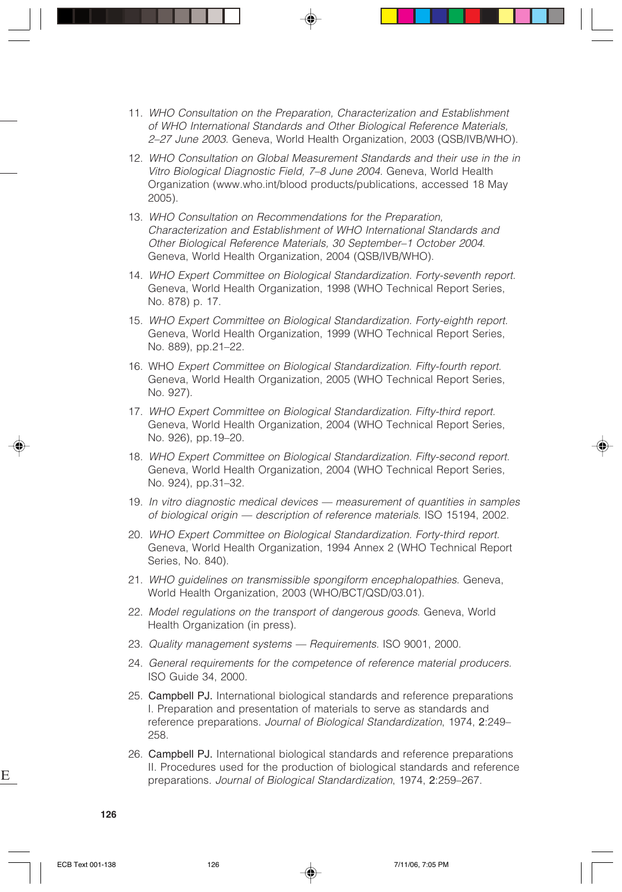11. *WHO Consultation on the Preparation, Characterization and Establishment of WHO International Standards and Other Biological Reference Materials, 2–27 June 2003*. Geneva, World Health Organization, 2003 (QSB/IVB/WHO).
12. *WHO Consultation on Global Measurement Standards and their use in the in Vitro Biological Diagnostic Field, 7–8 June 2004*. Geneva, World Health Organization (www.who.int/blood products/publications, accessed 18 May 2005).
13. *WHO Consultation on Recommendations for the Preparation, Characterization and Establishment of WHO International Standards and Other Biological Reference Materials, 30 September–1 October 2004*. Geneva, World Health Organization, 2004 (QSB/IVB/WHO).
14. *WHO Expert Committee on Biological Standardization. Forty-seventh report*. Geneva, World Health Organization, 1998 (WHO Technical Report Series, No. 878) p. 17.
15. *WHO Expert Committee on Biological Standardization. Forty-eighth report*. Geneva, World Health Organization, 1999 (WHO Technical Report Series, No. 889), pp.21–22.
16. WHO *Expert Committee on Biological Standardization. Fifty-fourth report*. Geneva, World Health Organization, 2005 (WHO Technical Report Series, No. 927).
17. *WHO Expert Committee on Biological Standardization. Fifty-third report*. Geneva, World Health Organization, 2004 (WHO Technical Report Series, No. 926), pp.19–20.
18. *WHO Expert Committee on Biological Standardization. Fifty-second report*. Geneva, World Health Organization, 2004 (WHO Technical Report Series, No. 924), pp.31–32.
19. *In vitro diagnostic medical devices — measurement of quantities in samples of biological origin — description of reference materials*. ISO 15194, 2002.
20. *WHO Expert Committee on Biological Standardization. Forty-third report*. Geneva, World Health Organization, 1994 Annex 2 (WHO Technical Report Series, No. 840).
21. *WHO guidelines on transmissible spongiform encephalopathies*. Geneva, World Health Organization, 2003 (WHO/BCT/QSD/03.01).
22. *Model regulations on the transport of dangerous goods*. Geneva, World Health Organization (in press).
23. *Quality management systems — Requirements*. ISO 9001, 2000.
24. *General requirements for the competence of reference material producers*. ISO Guide 34, 2000.
25. Campbell PJ. International biological standards and reference preparations I. Preparation and presentation of materials to serve as standards and reference preparations. *Journal of Biological Standardization*, 1974, **2**:249–258.
26. Campbell PJ. International biological standards and reference preparations II. Procedures used for the production of biological standards and reference preparations. *Journal of Biological Standardization*, 1974, **2**:259–267.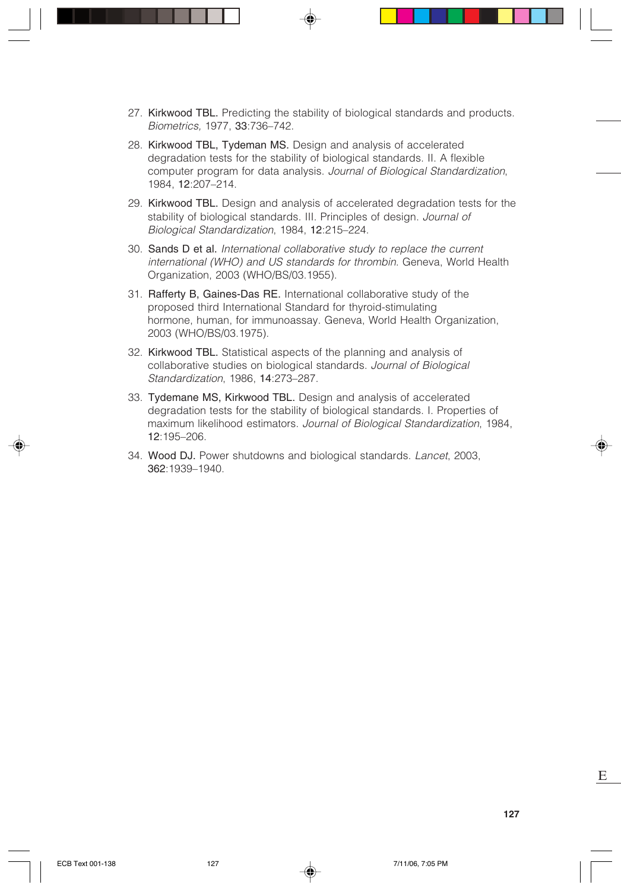27. **Kirkwood TBL.** Predicting the stability of biological standards and products. *Biometrics,* 1977, **33**:736–742.

28. **Kirkwood TBL, Tydeman MS.** Design and analysis of accelerated degradation tests for the stability of biological standards. II. A flexible computer program for data analysis. *Journal of Biological Standardization*, 1984, **12**:207–214.

29. **Kirkwood TBL.** Design and analysis of accelerated degradation tests for the stability of biological standards. III. Principles of design. *Journal of Biological Standardization*, 1984, **12**:215–224.

30. **Sands D et al.** *International collaborative study to replace the current international (WHO) and US standards for thrombin*. Geneva, World Health Organization, 2003 (WHO/BS/03.1955).

31. **Rafferty B, Gaines-Das RE.** International collaborative study of the proposed third International Standard for thyroid-stimulating hormone, human, for immunoassay. Geneva, World Health Organization, 2003 (WHO/BS/03.1975).

32. **Kirkwood TBL.** Statistical aspects of the planning and analysis of collaborative studies on biological standards. *Journal of Biological Standardization*, 1986, **14**:273–287.

33. **Tydemane MS, Kirkwood TBL.** Design and analysis of accelerated degradation tests for the stability of biological standards. I. Properties of maximum likelihood estimators. *Journal of Biological Standardization*, 1984, **12**:195–206.

34. **Wood DJ.** Power shutdowns and biological standards. *Lancet*, 2003, **362**:1939–1940.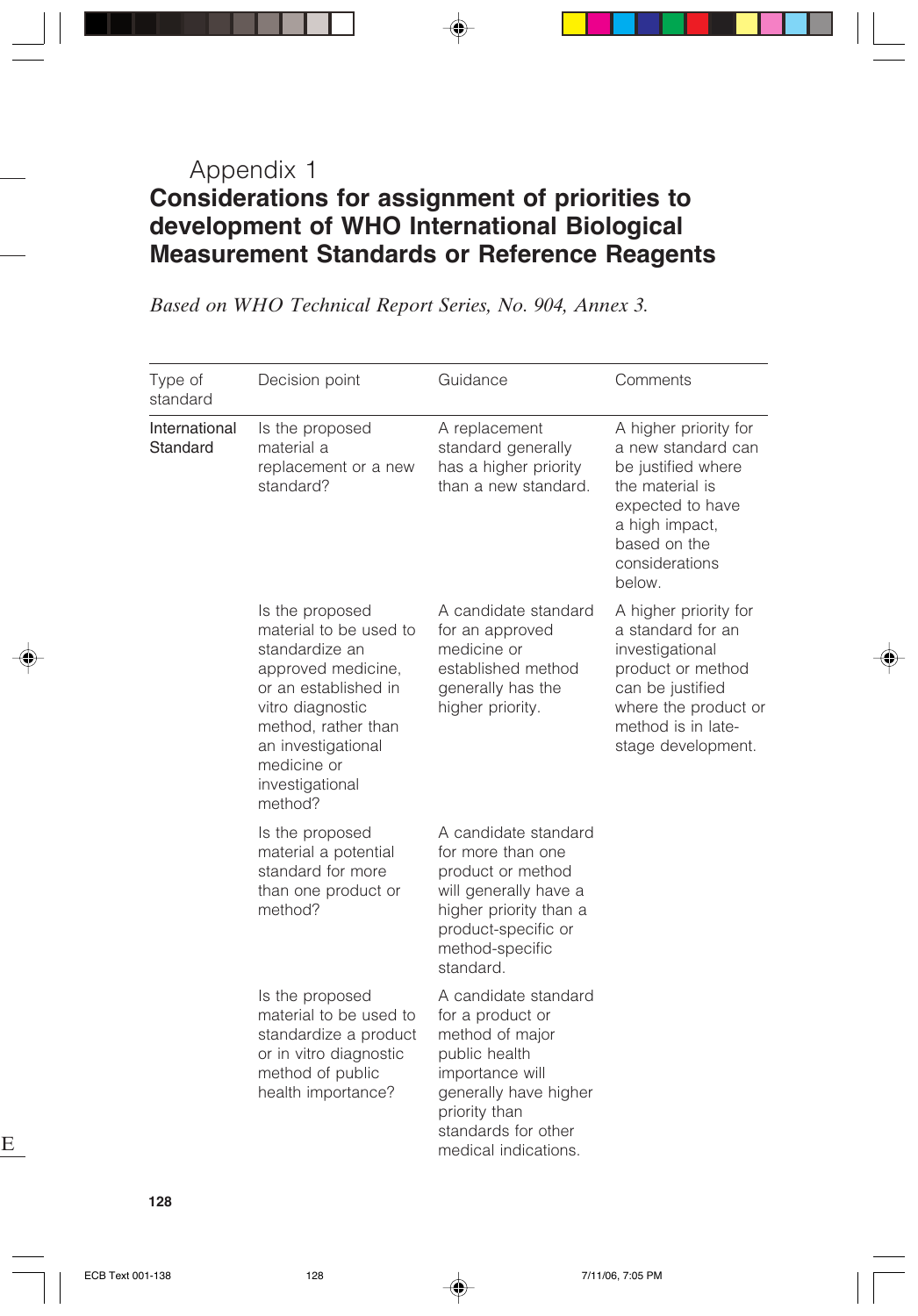# Appendix 1

## Considerations for assignment of priorities to development of WHO International Biological Measurement Standards or Reference Reagents

*Based on WHO Technical Report Series, No. 904, Annex 3.*

| Type of standard | Decision point | Guidance | Comments |
|---|---|---|---|
| International Standard | Is the proposed material a replacement or a new standard? | A replacement standard generally has a higher priority than a new standard. | A higher priority for a new standard can be justified where the material is expected to have a high impact, based on the considerations below. |
| | Is the proposed material to be used to standardize an approved medicine, or an established in vitro diagnostic method, rather than an investigational medicine or investigational method? | A candidate standard for an approved medicine or established method generally has the higher priority. | A higher priority for a standard for an investigational product or method can be justified where the product or method is in late-stage development. |
| | Is the proposed material a potential standard for more than one product or method? | A candidate standard for more than one product or method will generally have a higher priority than a product-specific or method-specific standard. | |
| | Is the proposed material to be used to standardize a product or in vitro diagnostic method of public health importance? | A candidate standard for a product or method of major public health importance will generally have higher priority than standards for other medical indications. | |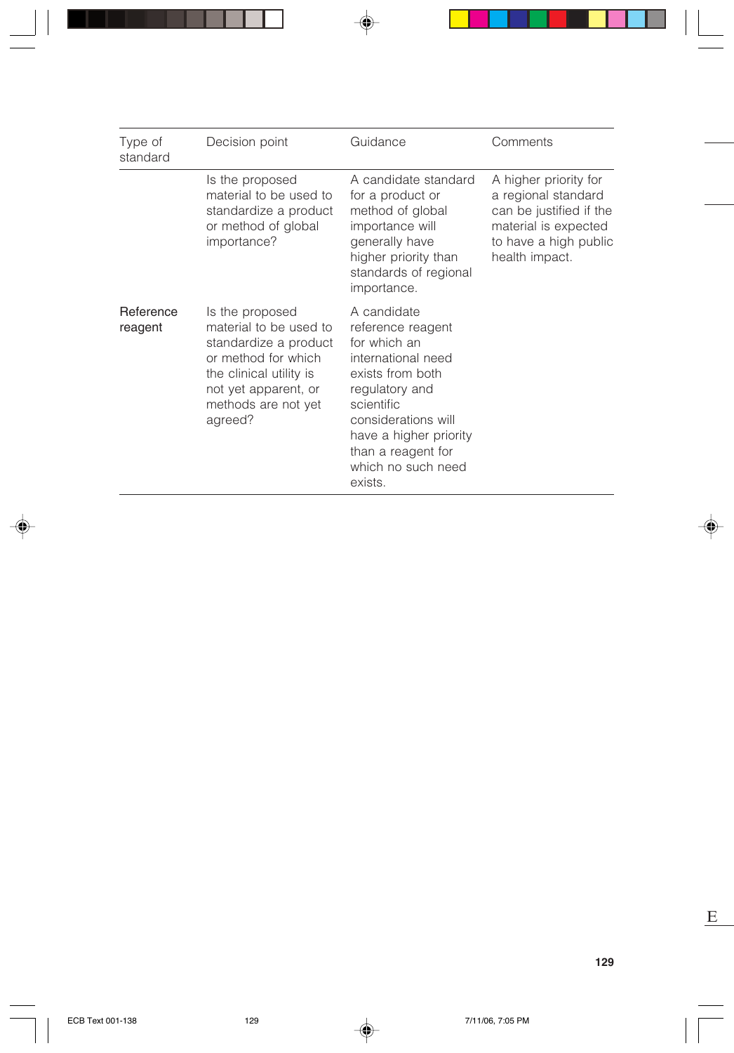| Type of standard | Decision point | Guidance | Comments |
|---|---|---|---|
| | Is the proposed material to be used to standardize a product or method of global importance? | A candidate standard for a product or method of global importance will generally have higher priority than standards of regional importance. | A higher priority for a regional standard can be justified if the material is expected to have a high public health impact. |
| Reference reagent | Is the proposed material to be used to standardize a product or method for which the clinical utility is not yet apparent, or methods are not yet agreed? | A candidate reference reagent for which an international need exists from both regulatory and scientific considerations will have a higher priority than a reagent for which no such need exists. | |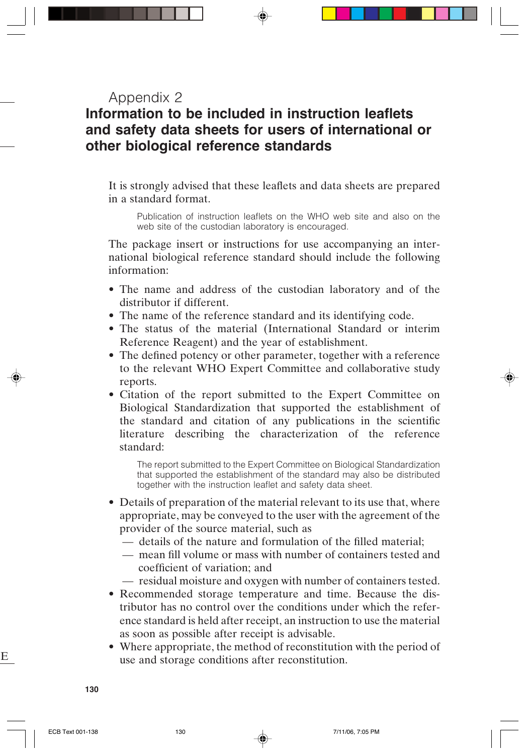# Appendix 2

## Information to be included in instruction leaflets and safety data sheets for users of international or other biological reference standards

It is strongly advised that these leaflets and data sheets are prepared in a standard format.

> Publication of instruction leaflets on the WHO web site and also on the web site of the custodian laboratory is encouraged.

The package insert or instructions for use accompanying an international biological reference standard should include the following information:

- The name and address of the custodian laboratory and of the distributor if different.
- The name of the reference standard and its identifying code.
- The status of the material (International Standard or interim Reference Reagent) and the year of establishment.
- The defined potency or other parameter, together with a reference to the relevant WHO Expert Committee and collaborative study reports.
- Citation of the report submitted to the Expert Committee on Biological Standardization that supported the establishment of the standard and citation of any publications in the scientific literature describing the characterization of the reference standard:

> The report submitted to the Expert Committee on Biological Standardization that supported the establishment of the standard may also be distributed together with the instruction leaflet and safety data sheet.

- Details of preparation of the material relevant to its use that, where appropriate, may be conveyed to the user with the agreement of the provider of the source material, such as
  - — details of the nature and formulation of the filled material;
  - — mean fill volume or mass with number of containers tested and coefficient of variation; and
  - — residual moisture and oxygen with number of containers tested.
- Recommended storage temperature and time. Because the distributor has no control over the conditions under which the reference standard is held after receipt, an instruction to use the material as soon as possible after receipt is advisable.
- Where appropriate, the method of reconstitution with the period of use and storage conditions after reconstitution.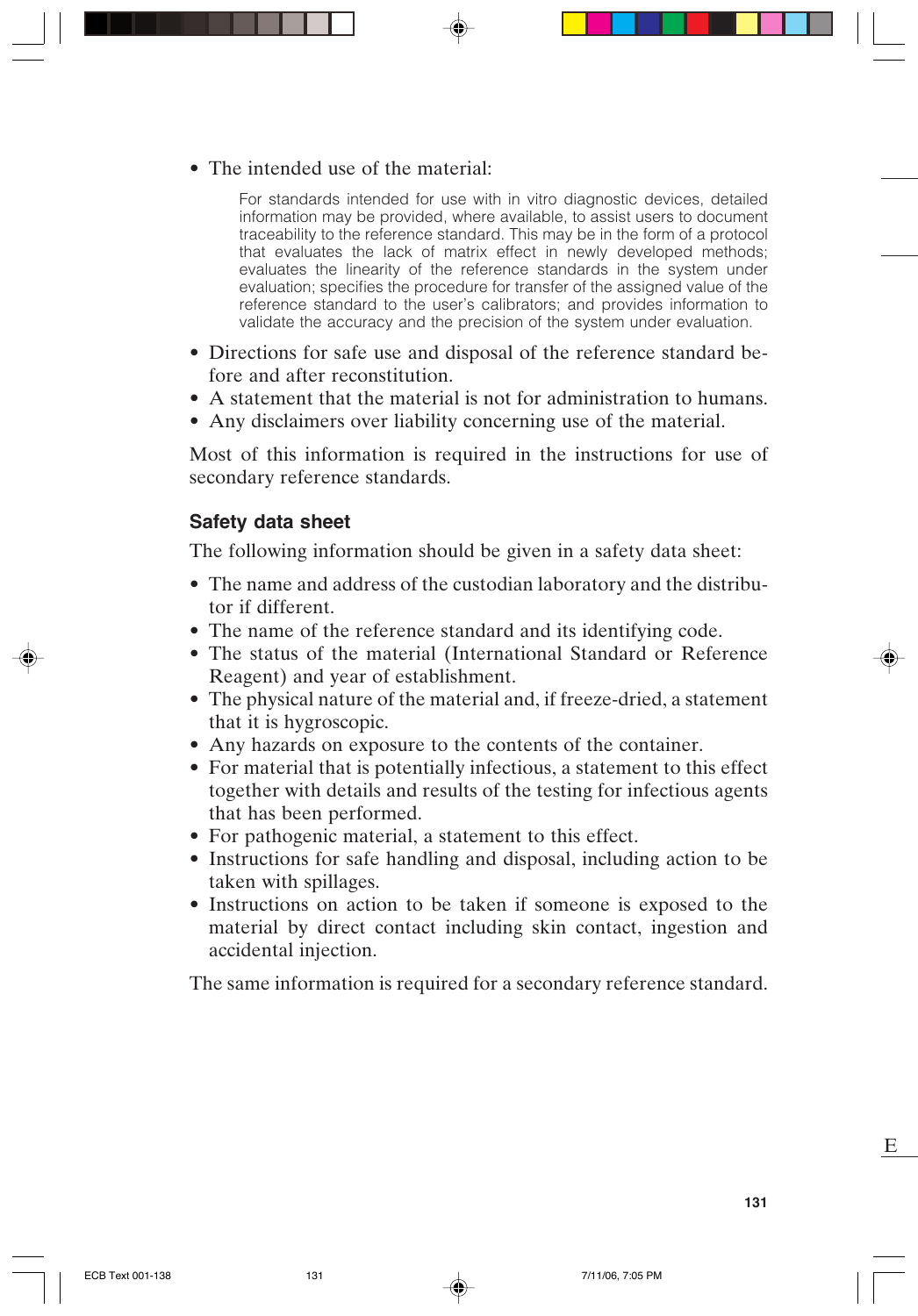- The intended use of the material:

  For standards intended for use with in vitro diagnostic devices, detailed information may be provided, where available, to assist users to document traceability to the reference standard. This may be in the form of a protocol that evaluates the lack of matrix effect in newly developed methods; evaluates the linearity of the reference standards in the system under evaluation; specifies the procedure for transfer of the assigned value of the reference standard to the user's calibrators; and provides information to validate the accuracy and the precision of the system under evaluation.

- Directions for safe use and disposal of the reference standard before and after reconstitution.
- A statement that the material is not for administration to humans.
- Any disclaimers over liability concerning use of the material.

Most of this information is required in the instructions for use of secondary reference standards.

### Safety data sheet

The following information should be given in a safety data sheet:

- The name and address of the custodian laboratory and the distributor if different.
- The name of the reference standard and its identifying code.
- The status of the material (International Standard or Reference Reagent) and year of establishment.
- The physical nature of the material and, if freeze-dried, a statement that it is hygroscopic.
- Any hazards on exposure to the contents of the container.
- For material that is potentially infectious, a statement to this effect together with details and results of the testing for infectious agents that has been performed.
- For pathogenic material, a statement to this effect.
- Instructions for safe handling and disposal, including action to be taken with spillages.
- Instructions on action to be taken if someone is exposed to the material by direct contact including skin contact, ingestion and accidental injection.

The same information is required for a secondary reference standard.